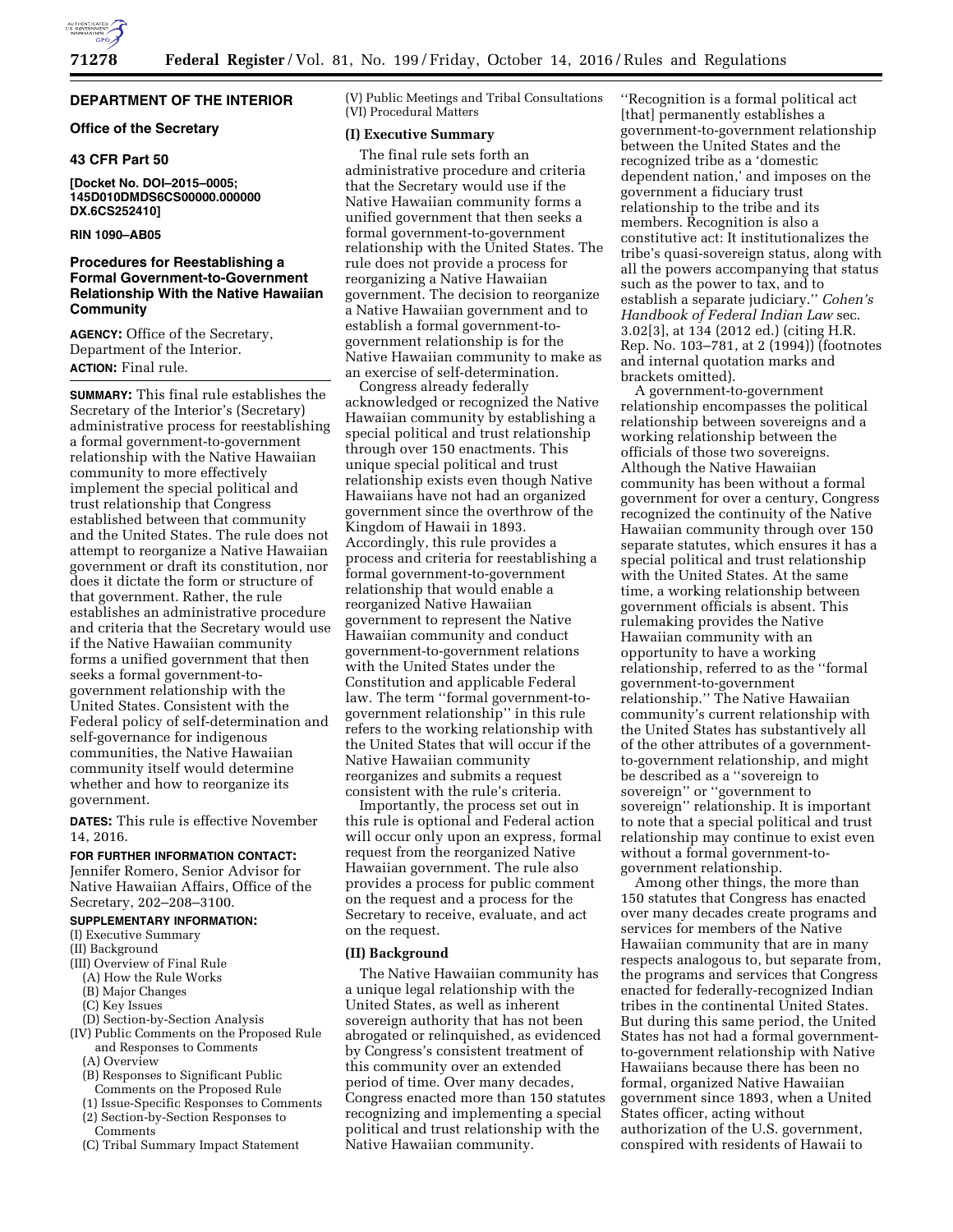# DEPARTMENT OF THE INTERIOR

## Office of the Secretary

### 43 CFR Part 50

**[Docket No. DOI–2015–0005; 145D010DMDS6CS00000.000000 DX.6CS252410]**

**RIN 1090–AB05**

## Procedures for Reestablishing a Formal Government-to-Government Relationship With the Native Hawaiian Community

**AGENCY:** Office of the Secretary, Department of the Interior.

**ACTION:** Final rule.

**SUMMARY:** This final rule establishes the Secretary of the Interior's (Secretary) administrative process for reestablishing a formal government-to-government relationship with the Native Hawaiian community to more effectively implement the special political and trust relationship that Congress established between that community and the United States. The rule does not attempt to reorganize a Native Hawaiian government or draft its constitution, nor does it dictate the form or structure of that government. Rather, the rule establishes an administrative procedure and criteria that the Secretary would use if the Native Hawaiian community forms a unified government that then seeks a formal government-to-government relationship with the United States. Consistent with the Federal policy of self-determination and self-governance for indigenous communities, the Native Hawaiian community itself would determine whether and how to reorganize its government.

**DATES:** This rule is effective November 14, 2016.

**FOR FURTHER INFORMATION CONTACT:** Jennifer Romero, Senior Advisor for Native Hawaiian Affairs, Office of the Secretary, 202–208–3100.

**SUPPLEMENTARY INFORMATION:**

(I) Executive Summary
(II) Background
(III) Overview of Final Rule
  (A) How the Rule Works
  (B) Major Changes
  (C) Key Issues
  (D) Section-by-Section Analysis
(IV) Public Comments on the Proposed Rule and Responses to Comments
  (A) Overview
  (B) Responses to Significant Public Comments on the Proposed Rule
  (1) Issue-Specific Responses to Comments
  (2) Section-by-Section Responses to Comments
  (C) Tribal Summary Impact Statement
(V) Public Meetings and Tribal Consultations
(VI) Procedural Matters

### (I) Executive Summary

The final rule sets forth an administrative procedure and criteria that the Secretary would use if the Native Hawaiian community forms a unified government that then seeks a formal government-to-government relationship with the United States. The rule does not provide a process for reorganizing a Native Hawaiian government. The decision to reorganize a Native Hawaiian government and to establish a formal government-to-government relationship is for the Native Hawaiian community to make as an exercise of self-determination.

Congress already federally acknowledged or recognized the Native Hawaiian community by establishing a special political and trust relationship through over 150 enactments. This unique special political and trust relationship exists even though Native Hawaiians have not had an organized government since the overthrow of the Kingdom of Hawaii in 1893. Accordingly, this rule provides a process and criteria for reestablishing a formal government-to-government relationship that would enable a reorganized Native Hawaiian government to represent the Native Hawaiian community and conduct government-to-government relations with the United States under the Constitution and applicable Federal law. The term ''formal government-to-government relationship'' in this rule refers to the working relationship with the United States that will occur if the Native Hawaiian community reorganizes and submits a request consistent with the rule's criteria.

Importantly, the process set out in this rule is optional and Federal action will occur only upon an express, formal request from the reorganized Native Hawaiian government. The rule also provides a process for public comment on the request and a process for the Secretary to receive, evaluate, and act on the request.

### (II) Background

The Native Hawaiian community has a unique legal relationship with the United States, as well as inherent sovereign authority that has not been abrogated or relinquished, as evidenced by Congress's consistent treatment of this community over an extended period of time. Over many decades, Congress enacted more than 150 statutes recognizing and implementing a special political and trust relationship with the Native Hawaiian community.

''Recognition is a formal political act [that] permanently establishes a government-to-government relationship between the United States and the recognized tribe as a 'domestic dependent nation,' and imposes on the government a fiduciary trust relationship to the tribe and its members. Recognition is also a constitutive act: It institutionalizes the tribe's quasi-sovereign status, along with all the powers accompanying that status such as the power to tax, and to establish a separate judiciary.'' *Cohen's Handbook of Federal Indian Law* sec. 3.02[3], at 134 (2012 ed.) (citing H.R. Rep. No. 103–781, at 2 (1994)) (footnotes and internal quotation marks and brackets omitted).

A government-to-government relationship encompasses the political relationship between sovereigns and a working relationship between the officials of those two sovereigns. Although the Native Hawaiian community has been without a formal government for over a century, Congress recognized the continuity of the Native Hawaiian community through over 150 separate statutes, which ensures it has a special political and trust relationship with the United States. At the same time, a working relationship between government officials is absent. This rulemaking provides the Native Hawaiian community with an opportunity to have a working relationship, referred to as the ''formal government-to-government relationship.'' The Native Hawaiian community's current relationship with the United States has substantively all of the other attributes of a government-to-government relationship, and might be described as a ''sovereign to sovereign'' or ''government to sovereign'' relationship. It is important to note that a special political and trust relationship may continue to exist even without a formal government-to-government relationship.

Among other things, the more than 150 statutes that Congress has enacted over many decades create programs and services for members of the Native Hawaiian community that are in many respects analogous to, but separate from, the programs and services that Congress enacted for federally-recognized Indian tribes in the continental United States. But during this same period, the United States has not had a formal government-to-government relationship with Native Hawaiians because there has been no formal, organized Native Hawaiian government since 1893, when a United States officer, acting without authorization of the U.S. government, conspired with residents of Hawaii to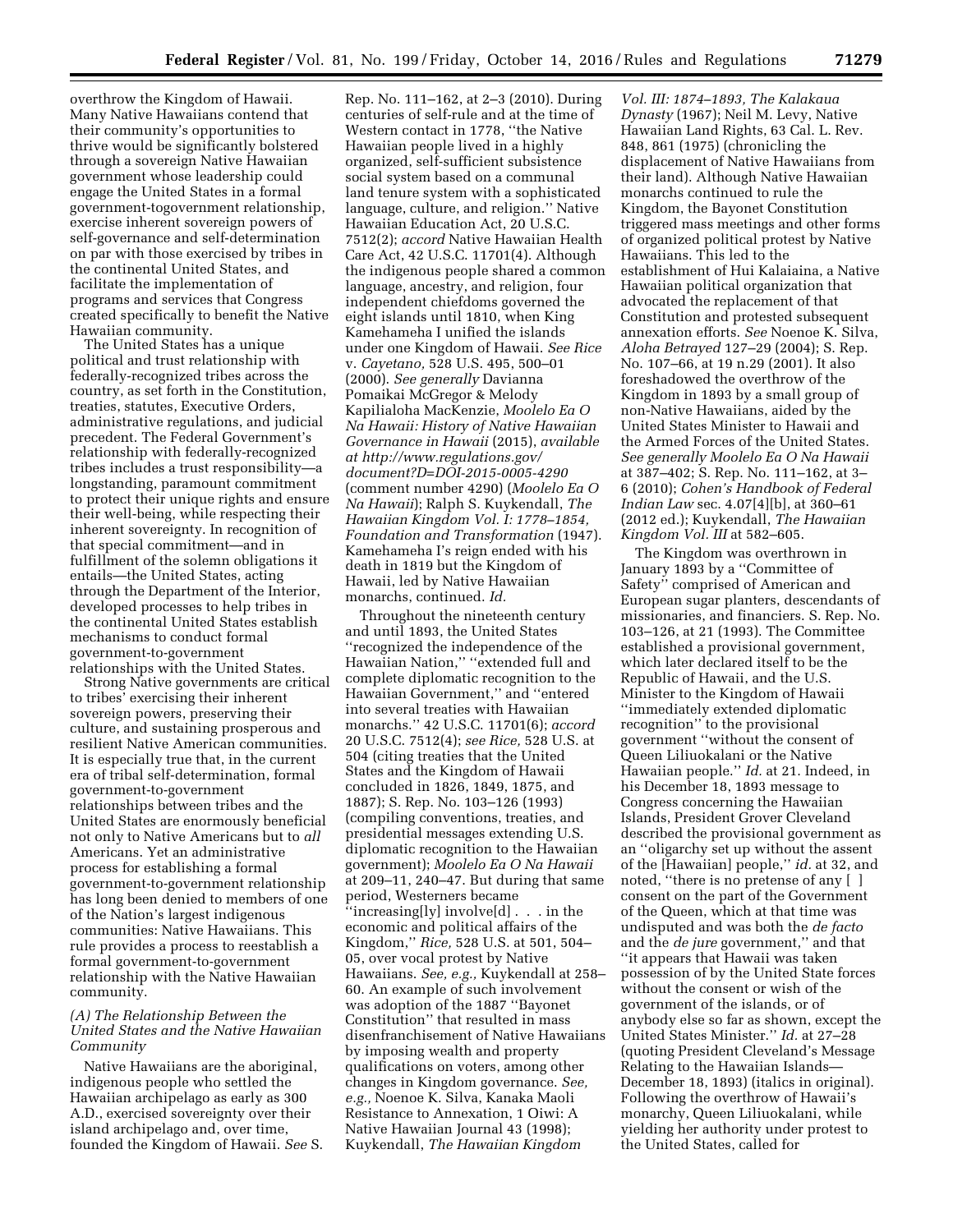overthrow the Kingdom of Hawaii. Many Native Hawaiians contend that their community's opportunities to thrive would be significantly bolstered through a sovereign Native Hawaiian government whose leadership could engage the United States in a formal government-togovernment relationship, exercise inherent sovereign powers of self-governance and self-determination on par with those exercised by tribes in the continental United States, and facilitate the implementation of programs and services that Congress created specifically to benefit the Native Hawaiian community.

The United States has a unique political and trust relationship with federally-recognized tribes across the country, as set forth in the Constitution, treaties, statutes, Executive Orders, administrative regulations, and judicial precedent. The Federal Government's relationship with federally-recognized tribes includes a trust responsibility—a longstanding, paramount commitment to protect their unique rights and ensure their well-being, while respecting their inherent sovereignty. In recognition of that special commitment—and in fulfillment of the solemn obligations it entails—the United States, acting through the Department of the Interior, developed processes to help tribes in the continental United States establish mechanisms to conduct formal government-to-government relationships with the United States.

Strong Native governments are critical to tribes' exercising their inherent sovereign powers, preserving their culture, and sustaining prosperous and resilient Native American communities. It is especially true that, in the current era of tribal self-determination, formal government-to-government relationships between tribes and the United States are enormously beneficial not only to Native Americans but to *all* Americans. Yet an administrative process for establishing a formal government-to-government relationship has long been denied to members of one of the Nation's largest indigenous communities: Native Hawaiians. This rule provides a process to reestablish a formal government-to-government relationship with the Native Hawaiian community.

### *(A) The Relationship Between the United States and the Native Hawaiian Community*

Native Hawaiians are the aboriginal, indigenous people who settled the Hawaiian archipelago as early as 300 A.D., exercised sovereignty over their island archipelago and, over time, founded the Kingdom of Hawaii. *See* S. Rep. No. 111–162, at 2–3 (2010). During centuries of self-rule and at the time of Western contact in 1778, "the Native Hawaiian people lived in a highly organized, self-sufficient subsistence social system based on a communal land tenure system with a sophisticated language, culture, and religion." Native Hawaiian Education Act, 20 U.S.C. 7512(2); *accord* Native Hawaiian Health Care Act, 42 U.S.C. 11701(4). Although the indigenous people shared a common language, ancestry, and religion, four independent chiefdoms governed the eight islands until 1810, when King Kamehameha I unified the islands under one Kingdom of Hawaii. *See Rice* v. *Cayetano,* 528 U.S. 495, 500–01 (2000). *See generally* Davianna Pomaikai McGregor & Melody Kapilialoha MacKenzie, *Moolelo Ea O Na Hawaii: History of Native Hawaiian Governance in Hawaii* (2015), *available at http://www.regulations.gov/document?D=DOI-2015-0005-4290* (comment number 4290) (*Moolelo Ea O Na Hawaii*); Ralph S. Kuykendall, *The Hawaiian Kingdom Vol. I: 1778–1854, Foundation and Transformation* (1947). Kamehameha I's reign ended with his death in 1819 but the Kingdom of Hawaii, led by Native Hawaiian monarchs, continued. *Id.*

Throughout the nineteenth century and until 1893, the United States "recognized the independence of the Hawaiian Nation," "extended full and complete diplomatic recognition to the Hawaiian Government," and "entered into several treaties with Hawaiian monarchs." 42 U.S.C. 11701(6); *accord* 20 U.S.C. 7512(4); *see Rice,* 528 U.S. at 504 (citing treaties that the United States and the Kingdom of Hawaii concluded in 1826, 1849, 1875, and 1887); S. Rep. No. 103–126 (1993) (compiling conventions, treaties, and presidential messages extending U.S. diplomatic recognition to the Hawaiian government); *Moolelo Ea O Na Hawaii* at 209–11, 240–47. But during that same period, Westerners became "increasing[ly] involve[d] . . . in the economic and political affairs of the Kingdom," *Rice,* 528 U.S. at 501, 504–05, over vocal protest by Native Hawaiians. *See, e.g.,* Kuykendall at 258–60. An example of such involvement was adoption of the 1887 "Bayonet Constitution" that resulted in mass disenfranchisement of Native Hawaiians by imposing wealth and property qualifications on voters, among other changes in Kingdom governance. *See, e.g.,* Noenoe K. Silva, Kanaka Maoli Resistance to Annexation, 1 Oiwi: A Native Hawaiian Journal 43 (1998); Kuykendall, *The Hawaiian Kingdom Vol. III: 1874–1893, The Kalakaua Dynasty* (1967); Neil M. Levy, Native Hawaiian Land Rights, 63 Cal. L. Rev. 848, 861 (1975) (chronicling the displacement of Native Hawaiians from their land). Although Native Hawaiian monarchs continued to rule the Kingdom, the Bayonet Constitution triggered mass meetings and other forms of organized political protest by Native Hawaiians. This led to the establishment of Hui Kalaiaina, a Native Hawaiian political organization that advocated the replacement of that Constitution and protested subsequent annexation efforts. *See* Noenoe K. Silva, *Aloha Betrayed* 127–29 (2004); S. Rep. No. 107–66, at 19 n.29 (2001). It also foreshadowed the overthrow of the Kingdom in 1893 by a small group of non-Native Hawaiians, aided by the United States Minister to Hawaii and the Armed Forces of the United States. *See generally Moolelo Ea O Na Hawaii* at 387–402; S. Rep. No. 111–162, at 3–6 (2010); *Cohen's Handbook of Federal Indian Law* sec. 4.07[4][b], at 360–61 (2012 ed.); Kuykendall, *The Hawaiian Kingdom Vol. III* at 582–605.

The Kingdom was overthrown in January 1893 by a "Committee of Safety" comprised of American and European sugar planters, descendants of missionaries, and financiers. S. Rep. No. 103–126, at 21 (1993). The Committee established a provisional government, which later declared itself to be the Republic of Hawaii, and the U.S. Minister to the Kingdom of Hawaii "immediately extended diplomatic recognition" to the provisional government "without the consent of Queen Liliuokalani or the Native Hawaiian people." *Id.* at 21. Indeed, in his December 18, 1893 message to Congress concerning the Hawaiian Islands, President Grover Cleveland described the provisional government as an "oligarchy set up without the assent of the [Hawaiian] people," *id.* at 32, and noted, "there is no pretense of any [ ] consent on the part of the Government of the Queen, which at that time was undisputed and was both the *de facto* and the *de jure* government," and that "it appears that Hawaii was taken possession of by the United State forces without the consent or wish of the government of the islands, or of anybody else so far as shown, except the United States Minister." *Id.* at 27–28 (quoting President Cleveland's Message Relating to the Hawaiian Islands—December 18, 1893) (italics in original). Following the overthrow of Hawaii's monarchy, Queen Liliuokalani, while yielding her authority under protest to the United States, called for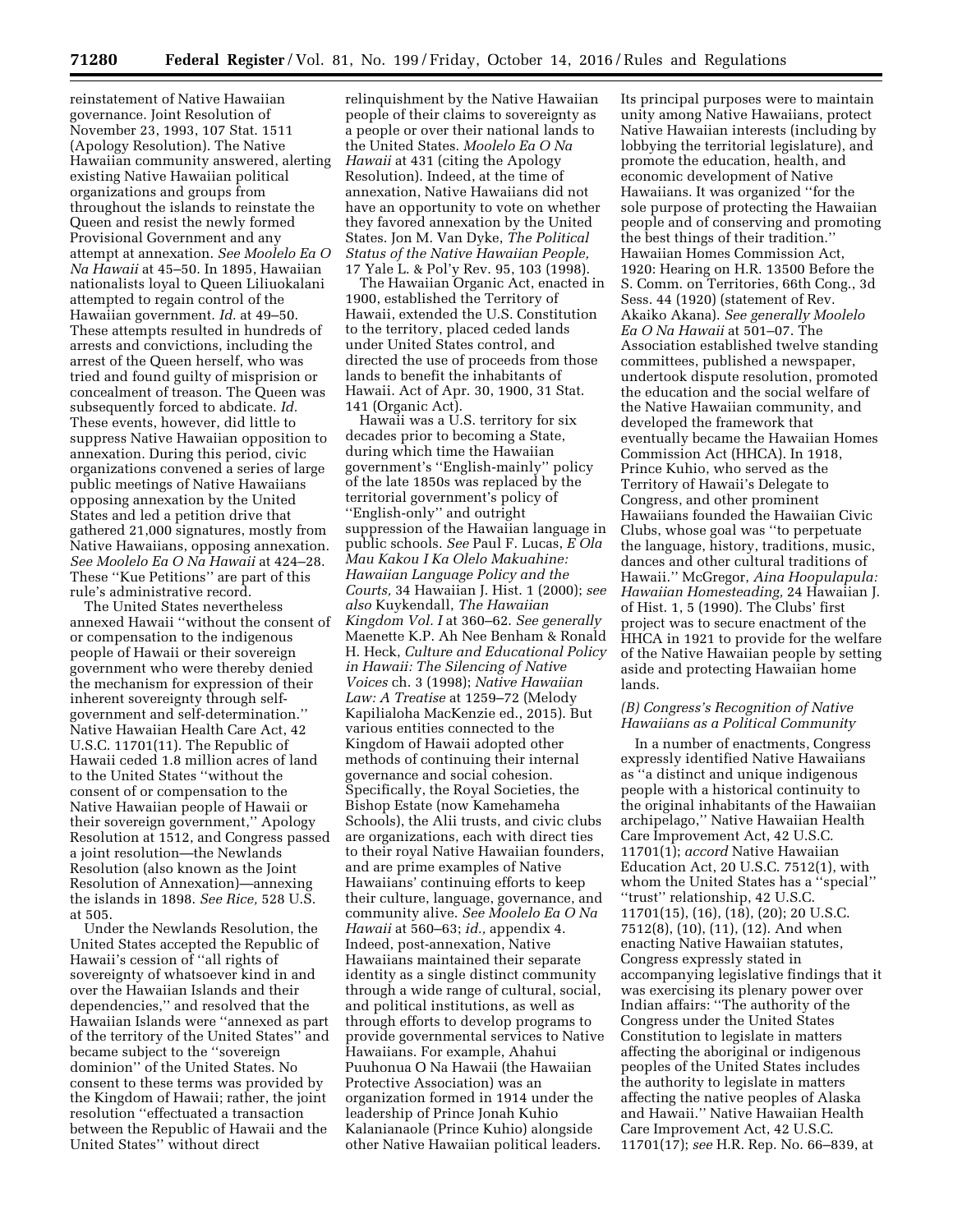reinstatement of Native Hawaiian governance. Joint Resolution of November 23, 1993, 107 Stat. 1511 (Apology Resolution). The Native Hawaiian community answered, alerting existing Native Hawaiian political organizations and groups from throughout the islands to reinstate the Queen and resist the newly formed Provisional Government and any attempt at annexation. *See Moolelo Ea O Na Hawaii* at 45–50. In 1895, Hawaiian nationalists loyal to Queen Liliuokalani attempted to regain control of the Hawaiian government. *Id.* at 49–50. These attempts resulted in hundreds of arrests and convictions, including the arrest of the Queen herself, who was tried and found guilty of misprision or concealment of treason. The Queen was subsequently forced to abdicate. *Id.* These events, however, did little to suppress Native Hawaiian opposition to annexation. During this period, civic organizations convened a series of large public meetings of Native Hawaiians opposing annexation by the United States and led a petition drive that gathered 21,000 signatures, mostly from Native Hawaiians, opposing annexation. *See Moolelo Ea O Na Hawaii* at 424–28. These ''Kue Petitions'' are part of this rule's administrative record.

The United States nevertheless annexed Hawaii ''without the consent of or compensation to the indigenous people of Hawaii or their sovereign government who were thereby denied the mechanism for expression of their inherent sovereignty through self-government and self-determination.'' Native Hawaiian Health Care Act, 42 U.S.C. 11701(11). The Republic of Hawaii ceded 1.8 million acres of land to the United States ''without the consent of or compensation to the Native Hawaiian people of Hawaii or their sovereign government,'' Apology Resolution at 1512, and Congress passed a joint resolution—the Newlands Resolution (also known as the Joint Resolution of Annexation)—annexing the islands in 1898. *See Rice,* 528 U.S. at 505.

Under the Newlands Resolution, the United States accepted the Republic of Hawaii's cession of ''all rights of sovereignty of whatsoever kind in and over the Hawaiian Islands and their dependencies,'' and resolved that the Hawaiian Islands were ''annexed as part of the territory of the United States'' and became subject to the ''sovereign dominion'' of the United States. No consent to these terms was provided by the Kingdom of Hawaii; rather, the joint resolution ''effectuated a transaction between the Republic of Hawaii and the United States'' without direct relinquishment by the Native Hawaiian people of their claims to sovereignty as a people or over their national lands to the United States. *Moolelo Ea O Na Hawaii* at 431 (citing the Apology Resolution). Indeed, at the time of annexation, Native Hawaiians did not have an opportunity to vote on whether they favored annexation by the United States. Jon M. Van Dyke, *The Political Status of the Native Hawaiian People,* 17 Yale L. & Pol'y Rev. 95, 103 (1998).

The Hawaiian Organic Act, enacted in 1900, established the Territory of Hawaii, extended the U.S. Constitution to the territory, placed ceded lands under United States control, and directed the use of proceeds from those lands to benefit the inhabitants of Hawaii. Act of Apr. 30, 1900, 31 Stat. 141 (Organic Act).

Hawaii was a U.S. territory for six decades prior to becoming a State, during which time the Hawaiian government's ''English-mainly'' policy of the late 1850s was replaced by the territorial government's policy of ''English-only'' and outright suppression of the Hawaiian language in public schools. *See* Paul F. Lucas, *E Ola Mau Kakou I Ka Olelo Makuahine: Hawaiian Language Policy and the Courts,* 34 Hawaiian J. Hist. 1 (2000); *see also* Kuykendall, *The Hawaiian Kingdom Vol. I* at 360–62. *See generally* Maenette K.P. Ah Nee Benham & Ronald H. Heck, *Culture and Educational Policy in Hawaii: The Silencing of Native Voices* ch. 3 (1998); *Native Hawaiian Law: A Treatise* at 1259–72 (Melody Kapilialoha MacKenzie ed., 2015). But various entities connected to the Kingdom of Hawaii adopted other methods of continuing their internal governance and social cohesion. Specifically, the Royal Societies, the Bishop Estate (now Kamehameha Schools), the Alii trusts, and civic clubs are organizations, each with direct ties to their royal Native Hawaiian founders, and are prime examples of Native Hawaiians' continuing efforts to keep their culture, language, governance, and community alive. *See Moolelo Ea O Na Hawaii* at 560–63; *id.,* appendix 4. Indeed, post-annexation, Native Hawaiians maintained their separate identity as a single distinct community through a wide range of cultural, social, and political institutions, as well as through efforts to develop programs to provide governmental services to Native Hawaiians. For example, Ahahui Puuhonua O Na Hawaii (the Hawaiian Protective Association) was an organization formed in 1914 under the leadership of Prince Jonah Kuhio Kalanianaole (Prince Kuhio) alongside other Native Hawaiian political leaders. Its principal purposes were to maintain unity among Native Hawaiians, protect Native Hawaiian interests (including by lobbying the territorial legislature), and promote the education, health, and economic development of Native Hawaiians. It was organized ''for the sole purpose of protecting the Hawaiian people and of conserving and promoting the best things of their tradition.'' Hawaiian Homes Commission Act, 1920: Hearing on H.R. 13500 Before the S. Comm. on Territories, 66th Cong., 3d Sess. 44 (1920) (statement of Rev. Akaiko Akana). *See generally Moolelo Ea O Na Hawaii* at 501–07. The Association established twelve standing committees, published a newspaper, undertook dispute resolution, promoted the education and the social welfare of the Native Hawaiian community, and developed the framework that eventually became the Hawaiian Homes Commission Act (HHCA). In 1918, Prince Kuhio, who served as the Territory of Hawaii's Delegate to Congress, and other prominent Hawaiians founded the Hawaiian Civic Clubs, whose goal was ''to perpetuate the language, history, traditions, music, dances and other cultural traditions of Hawaii.'' McGregor, *Aina Hoopulapula: Hawaiian Homesteading,* 24 Hawaiian J. of Hist. 1, 5 (1990). The Clubs' first project was to secure enactment of the HHCA in 1921 to provide for the welfare of the Native Hawaiian people by setting aside and protecting Hawaiian home lands.

### *(B) Congress's Recognition of Native Hawaiians as a Political Community*

In a number of enactments, Congress expressly identified Native Hawaiians as ''a distinct and unique indigenous people with a historical continuity to the original inhabitants of the Hawaiian archipelago,'' Native Hawaiian Health Care Improvement Act, 42 U.S.C. 11701(1); *accord* Native Hawaiian Education Act, 20 U.S.C. 7512(1), with whom the United States has a ''special'' ''trust'' relationship, 42 U.S.C. 11701(15), (16), (18), (20); 20 U.S.C. 7512(8), (10), (11), (12). And when enacting Native Hawaiian statutes, Congress expressly stated in accompanying legislative findings that it was exercising its plenary power over Indian affairs: ''The authority of the Congress under the United States Constitution to legislate in matters affecting the aboriginal or indigenous peoples of the United States includes the authority to legislate in matters affecting the native peoples of Alaska and Hawaii.'' Native Hawaiian Health Care Improvement Act, 42 U.S.C. 11701(17); *see* H.R. Rep. No. 66–839, at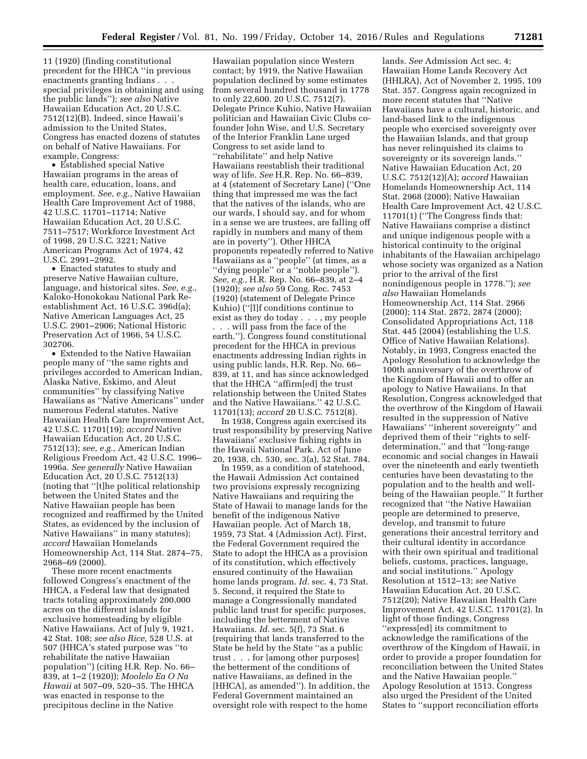11 (1920) (finding constitutional precedent for the HHCA "in previous enactments granting Indians . . . special privileges in obtaining and using the public lands"); *see also* Native Hawaiian Education Act, 20 U.S.C. 7512(12)(B). Indeed, since Hawaii's admission to the United States, Congress has enacted dozens of statutes on behalf of Native Hawaiians. For example, Congress:

- Established special Native Hawaiian programs in the areas of health care, education, loans, and employment. *See, e.g.,* Native Hawaiian Health Care Improvement Act of 1988, 42 U.S.C. 11701–11714; Native Hawaiian Education Act, 20 U.S.C. 7511–7517; Workforce Investment Act of 1998, 29 U.S.C. 3221; Native American Programs Act of 1974, 42 U.S.C. 2991–2992.
- Enacted statutes to study and preserve Native Hawaiian culture, language, and historical sites. *See, e.g.,* Kaloko-Honokokau National Park Re-establishment Act, 16 U.S.C. 396d(a); Native American Languages Act, 25 U.S.C. 2901–2906; National Historic Preservation Act of 1966, 54 U.S.C. 302706.
- Extended to the Native Hawaiian people many of "the same rights and privileges accorded to American Indian, Alaska Native, Eskimo, and Aleut communities" by classifying Native Hawaiians as "Native Americans" under numerous Federal statutes. Native Hawaiian Health Care Improvement Act, 42 U.S.C. 11701(19); *accord* Native Hawaiian Education Act, 20 U.S.C. 7512(13); *see, e.g.,* American Indian Religious Freedom Act, 42 U.S.C. 1996–1996a. *See generally* Native Hawaiian Education Act, 20 U.S.C. 7512(13) (noting that "[t]he political relationship between the United States and the Native Hawaiian people has been recognized and reaffirmed by the United States, as evidenced by the inclusion of Native Hawaiians" in many statutes); *accord* Hawaiian Homelands Homeownership Act, 114 Stat. 2874–75, 2968–69 (2000).

These more recent enactments followed Congress's enactment of the HHCA, a Federal law that designated tracts totaling approximately 200,000 acres on the different islands for exclusive homesteading by eligible Native Hawaiians. Act of July 9, 1921, 42 Stat. 108; *see also Rice,* 528 U.S. at 507 (HHCA's stated purpose was "to rehabilitate the native Hawaiian population") (citing H.R. Rep. No. 66–839, at 1–2 (1920)); *Moolelo Ea O Na Hawaii* at 507–09, 520–35. The HHCA was enacted in response to the precipitous decline in the Native Hawaiian population since Western contact; by 1919, the Native Hawaiian population declined by some estimates from several hundred thousand in 1778 to only 22,600. 20 U.S.C. 7512(7). Delegate Prince Kuhio, Native Hawaiian politician and Hawaiian Civic Clubs co-founder John Wise, and U.S. Secretary of the Interior Franklin Lane urged Congress to set aside land to "rehabilitate" and help Native Hawaiians reestablish their traditional way of life. *See* H.R. Rep. No. 66–839, at 4 (statement of Secretary Lane) ("One thing that impressed me was the fact that the natives of the islands, who are our wards, I should say, and for whom in a sense we are trustees, are falling off rapidly in numbers and many of them are in poverty"). Other HHCA proponents repeatedly referred to Native Hawaiians as a "people" (at times, as a "dying people" or a "noble people"). *See, e.g.,* H.R. Rep. No. 66–839, at 2–4 (1920); *see also* 59 Cong. Rec. 7453 (1920) (statement of Delegate Prince Kuhio) ("[I]f conditions continue to exist as they do today . . . , my people . . . will pass from the face of the earth."). Congress found constitutional precedent for the HHCA in previous enactments addressing Indian rights in using public lands, H.R. Rep. No. 66–839, at 11, and has since acknowledged that the HHCA "affirm[ed] the trust relationship between the United States and the Native Hawaiians." 42 U.S.C. 11701(13); *accord* 20 U.S.C. 7512(8).

In 1938, Congress again exercised its trust responsibility by preserving Native Hawaiians' exclusive fishing rights in the Hawaii National Park. Act of June 20, 1938, ch. 530, sec. 3(a), 52 Stat. 784.

In 1959, as a condition of statehood, the Hawaii Admission Act contained two provisions expressly recognizing Native Hawaiians and requiring the State of Hawaii to manage lands for the benefit of the indigenous Native Hawaiian people. Act of March 18, 1959, 73 Stat. 4 (Admission Act). First, the Federal Government required the State to adopt the HHCA as a provision of its constitution, which effectively ensured continuity of the Hawaiian home lands program. *Id.* sec. 4, 73 Stat. 5. Second, it required the State to manage a Congressionally mandated public land trust for specific purposes, including the betterment of Native Hawaiians. *Id.* sec. 5(f), 73 Stat. 6 (requiring that lands transferred to the State be held by the State "as a public trust . . . for [among other purposes] the betterment of the conditions of native Hawaiians, as defined in the [HHCA], as amended"). In addition, the Federal Government maintained an oversight role with respect to the home lands. *See* Admission Act sec. 4; Hawaiian Home Lands Recovery Act (HHLRA), Act of November 2, 1995, 109 Stat. 357. Congress again recognized in more recent statutes that "Native Hawaiians have a cultural, historic, and land-based link to the indigenous people who exercised sovereignty over the Hawaiian Islands, and that group has never relinquished its claims to sovereignty or its sovereign lands." Native Hawaiian Education Act, 20 U.S.C. 7512(12)(A); *accord* Hawaiian Homelands Homeownership Act, 114 Stat. 2968 (2000); Native Hawaiian Health Care Improvement Act, 42 U.S.C. 11701(1) ("The Congress finds that: Native Hawaiians comprise a distinct and unique indigenous people with a historical continuity to the original inhabitants of the Hawaiian archipelago whose society was organized as a Nation prior to the arrival of the first nonindigenous people in 1778."); *see also* Hawaiian Homelands Homeownership Act, 114 Stat. 2966 (2000); 114 Stat. 2872, 2874 (2000); Consolidated Appropriations Act, 118 Stat. 445 (2004) (establishing the U.S. Office of Native Hawaiian Relations). Notably, in 1993, Congress enacted the Apology Resolution to acknowledge the 100th anniversary of the overthrow of the Kingdom of Hawaii and to offer an apology to Native Hawaiians. In that Resolution, Congress acknowledged that the overthrow of the Kingdom of Hawaii resulted in the suppression of Native Hawaiians' "inherent sovereignty" and deprived them of their "rights to self-determination," and that "long-range economic and social changes in Hawaii over the nineteenth and early twentieth centuries have been devastating to the population and to the health and well-being of the Hawaiian people." It further recognized that "the Native Hawaiian people are determined to preserve, develop, and transmit to future generations their ancestral territory and their cultural identity in accordance with their own spiritual and traditional beliefs, customs, practices, language, and social institutions." Apology Resolution at 1512–13; *see* Native Hawaiian Education Act, 20 U.S.C. 7512(20); Native Hawaiian Health Care Improvement Act, 42 U.S.C. 11701(2). In light of those findings, Congress "express[ed] its commitment to acknowledge the ramifications of the overthrow of the Kingdom of Hawaii, in order to provide a proper foundation for reconciliation between the United States and the Native Hawaiian people." Apology Resolution at 1513. Congress also urged the President of the United States to "support reconciliation efforts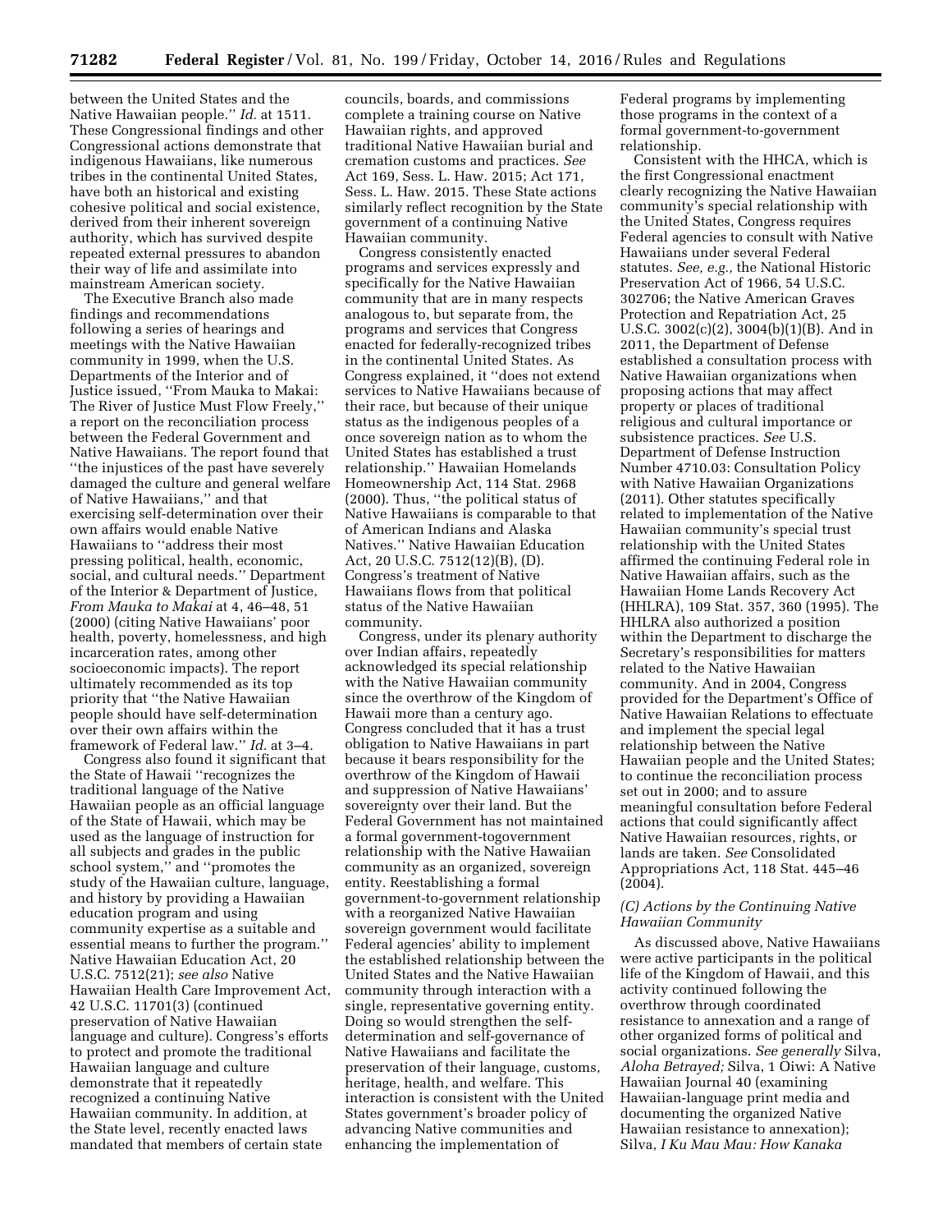between the United States and the Native Hawaiian people.'' *Id.* at 1511. These Congressional findings and other Congressional actions demonstrate that indigenous Hawaiians, like numerous tribes in the continental United States, have both an historical and existing cohesive political and social existence, derived from their inherent sovereign authority, which has survived despite repeated external pressures to abandon their way of life and assimilate into mainstream American society.

The Executive Branch also made findings and recommendations following a series of hearings and meetings with the Native Hawaiian community in 1999, when the U.S. Departments of the Interior and of Justice issued, ''From Mauka to Makai: The River of Justice Must Flow Freely,'' a report on the reconciliation process between the Federal Government and Native Hawaiians. The report found that ''the injustices of the past have severely damaged the culture and general welfare of Native Hawaiians,'' and that exercising self-determination over their own affairs would enable Native Hawaiians to ''address their most pressing political, health, economic, social, and cultural needs.'' Department of the Interior & Department of Justice, *From Mauka to Makai* at 4, 46–48, 51 (2000) (citing Native Hawaiians' poor health, poverty, homelessness, and high incarceration rates, among other socioeconomic impacts). The report ultimately recommended as its top priority that ''the Native Hawaiian people should have self-determination over their own affairs within the framework of Federal law.'' *Id.* at 3–4.

Congress also found it significant that the State of Hawaii ''recognizes the traditional language of the Native Hawaiian people as an official language of the State of Hawaii, which may be used as the language of instruction for all subjects and grades in the public school system,'' and ''promotes the study of the Hawaiian culture, language, and history by providing a Hawaiian education program and using community expertise as a suitable and essential means to further the program.'' Native Hawaiian Education Act, 20 U.S.C. 7512(21); *see also* Native Hawaiian Health Care Improvement Act, 42 U.S.C. 11701(3) (continued preservation of Native Hawaiian language and culture). Congress's efforts to protect and promote the traditional Hawaiian language and culture demonstrate that it repeatedly recognized a continuing Native Hawaiian community. In addition, at the State level, recently enacted laws mandated that members of certain state councils, boards, and commissions complete a training course on Native Hawaiian rights, and approved traditional Native Hawaiian burial and cremation customs and practices. *See* Act 169, Sess. L. Haw. 2015; Act 171, Sess. L. Haw. 2015. These State actions similarly reflect recognition by the State government of a continuing Native Hawaiian community.

Congress consistently enacted programs and services expressly and specifically for the Native Hawaiian community that are in many respects analogous to, but separate from, the programs and services that Congress enacted for federally-recognized tribes in the continental United States. As Congress explained, it ''does not extend services to Native Hawaiians because of their race, but because of their unique status as the indigenous peoples of a once sovereign nation as to whom the United States has established a trust relationship.'' Hawaiian Homelands Homeownership Act, 114 Stat. 2968 (2000). Thus, ''the political status of Native Hawaiians is comparable to that of American Indians and Alaska Natives.'' Native Hawaiian Education Act, 20 U.S.C. 7512(12)(B), (D). Congress's treatment of Native Hawaiians flows from that political status of the Native Hawaiian community.

Congress, under its plenary authority over Indian affairs, repeatedly acknowledged its special relationship with the Native Hawaiian community since the overthrow of the Kingdom of Hawaii more than a century ago. Congress concluded that it has a trust obligation to Native Hawaiians in part because it bears responsibility for the overthrow of the Kingdom of Hawaii and suppression of Native Hawaiians' sovereignty over their land. But the Federal Government has not maintained a formal government-to-government relationship with the Native Hawaiian community as an organized, sovereign entity. Reestablishing a formal government-to-government relationship with a reorganized Native Hawaiian sovereign government would facilitate Federal agencies' ability to implement the established relationship between the United States and the Native Hawaiian community through interaction with a single, representative governing entity. Doing so would strengthen the self-determination and self-governance of Native Hawaiians and facilitate the preservation of their language, customs, heritage, health, and welfare. This interaction is consistent with the United States government's broader policy of advancing Native communities and enhancing the implementation of Federal programs by implementing those programs in the context of a formal government-to-government relationship.

Consistent with the HHCA, which is the first Congressional enactment clearly recognizing the Native Hawaiian community's special relationship with the United States, Congress requires Federal agencies to consult with Native Hawaiians under several Federal statutes. *See, e.g.,* the National Historic Preservation Act of 1966, 54 U.S.C. 302706; the Native American Graves Protection and Repatriation Act, 25 U.S.C. 3002(c)(2), 3004(b)(1)(B). And in 2011, the Department of Defense established a consultation process with Native Hawaiian organizations when proposing actions that may affect property or places of traditional religious and cultural importance or subsistence practices. *See* U.S. Department of Defense Instruction Number 4710.03: Consultation Policy with Native Hawaiian Organizations (2011). Other statutes specifically related to implementation of the Native Hawaiian community's special trust relationship with the United States affirmed the continuing Federal role in Native Hawaiian affairs, such as the Hawaiian Home Lands Recovery Act (HHLRA), 109 Stat. 357, 360 (1995). The HHLRA also authorized a position within the Department to discharge the Secretary's responsibilities for matters related to the Native Hawaiian community. And in 2004, Congress provided for the Department's Office of Native Hawaiian Relations to effectuate and implement the special legal relationship between the Native Hawaiian people and the United States; to continue the reconciliation process set out in 2000; and to assure meaningful consultation before Federal actions that could significantly affect Native Hawaiian resources, rights, or lands are taken. *See* Consolidated Appropriations Act, 118 Stat. 445–46 (2004).

*(C) Actions by the Continuing Native Hawaiian Community*

As discussed above, Native Hawaiians were active participants in the political life of the Kingdom of Hawaii, and this activity continued following the overthrow through coordinated resistance to annexation and a range of other organized forms of political and social organizations. *See generally* Silva, *Aloha Betrayed;* Silva, 1 Oiwi: A Native Hawaiian Journal 40 (examining Hawaiian-language print media and documenting the organized Native Hawaiian resistance to annexation); Silva, *I Ku Mau Mau: How Kanaka*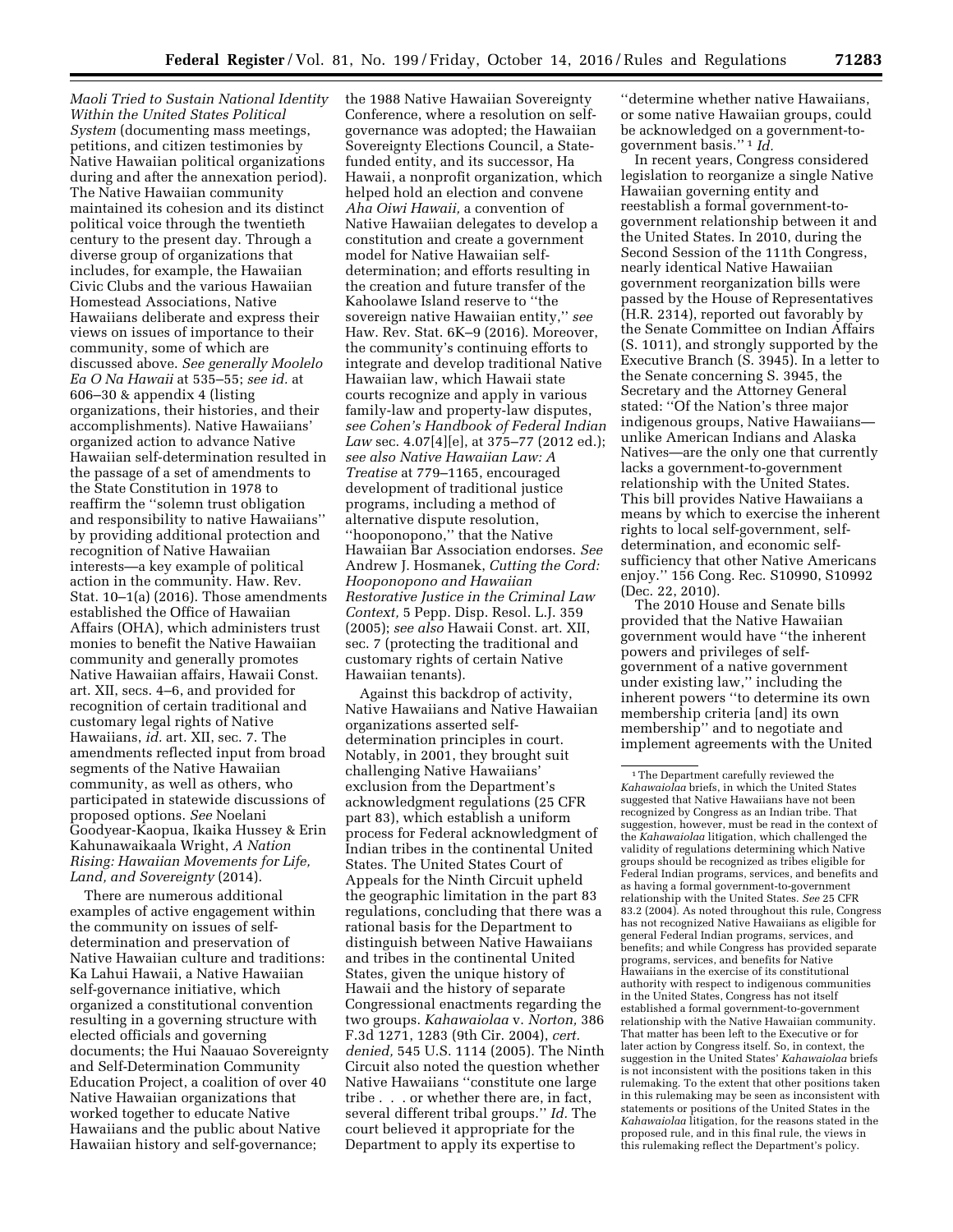*Maoli Tried to Sustain National Identity Within the United States Political System* (documenting mass meetings, petitions, and citizen testimonies by Native Hawaiian political organizations during and after the annexation period). The Native Hawaiian community maintained its cohesion and its distinct political voice through the twentieth century to the present day. Through a diverse group of organizations that includes, for example, the Hawaiian Civic Clubs and the various Hawaiian Homestead Associations, Native Hawaiians deliberate and express their views on issues of importance to their community, some of which are discussed above. *See generally Moolelo Ea O Na Hawaii* at 535–55; *see id.* at 606–30 & appendix 4 (listing organizations, their histories, and their accomplishments). Native Hawaiians' organized action to advance Native Hawaiian self-determination resulted in the passage of a set of amendments to the State Constitution in 1978 to reaffirm the ''solemn trust obligation and responsibility to native Hawaiians'' by providing additional protection and recognition of Native Hawaiian interests—a key example of political action in the community. Haw. Rev. Stat. 10–1(a) (2016). Those amendments established the Office of Hawaiian Affairs (OHA), which administers trust monies to benefit the Native Hawaiian community and generally promotes Native Hawaiian affairs, Hawaii Const. art. XII, secs. 4–6, and provided for recognition of certain traditional and customary legal rights of Native Hawaiians, *id.* art. XII, sec. 7. The amendments reflected input from broad segments of the Native Hawaiian community, as well as others, who participated in statewide discussions of proposed options. *See* Noelani Goodyear-Kaopua, Ikaika Hussey & Erin Kahunawaikaala Wright, *A Nation Rising: Hawaiian Movements for Life, Land, and Sovereignty* (2014).

There are numerous additional examples of active engagement within the community on issues of self-determination and preservation of Native Hawaiian culture and traditions: Ka Lahui Hawaii, a Native Hawaiian self-governance initiative, which organized a constitutional convention resulting in a governing structure with elected officials and governing documents; the Hui Naauao Sovereignty and Self-Determination Community Education Project, a coalition of over 40 Native Hawaiian organizations that worked together to educate Native Hawaiians and the public about Native Hawaiian history and self-governance; the 1988 Native Hawaiian Sovereignty Conference, where a resolution on self-governance was adopted; the Hawaiian Sovereignty Elections Council, a State-funded entity, and its successor, Ha Hawaii, a nonprofit organization, which helped hold an election and convene *Aha Oiwi Hawaii,* a convention of Native Hawaiian delegates to develop a constitution and create a government model for Native Hawaiian self-determination; and efforts resulting in the creation and future transfer of the Kahoolawe Island reserve to ''the sovereign native Hawaiian entity,'' *see* Haw. Rev. Stat. 6K–9 (2016). Moreover, the community's continuing efforts to integrate and develop traditional Native Hawaiian law, which Hawaii state courts recognize and apply in various family-law and property-law disputes, *see Cohen's Handbook of Federal Indian Law* sec. 4.07[4][e], at 375–77 (2012 ed.); *see also Native Hawaiian Law: A Treatise* at 779–1165, encouraged development of traditional justice programs, including a method of alternative dispute resolution, ''hooponopono,'' that the Native Hawaiian Bar Association endorses. *See* Andrew J. Hosmanek, *Cutting the Cord: Hooponopono and Hawaiian Restorative Justice in the Criminal Law Context,* 5 Pepp. Disp. Resol. L.J. 359 (2005); *see also* Hawaii Const. art. XII, sec. 7 (protecting the traditional and customary rights of certain Native Hawaiian tenants).

Against this backdrop of activity, Native Hawaiians and Native Hawaiian organizations asserted self-determination principles in court. Notably, in 2001, they brought suit challenging Native Hawaiians' exclusion from the Department's acknowledgment regulations (25 CFR part 83), which establish a uniform process for Federal acknowledgment of Indian tribes in the continental United States. The United States Court of Appeals for the Ninth Circuit upheld the geographic limitation in the part 83 regulations, concluding that there was a rational basis for the Department to distinguish between Native Hawaiians and tribes in the continental United States, given the unique history of Hawaii and the history of separate Congressional enactments regarding the two groups. *Kahawaiolaa* v. *Norton,* 386 F.3d 1271, 1283 (9th Cir. 2004), *cert. denied,* 545 U.S. 1114 (2005). The Ninth Circuit also noted the question whether Native Hawaiians ''constitute one large tribe . . . or whether there are, in fact, several different tribal groups.'' *Id.* The court believed it appropriate for the Department to apply its expertise to ''determine whether native Hawaiians, or some native Hawaiian groups, could be acknowledged on a government-to-government basis.'' [1] *Id.*

In recent years, Congress considered legislation to reorganize a single Native Hawaiian governing entity and reestablish a formal government-to-government relationship between it and the United States. In 2010, during the Second Session of the 111th Congress, nearly identical Native Hawaiian government reorganization bills were passed by the House of Representatives (H.R. 2314), reported out favorably by the Senate Committee on Indian Affairs (S. 1011), and strongly supported by the Executive Branch (S. 3945). In a letter to the Senate concerning S. 3945, the Secretary and the Attorney General stated: ''Of the Nation's three major indigenous groups, Native Hawaiians—unlike American Indians and Alaska Natives—are the only one that currently lacks a government-to-government relationship with the United States. This bill provides Native Hawaiians a means by which to exercise the inherent rights to local self-government, self-determination, and economic self-sufficiency that other Native Americans enjoy.'' 156 Cong. Rec. S10990, S10992 (Dec. 22, 2010).

The 2010 House and Senate bills provided that the Native Hawaiian government would have ''the inherent powers and privileges of self-government of a native government under existing law,'' including the inherent powers ''to determine its own membership criteria [and] its own membership'' and to negotiate and implement agreements with the United

[1] The Department carefully reviewed the *Kahawaiolaa* briefs, in which the United States suggested that Native Hawaiians have not been recognized by Congress as an Indian tribe. That suggestion, however, must be read in the context of the *Kahawaiolaa* litigation, which challenged the validity of regulations determining which Native groups should be recognized as tribes eligible for Federal Indian programs, services, and benefits and as having a formal government-to-government relationship with the United States. *See* 25 CFR 83.2 (2004). As noted throughout this rule, Congress has not recognized Native Hawaiians as eligible for general Federal Indian programs, services, and benefits; and while Congress has provided separate programs, services, and benefits for Native Hawaiians in the exercise of its constitutional authority with respect to indigenous communities in the United States, Congress has not itself established a formal government-to-government relationship with the Native Hawaiian community. That matter has been left to the Executive or for later action by Congress itself. So, in context, the suggestion in the United States' *Kahawaiolaa* briefs is not inconsistent with the positions taken in this rulemaking. To the extent that other positions taken in this rulemaking may be seen as inconsistent with statements or positions of the United States in the *Kahawaiolaa* litigation, for the reasons stated in the proposed rule, and in this final rule, the views in this rulemaking reflect the Department's policy.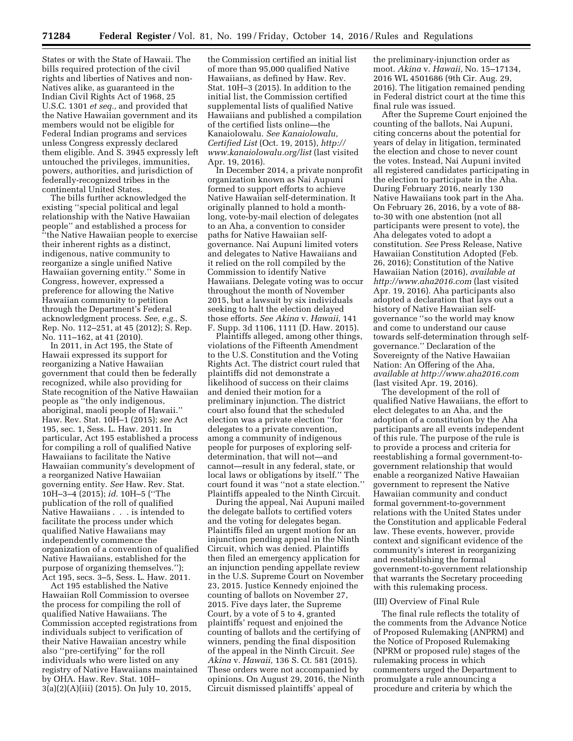States or with the State of Hawaii. The bills required protection of the civil rights and liberties of Natives and non-Natives alike, as guaranteed in the Indian Civil Rights Act of 1968, 25 U.S.C. 1301 *et seq.,* and provided that the Native Hawaiian government and its members would not be eligible for Federal Indian programs and services unless Congress expressly declared them eligible. And S. 3945 expressly left untouched the privileges, immunities, powers, authorities, and jurisdiction of federally-recognized tribes in the continental United States.

The bills further acknowledged the existing ''special political and legal relationship with the Native Hawaiian people'' and established a process for ''the Native Hawaiian people to exercise their inherent rights as a distinct, indigenous, native community to reorganize a single unified Native Hawaiian governing entity.'' Some in Congress, however, expressed a preference for allowing the Native Hawaiian community to petition through the Department's Federal acknowledgment process. *See, e.g.,* S. Rep. No. 112–251, at 45 (2012); S. Rep. No. 111–162, at 41 (2010).

In 2011, in Act 195, the State of Hawaii expressed its support for reorganizing a Native Hawaiian government that could then be federally recognized, while also providing for State recognition of the Native Hawaiian people as ''the only indigenous, aboriginal, maoli people of Hawaii.'' Haw. Rev. Stat. 10H–1 (2015); *see* Act 195, sec. 1, Sess. L. Haw. 2011. In particular, Act 195 established a process for compiling a roll of qualified Native Hawaiians to facilitate the Native Hawaiian community's development of a reorganized Native Hawaiian governing entity. *See* Haw. Rev. Stat. 10H–3–4 (2015); *id.* 10H–5 (''The publication of the roll of qualified Native Hawaiians . . . is intended to facilitate the process under which qualified Native Hawaiians may independently commence the organization of a convention of qualified Native Hawaiians, established for the purpose of organizing themselves.''); Act 195, secs. 3–5, Sess. L. Haw. 2011.

Act 195 established the Native Hawaiian Roll Commission to oversee the process for compiling the roll of qualified Native Hawaiians. The Commission accepted registrations from individuals subject to verification of their Native Hawaiian ancestry while also ''pre-certifying'' for the roll individuals who were listed on any registry of Native Hawaiians maintained by OHA. Haw. Rev. Stat. 10H–3(a)(2)(A)(iii) (2015). On July 10, 2015, the Commission certified an initial list of more than 95,000 qualified Native Hawaiians, as defined by Haw. Rev. Stat. 10H–3 (2015). In addition to the initial list, the Commission certified supplemental lists of qualified Native Hawaiians and published a compilation of the certified lists online—the Kanaiolowalu. *See Kanaiolowalu, Certified List* (Oct. 19, 2015), *http://www.kanaiolowalu.org/list* (last visited Apr. 19, 2016).

In December 2014, a private nonprofit organization known as Nai Aupuni formed to support efforts to achieve Native Hawaiian self-determination. It originally planned to hold a month-long, vote-by-mail election of delegates to an Aha, a convention to consider paths for Native Hawaiian self-governance. Nai Aupuni limited voters and delegates to Native Hawaiians and it relied on the roll compiled by the Commission to identify Native Hawaiians. Delegate voting was to occur throughout the month of November 2015, but a lawsuit by six individuals seeking to halt the election delayed those efforts. *See Akina* v. *Hawaii,* 141 F. Supp. 3d 1106, 1111 (D. Haw. 2015).

Plaintiffs alleged, among other things, violations of the Fifteenth Amendment to the U.S. Constitution and the Voting Rights Act. The district court ruled that plaintiffs did not demonstrate a likelihood of success on their claims and denied their motion for a preliminary injunction. The district court also found that the scheduled election was a private election ''for delegates to a private convention, among a community of indigenous people for purposes of exploring self-determination, that will not—and cannot—result in any federal, state, or local laws or obligations by itself.'' The court found it was ''not a state election.'' Plaintiffs appealed to the Ninth Circuit.

During the appeal, Nai Aupuni mailed the delegate ballots to certified voters and the voting for delegates began. Plaintiffs filed an urgent motion for an injunction pending appeal in the Ninth Circuit, which was denied. Plaintiffs then filed an emergency application for an injunction pending appellate review in the U.S. Supreme Court on November 23, 2015. Justice Kennedy enjoined the counting of ballots on November 27, 2015. Five days later, the Supreme Court, by a vote of 5 to 4, granted plaintiffs' request and enjoined the counting of ballots and the certifying of winners, pending the final disposition of the appeal in the Ninth Circuit. *See Akina* v. *Hawaii,* 136 S. Ct. 581 (2015). These orders were not accompanied by opinions. On August 29, 2016, the Ninth Circuit dismissed plaintiffs' appeal of the preliminary-injunction order as moot. *Akina* v. *Hawaii,* No. 15–17134, 2016 WL 4501686 (9th Cir. Aug. 29, 2016). The litigation remained pending in Federal district court at the time this final rule was issued.

After the Supreme Court enjoined the counting of the ballots, Nai Aupuni, citing concerns about the potential for years of delay in litigation, terminated the election and chose to never count the votes. Instead, Nai Aupuni invited all registered candidates participating in the election to participate in the Aha. During February 2016, nearly 130 Native Hawaiians took part in the Aha. On February 26, 2016, by a vote of 88-to-30 with one abstention (not all participants were present to vote), the Aha delegates voted to adopt a constitution. *See* Press Release, Native Hawaiian Constitution Adopted (Feb. 26, 2016); Constitution of the Native Hawaiian Nation (2016), *available at http://www.aha2016.com* (last visited Apr. 19, 2016). Aha participants also adopted a declaration that lays out a history of Native Hawaiian self-governance ''so the world may know and come to understand our cause towards self-determination through self-governance.'' Declaration of the Sovereignty of the Native Hawaiian Nation: An Offering of the Aha, *available at http://www.aha2016.com* (last visited Apr. 19, 2016).

The development of the roll of qualified Native Hawaiians, the effort to elect delegates to an Aha, and the adoption of a constitution by the Aha participants are all events independent of this rule. The purpose of the rule is to provide a process and criteria for reestablishing a formal government-to-government relationship that would enable a reorganized Native Hawaiian government to represent the Native Hawaiian community and conduct formal government-to-government relations with the United States under the Constitution and applicable Federal law. These events, however, provide context and significant evidence of the community's interest in reorganizing and reestablishing the formal government-to-government relationship that warrants the Secretary proceeding with this rulemaking process.

(III) Overview of Final Rule

The final rule reflects the totality of the comments from the Advance Notice of Proposed Rulemaking (ANPRM) and the Notice of Proposed Rulemaking (NPRM or proposed rule) stages of the rulemaking process in which commenters urged the Department to promulgate a rule announcing a procedure and criteria by which the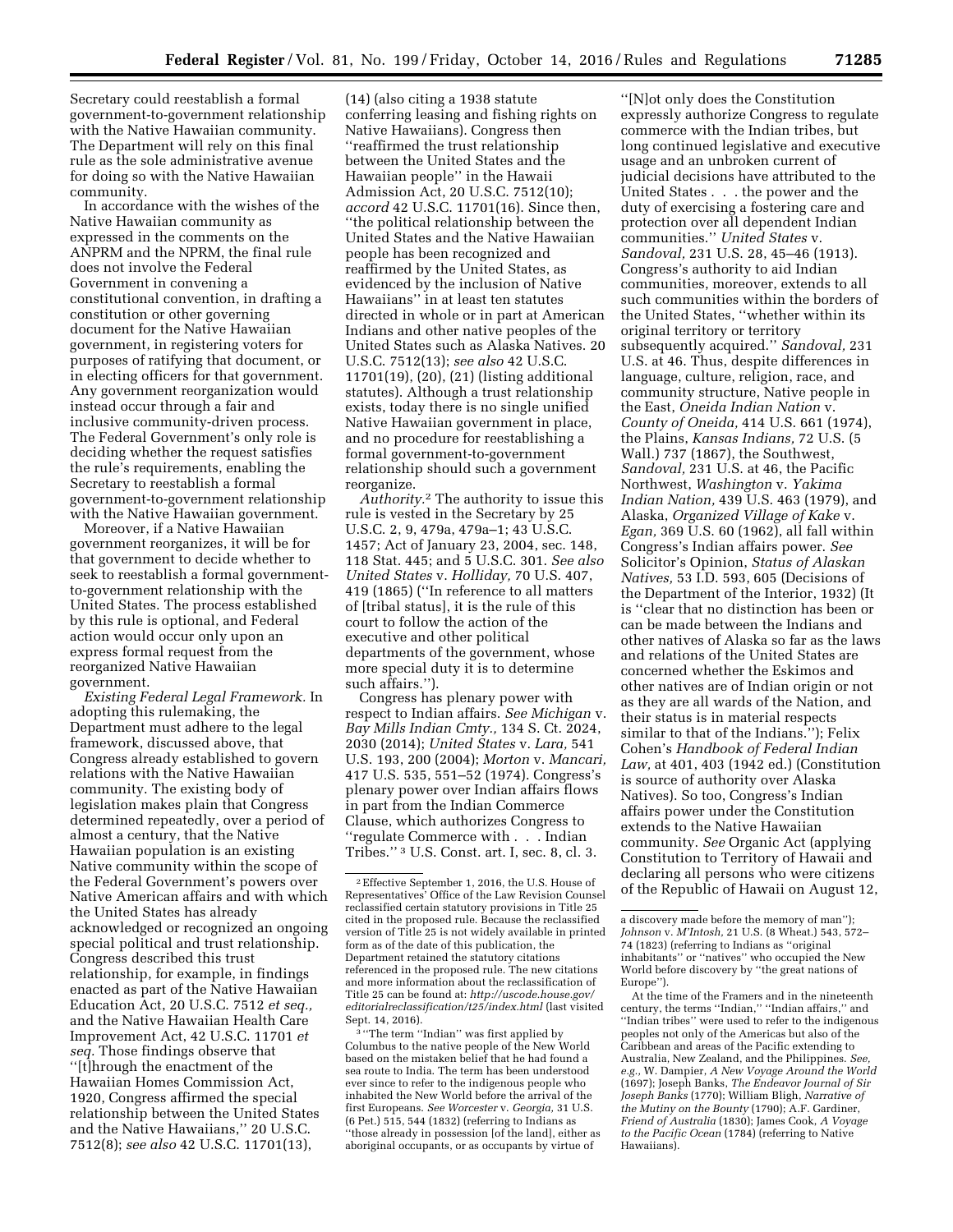Secretary could reestablish a formal government-to-government relationship with the Native Hawaiian community. The Department will rely on this final rule as the sole administrative avenue for doing so with the Native Hawaiian community.

In accordance with the wishes of the Native Hawaiian community as expressed in the comments on the ANPRM and the NPRM, the final rule does not involve the Federal Government in convening a constitutional convention, in drafting a constitution or other governing document for the Native Hawaiian government, in registering voters for purposes of ratifying that document, or in electing officers for that government. Any government reorganization would instead occur through a fair and inclusive community-driven process. The Federal Government's only role is deciding whether the request satisfies the rule's requirements, enabling the Secretary to reestablish a formal government-to-government relationship with the Native Hawaiian government.

Moreover, if a Native Hawaiian government reorganizes, it will be for that government to decide whether to seek to reestablish a formal government-to-government relationship with the United States. The process established by this rule is optional, and Federal action would occur only upon an express formal request from the reorganized Native Hawaiian government.

*Existing Federal Legal Framework.* In adopting this rulemaking, the Department must adhere to the legal framework, discussed above, that Congress already established to govern relations with the Native Hawaiian community. The existing body of legislation makes plain that Congress determined repeatedly, over a period of almost a century, that the Native Hawaiian population is an existing Native community within the scope of the Federal Government's powers over Native American affairs and with which the United States has already acknowledged or recognized an ongoing special political and trust relationship. Congress described this trust relationship, for example, in findings enacted as part of the Native Hawaiian Education Act, 20 U.S.C. 7512 *et seq.,* and the Native Hawaiian Health Care Improvement Act, 42 U.S.C. 11701 *et seq.* Those findings observe that ''[t]hrough the enactment of the Hawaiian Homes Commission Act, 1920, Congress affirmed the special relationship between the United States and the Native Hawaiians,'' 20 U.S.C. 7512(8); *see also* 42 U.S.C. 11701(13), (14) (also citing a 1938 statute conferring leasing and fishing rights on Native Hawaiians). Congress then ''reaffirmed the trust relationship between the United States and the Hawaiian people'' in the Hawaii Admission Act, 20 U.S.C. 7512(10); *accord* 42 U.S.C. 11701(16). Since then, ''the political relationship between the United States and the Native Hawaiian people has been recognized and reaffirmed by the United States, as evidenced by the inclusion of Native Hawaiians'' in at least ten statutes directed in whole or in part at American Indians and other native peoples of the United States such as Alaska Natives. 20 U.S.C. 7512(13); *see also* 42 U.S.C. 11701(19), (20), (21) (listing additional statutes). Although a trust relationship exists, today there is no single unified Native Hawaiian government in place, and no procedure for reestablishing a formal government-to-government relationship should such a government reorganize.

*Authority.*[2] The authority to issue this rule is vested in the Secretary by 25 U.S.C. 2, 9, 479a, 479a–1; 43 U.S.C. 1457; Act of January 23, 2004, sec. 148, 118 Stat. 445; and 5 U.S.C. 301. *See also United States* v. *Holliday,* 70 U.S. 407, 419 (1865) (''In reference to all matters of [tribal status], it is the rule of this court to follow the action of the executive and other political departments of the government, whose more special duty it is to determine such affairs.'').

Congress has plenary power with respect to Indian affairs. *See Michigan* v. *Bay Mills Indian Cmty.,* 134 S. Ct. 2024, 2030 (2014); *United States* v. *Lara,* 541 U.S. 193, 200 (2004); *Morton* v. *Mancari,* 417 U.S. 535, 551–52 (1974). Congress's plenary power over Indian affairs flows in part from the Indian Commerce Clause, which authorizes Congress to ''regulate Commerce with . . . Indian Tribes.''[3] U.S. Const. art. I, sec. 8, cl. 3.

''[N]ot only does the Constitution expressly authorize Congress to regulate commerce with the Indian tribes, but long continued legislative and executive usage and an unbroken current of judicial decisions have attributed to the United States . . . the power and the duty of exercising a fostering care and protection over all dependent Indian communities.'' *United States* v. *Sandoval,* 231 U.S. 28, 45–46 (1913). Congress's authority to aid Indian communities, moreover, extends to all such communities within the borders of the United States, ''whether within its original territory or territory subsequently acquired.'' *Sandoval,* 231 U.S. at 46. Thus, despite differences in language, culture, religion, race, and community structure, Native people in the East, *Oneida Indian Nation* v. *County of Oneida,* 414 U.S. 661 (1974), the Plains, *Kansas Indians,* 72 U.S. (5 Wall.) 737 (1867), the Southwest, *Sandoval,* 231 U.S. at 46, the Pacific Northwest, *Washington* v. *Yakima Indian Nation,* 439 U.S. 463 (1979), and Alaska, *Organized Village of Kake* v. *Egan,* 369 U.S. 60 (1962), all fall within Congress's Indian affairs power. *See* Solicitor's Opinion, *Status of Alaskan Natives,* 53 I.D. 593, 605 (Decisions of the Department of the Interior, 1932) (It is ''clear that no distinction has been or can be made between the Indians and other natives of Alaska so far as the laws and relations of the United States are concerned whether the Eskimos and other natives are of Indian origin or not as they are all wards of the Nation, and their status is in material respects similar to that of the Indians.''); Felix Cohen's *Handbook of Federal Indian Law,* at 401, 403 (1942 ed.) (Constitution is source of authority over Alaska Natives). So too, Congress's Indian affairs power under the Constitution extends to the Native Hawaiian community. *See* Organic Act (applying Constitution to Territory of Hawaii and declaring all persons who were citizens of the Republic of Hawaii on August 12,

---

[2] Effective September 1, 2016, the U.S. House of Representatives' Office of the Law Revision Counsel reclassified certain statutory provisions in Title 25 cited in the proposed rule. Because the reclassified version of Title 25 is not widely available in printed form as of the date of this publication, the Department retained the statutory citations referenced in the proposed rule. The new citations and more information about the reclassification of Title 25 can be found at: *http://uscode.house.gov/editorialreclassification/t25/index.html* (last visited Sept. 14, 2016).

[3] ''The term ''Indian'' was first applied by Columbus to the native people of the New World based on the mistaken belief that he had found a sea route to India. The term has been understood ever since to refer to the indigenous people who inhabited the New World before the arrival of the first Europeans. *See Worcester* v. *Georgia,* 31 U.S. (6 Pet.) 515, 544 (1832) (referring to Indians as ''those already in possession [of the land], either as aboriginal occupants, or as occupants by virtue of a discovery made before the memory of man''); *Johnson* v. *M'Intosh,* 21 U.S. (8 Wheat.) 543, 572–74 (1823) (referring to Indians as ''original inhabitants'' or ''natives'' who occupied the New World before discovery by ''the great nations of Europe'').

At the time of the Framers and in the nineteenth century, the terms ''Indian,'' ''Indian affairs,'' and ''Indian tribes'' were used to refer to the indigenous peoples not only of the Americas but also of the Caribbean and areas of the Pacific extending to Australia, New Zealand, and the Philippines. *See, e.g.,* W. Dampier, *A New Voyage Around the World* (1697); Joseph Banks, *The Endeavour Journal of Sir Joseph Banks* (1770); William Bligh, *Narrative of the Mutiny on the Bounty* (1790); A.F. Gardiner, *Friend of Australia* (1830); James Cook, *A Voyage to the Pacific Ocean* (1784) (referring to Native Hawaiians).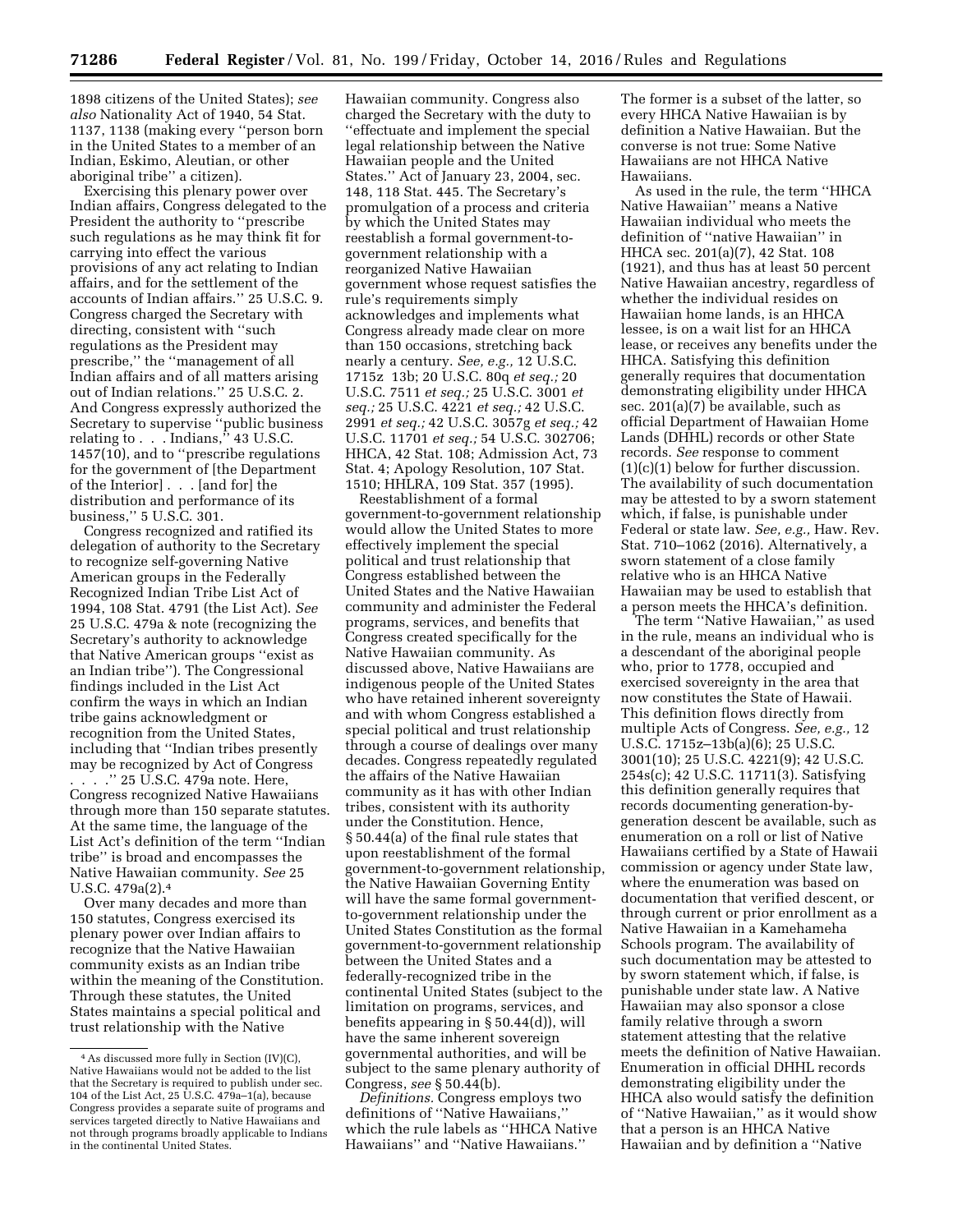1898 citizens of the United States); *see also* Nationality Act of 1940, 54 Stat. 1137, 1138 (making every "person born in the United States to a member of an Indian, Eskimo, Aleutian, or other aboriginal tribe" a citizen).

Exercising this plenary power over Indian affairs, Congress delegated to the President the authority to "prescribe such regulations as he may think fit for carrying into effect the various provisions of any act relating to Indian affairs, and for the settlement of the accounts of Indian affairs." 25 U.S.C. 9. Congress charged the Secretary with directing, consistent with "such regulations as the President may prescribe," the "management of all Indian affairs and of all matters arising out of Indian relations." 25 U.S.C. 2. And Congress expressly authorized the Secretary to supervise "public business relating to . . . Indians," 43 U.S.C. 1457(10), and to "prescribe regulations for the government of [the Department of the Interior] . . . [and for] the distribution and performance of its business," 5 U.S.C. 301.

Congress recognized and ratified its delegation of authority to the Secretary to recognize self-governing Native American groups in the Federally Recognized Indian Tribe List Act of 1994, 108 Stat. 4791 (the List Act). *See* 25 U.S.C. 479a & note (recognizing the Secretary's authority to acknowledge that Native American groups "exist as an Indian tribe"). The Congressional findings included in the List Act confirm the ways in which an Indian tribe gains acknowledgment or recognition from the United States, including that "Indian tribes presently may be recognized by Act of Congress . . . ." 25 U.S.C. 479a note. Here, Congress recognized Native Hawaiians through more than 150 separate statutes. At the same time, the language of the List Act's definition of the term "Indian tribe" is broad and encompasses the Native Hawaiian community. *See* 25 U.S.C. 479a(2).[4]

Over many decades and more than 150 statutes, Congress exercised its plenary power over Indian affairs to recognize that the Native Hawaiian community exists as an Indian tribe within the meaning of the Constitution. Through these statutes, the United States maintains a special political and trust relationship with the Native Hawaiian community. Congress also charged the Secretary with the duty to "effectuate and implement the special legal relationship between the Native Hawaiian people and the United States." Act of January 23, 2004, sec. 148, 118 Stat. 445. The Secretary's promulgation of a process and criteria by which the United States may reestablish a formal government-to-government relationship with a reorganized Native Hawaiian government whose request satisfies the rule's requirements simply acknowledges and implements what Congress already made clear on more than 150 occasions, stretching back nearly a century. *See, e.g.,* 12 U.S.C. 1715z 13b; 20 U.S.C. 80q *et seq.;* 20 U.S.C. 7511 *et seq.;* 25 U.S.C. 3001 *et seq.;* 25 U.S.C. 4221 *et seq.;* 42 U.S.C. 2991 *et seq.;* 42 U.S.C. 3057g *et seq.;* 42 U.S.C. 11701 *et seq.;* 54 U.S.C. 302706; HHCA, 42 Stat. 108; Admission Act, 73 Stat. 4; Apology Resolution, 107 Stat. 1510; HHLRA, 109 Stat. 357 (1995).

Reestablishment of a formal government-to-government relationship would allow the United States to more effectively implement the special political and trust relationship that Congress established between the United States and the Native Hawaiian community and administer the Federal programs, services, and benefits that Congress created specifically for the Native Hawaiian community. As discussed above, Native Hawaiians are indigenous people of the United States who have retained inherent sovereignty and with whom Congress established a special political and trust relationship through a course of dealings over many decades. Congress repeatedly regulated the affairs of the Native Hawaiian community as it has with other Indian tribes, consistent with its authority under the Constitution. Hence, § 50.44(a) of the final rule states that upon reestablishment of the formal government-to-government relationship, the Native Hawaiian Governing Entity will have the same formal government-to-government relationship under the United States Constitution as the formal government-to-government relationship between the United States and a federally-recognized tribe in the continental United States (subject to the limitation on programs, services, and benefits appearing in § 50.44(d)), will have the same inherent sovereign governmental authorities, and will be subject to the same plenary authority of Congress, *see* § 50.44(b).

*Definitions.* Congress employs two definitions of "Native Hawaiians," which the rule labels as "HHCA Native Hawaiians" and "Native Hawaiians." The former is a subset of the latter, so every HHCA Native Hawaiian is by definition a Native Hawaiian. But the converse is not true: Some Native Hawaiians are not HHCA Native Hawaiians.

As used in the rule, the term "HHCA Native Hawaiian" means a Native Hawaiian individual who meets the definition of "native Hawaiian" in HHCA sec. 201(a)(7), 42 Stat. 108 (1921), and thus has at least 50 percent Native Hawaiian ancestry, regardless of whether the individual resides on Hawaiian home lands, is an HHCA lessee, is on a wait list for an HHCA lease, or receives any benefits under the HHCA. Satisfying this definition generally requires that documentation demonstrating eligibility under HHCA sec. 201(a)(7) be available, such as official Department of Hawaiian Home Lands (DHHL) records or other State records. *See* response to comment (1)(c)(1) below for further discussion. The availability of such documentation may be attested to by a sworn statement which, if false, is punishable under Federal or state law. *See, e.g.,* Haw. Rev. Stat. 710–1062 (2016). Alternatively, a sworn statement of a close family relative who is an HHCA Native Hawaiian may be used to establish that a person meets the HHCA's definition.

The term "Native Hawaiian," as used in the rule, means an individual who is a descendant of the aboriginal people who, prior to 1778, occupied and exercised sovereignty in the area that now constitutes the State of Hawaii. This definition flows directly from multiple Acts of Congress. *See, e.g.,* 12 U.S.C. 1715z–13b(a)(6); 25 U.S.C. 3001(10); 25 U.S.C. 4221(9); 42 U.S.C. 254s(c); 42 U.S.C. 11711(3). Satisfying this definition generally requires that records documenting generation-by-generation descent be available, such as enumeration on a roll or list of Native Hawaiians certified by a State of Hawaii commission or agency under State law, where the enumeration was based on documentation that verified descent, or through current or prior enrollment as a Native Hawaiian in a Kamehameha Schools program. The availability of such documentation may be attested to by sworn statement which, if false, is punishable under state law. A Native Hawaiian may also sponsor a close family relative through a sworn statement attesting that the relative meets the definition of Native Hawaiian. Enumeration in official DHHL records demonstrating eligibility under the HHCA also would satisfy the definition of "Native Hawaiian," as it would show that a person is an HHCA Native Hawaiian and by definition a "Native

---

[4] As discussed more fully in Section (IV)(C), Native Hawaiians would not be added to the list that the Secretary is required to publish under sec. 104 of the List Act, 25 U.S.C. 479a–1(a), because Congress provides a separate suite of programs and services targeted directly to Native Hawaiians and not through programs broadly applicable to Indians in the continental United States.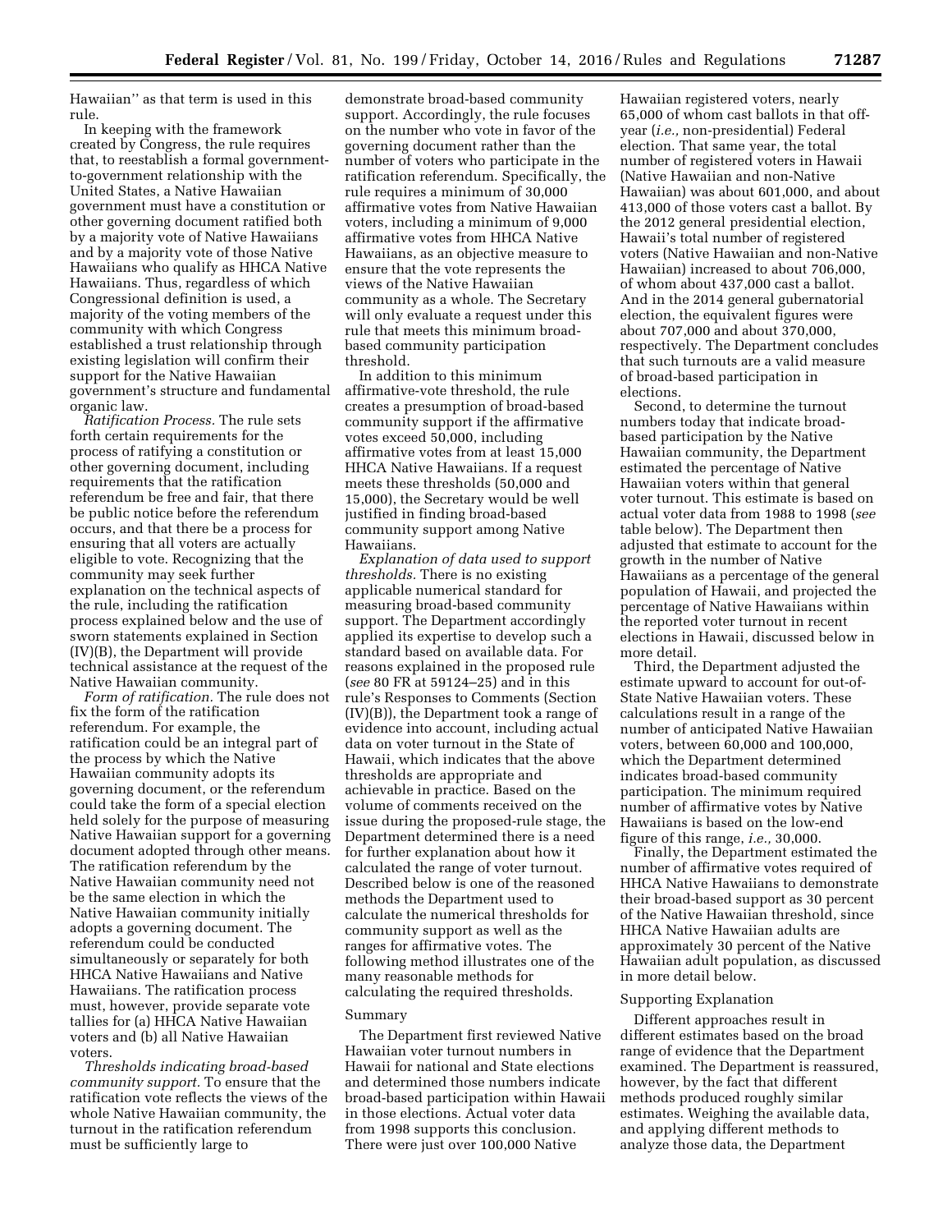Hawaiian'' as that term is used in this rule.

In keeping with the framework created by Congress, the rule requires that, to reestablish a formal government-to-government relationship with the United States, a Native Hawaiian government must have a constitution or other governing document ratified both by a majority vote of Native Hawaiians and by a majority vote of those Native Hawaiians who qualify as HHCA Native Hawaiians. Thus, regardless of which Congressional definition is used, a majority of the voting members of the community with which Congress established a trust relationship through existing legislation will confirm their support for the Native Hawaiian government's structure and fundamental organic law.

*Ratification Process.* The rule sets forth certain requirements for the process of ratifying a constitution or other governing document, including requirements that the ratification referendum be free and fair, that there be public notice before the referendum occurs, and that there be a process for ensuring that all voters are actually eligible to vote. Recognizing that the community may seek further explanation on the technical aspects of the rule, including the ratification process explained below and the use of sworn statements explained in Section (IV)(B), the Department will provide technical assistance at the request of the Native Hawaiian community.

*Form of ratification.* The rule does not fix the form of the ratification referendum. For example, the ratification could be an integral part of the process by which the Native Hawaiian community adopts its governing document, or the referendum could take the form of a special election held solely for the purpose of measuring Native Hawaiian support for a governing document adopted through other means. The ratification referendum by the Native Hawaiian community need not be the same election in which the Native Hawaiian community initially adopts a governing document. The referendum could be conducted simultaneously or separately for both HHCA Native Hawaiians and Native Hawaiians. The ratification process must, however, provide separate vote tallies for (a) HHCA Native Hawaiian voters and (b) all Native Hawaiian voters.

*Thresholds indicating broad-based community support.* To ensure that the ratification vote reflects the views of the whole Native Hawaiian community, the turnout in the ratification referendum must be sufficiently large to demonstrate broad-based community support. Accordingly, the rule focuses on the number who vote in favor of the governing document rather than the number of voters who participate in the ratification referendum. Specifically, the rule requires a minimum of 30,000 affirmative votes from Native Hawaiian voters, including a minimum of 9,000 affirmative votes from HHCA Native Hawaiians, as an objective measure to ensure that the vote represents the views of the Native Hawaiian community as a whole. The Secretary will only evaluate a request under this rule that meets this minimum broad-based community participation threshold.

In addition to this minimum affirmative-vote threshold, the rule creates a presumption of broad-based community support if the affirmative votes exceed 50,000, including affirmative votes from at least 15,000 HHCA Native Hawaiians. If a request meets these thresholds (50,000 and 15,000), the Secretary would be well justified in finding broad-based community support among Native Hawaiians.

*Explanation of data used to support thresholds.* There is no existing applicable numerical standard for measuring broad-based community support. The Department accordingly applied its expertise to develop such a standard based on available data. For reasons explained in the proposed rule (*see* 80 FR at 59124–25) and in this rule's Responses to Comments (Section (IV)(B)), the Department took a range of evidence into account, including actual data on voter turnout in the State of Hawaii, which indicates that the above thresholds are appropriate and achievable in practice. Based on the volume of comments received on the issue during the proposed-rule stage, the Department determined there is a need for further explanation about how it calculated the range of voter turnout. Described below is one of the reasoned methods the Department used to calculate the numerical thresholds for community support as well as the ranges for affirmative votes. The following method illustrates one of the many reasonable methods for calculating the required thresholds.

Summary

The Department first reviewed Native Hawaiian voter turnout numbers in Hawaii for national and State elections and determined those numbers indicate broad-based participation within Hawaii in those elections. Actual voter data from 1998 supports this conclusion. There were just over 100,000 Native Hawaiian registered voters, nearly 65,000 of whom cast ballots in that off-year (*i.e.,* non-presidential) Federal election. That same year, the total number of registered voters in Hawaii (Native Hawaiian and non-Native Hawaiian) was about 601,000, and about 413,000 of those voters cast a ballot. By the 2012 general presidential election, Hawaii's total number of registered voters (Native Hawaiian and non-Native Hawaiian) increased to about 706,000, of whom about 437,000 cast a ballot. And in the 2014 general gubernatorial election, the equivalent figures were about 707,000 and about 370,000, respectively. The Department concludes that such turnouts are a valid measure of broad-based participation in elections.

Second, to determine the turnout numbers today that indicate broad-based participation by the Native Hawaiian community, the Department estimated the percentage of Native Hawaiian voters within that general voter turnout. This estimate is based on actual voter data from 1988 to 1998 (*see* table below). The Department then adjusted that estimate to account for the growth in the number of Native Hawaiians as a percentage of the general population of Hawaii, and projected the percentage of Native Hawaiians within the reported voter turnout in recent elections in Hawaii, discussed below in more detail.

Third, the Department adjusted the estimate upward to account for out-of-State Native Hawaiian voters. These calculations result in a range of the number of anticipated Native Hawaiian voters, between 60,000 and 100,000, which the Department determined indicates broad-based community participation. The minimum required number of affirmative votes by Native Hawaiians is based on the low-end figure of this range, *i.e.,* 30,000.

Finally, the Department estimated the number of affirmative votes required of HHCA Native Hawaiians to demonstrate their broad-based support as 30 percent of the Native Hawaiian threshold, since HHCA Native Hawaiian adults are approximately 30 percent of the Native Hawaiian adult population, as discussed in more detail below.

Supporting Explanation

Different approaches result in different estimates based on the broad range of evidence that the Department examined. The Department is reassured, however, by the fact that different methods produced roughly similar estimates. Weighing the available data, and applying different methods to analyze those data, the Department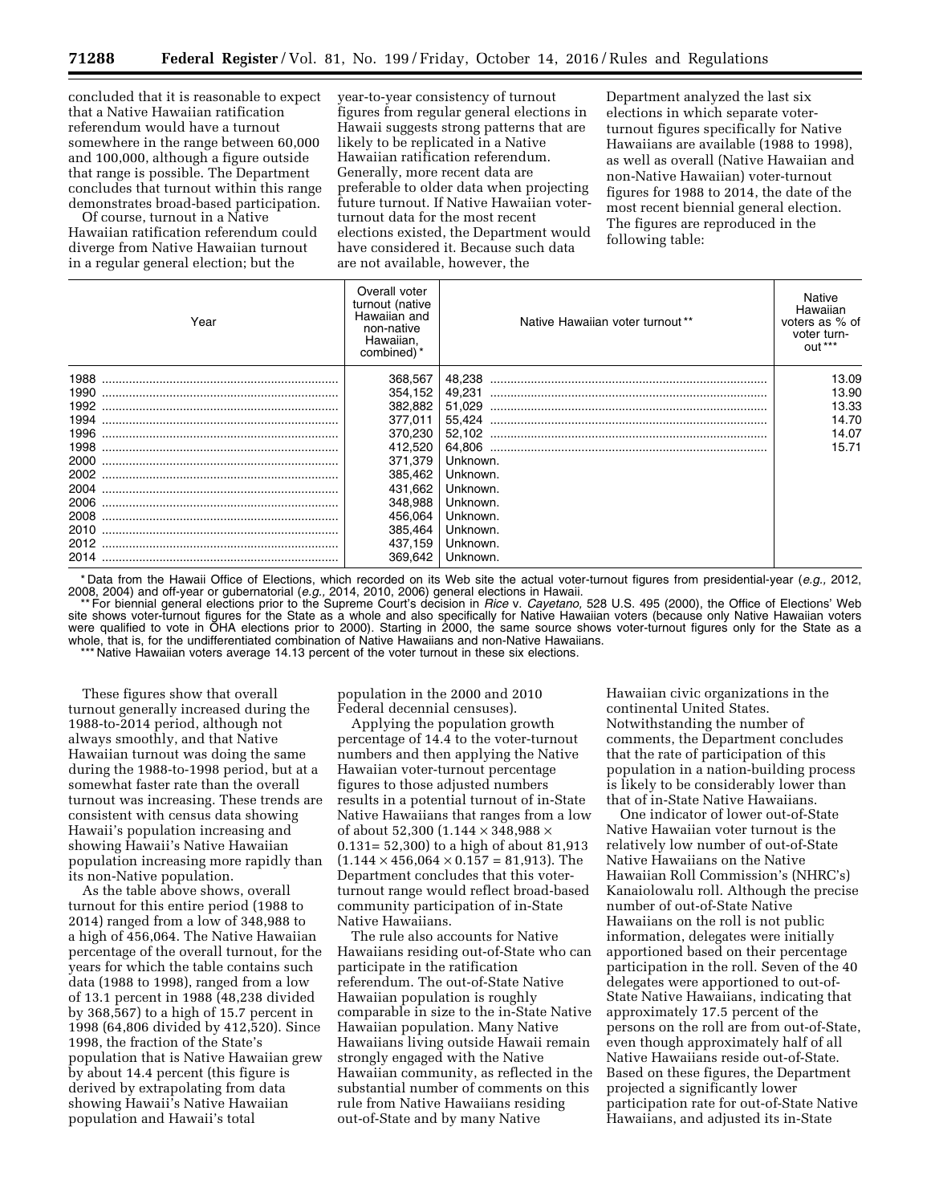concluded that it is reasonable to expect that a Native Hawaiian ratification referendum would have a turnout somewhere in the range between 60,000 and 100,000, although a figure outside that range is possible. The Department concludes that turnout within this range demonstrates broad-based participation.

Of course, turnout in a Native Hawaiian ratification referendum could diverge from Native Hawaiian turnout in a regular general election; but the year-to-year consistency of turnout figures from regular general elections in Hawaii suggests strong patterns that are likely to be replicated in a Native Hawaiian ratification referendum. Generally, more recent data are preferable to older data when projecting future turnout. If Native Hawaiian voter-turnout data for the most recent elections existed, the Department would have considered it. Because such data are not available, however, the Department analyzed the last six elections in which separate voter-turnout figures specifically for Native Hawaiians are available (1988 to 1998), as well as overall (Native Hawaiian and non-Native Hawaiian) voter-turnout figures for 1988 to 2014, the date of the most recent biennial general election. The figures are reproduced in the following table:

| Year | Overall voter turnout (native Hawaiian and non-native Hawaiian, combined) * | Native Hawaiian voter turnout ** | Native Hawaiian voters as % of voter turnout *** |
|---|---|---|---|
| 1988 | 368,567 | 48,238 | 13.09 |
| 1990 | 354,152 | 49,231 | 13.90 |
| 1992 | 382,882 | 51,029 | 13.33 |
| 1994 | 377,011 | 55,424 | 14.70 |
| 1996 | 370,230 | 52,102 | 14.07 |
| 1998 | 412,520 | 64,806 | 15.71 |
| 2000 | 371,379 | Unknown. | |
| 2002 | 385,462 | Unknown. | |
| 2004 | 431,662 | Unknown. | |
| 2006 | 348,988 | Unknown. | |
| 2008 | 456,064 | Unknown. | |
| 2010 | 385,464 | Unknown. | |
| 2012 | 437,159 | Unknown. | |
| 2014 | 369,642 | Unknown. | |

\* Data from the Hawaii Office of Elections, which recorded on its Web site the actual voter-turnout figures from presidential-year (*e.g.,* 2012, 2008, 2004) and off-year or gubernatorial (*e.g.,* 2014, 2010, 2006) general elections in Hawaii.

\*\* For biennial general elections prior to the Supreme Court's decision in *Rice* v. *Cayetano,* 528 U.S. 495 (2000), the Office of Elections' Web site shows voter-turnout figures for the State as a whole and also specifically for Native Hawaiian voters (because only Native Hawaiian voters were qualified to vote in OHA elections prior to 2000). Starting in 2000, the same source shows voter-turnout figures only for the State as a whole, that is, for the undifferentiated combination of Native Hawaiians and non-Native Hawaiians.

\*\*\* Native Hawaiian voters average 14.13 percent of the voter turnout in these six elections.

These figures show that overall turnout generally increased during the 1988-to-2014 period, although not always smoothly, and that Native Hawaiian turnout was doing the same during the 1988-to-1998 period, but at a somewhat faster rate than the overall turnout was increasing. These trends are consistent with census data showing Hawaii's population increasing and showing Hawaii's Native Hawaiian population increasing more rapidly than its non-Native population.

As the table above shows, overall turnout for this entire period (1988 to 2014) ranged from a low of 348,988 to a high of 456,064. The Native Hawaiian percentage of the overall turnout, for the years for which the table contains such data (1988 to 1998), ranged from a low of 13.1 percent in 1988 (48,238 divided by 368,567) to a high of 15.7 percent in 1998 (64,806 divided by 412,520). Since 1998, the fraction of the State's population that is Native Hawaiian grew by about 14.4 percent (this figure is derived by extrapolating from data showing Hawaii's Native Hawaiian population and Hawaii's total population in the 2000 and 2010 Federal decennial censuses).

Applying the population growth percentage of 14.4 to the voter-turnout numbers and then applying the Native Hawaiian voter-turnout percentage figures to those adjusted numbers results in a potential turnout of in-State Native Hawaiians that ranges from a low of about 52,300 ($1.144 \times 348{,}988 \times 0.131 = 52{,}300$) to a high of about 81,913 ($1.144 \times 456{,}064 \times 0.157 = 81{,}913$). The Department concludes that this voter-turnout range would reflect broad-based community participation of in-State Native Hawaiians.

The rule also accounts for Native Hawaiians residing out-of-State who can participate in the ratification referendum. The out-of-State Native Hawaiian population is roughly comparable in size to the in-State Native Hawaiian population. Many Native Hawaiians living outside Hawaii remain strongly engaged with the Native Hawaiian community, as reflected in the substantial number of comments on this rule from Native Hawaiians residing out-of-State and by many Native Hawaiian civic organizations in the continental United States. Notwithstanding the number of comments, the Department concludes that the rate of participation of this population in a nation-building process is likely to be considerably lower than that of in-State Native Hawaiians.

One indicator of lower out-of-State Native Hawaiian voter turnout is the relatively low number of out-of-State Native Hawaiians on the Native Hawaiian Roll Commission's (NHRC's) Kanaiolowalu roll. Although the precise number of out-of-State Native Hawaiians on the roll is not public information, delegates were initially apportioned based on their percentage participation in the roll. Seven of the 40 delegates were apportioned to out-of-State Native Hawaiians, indicating that approximately 17.5 percent of the persons on the roll are from out-of-State, even though approximately half of all Native Hawaiians reside out-of-State. Based on these figures, the Department projected a significantly lower participation rate for out-of-State Native Hawaiians, and adjusted its in-State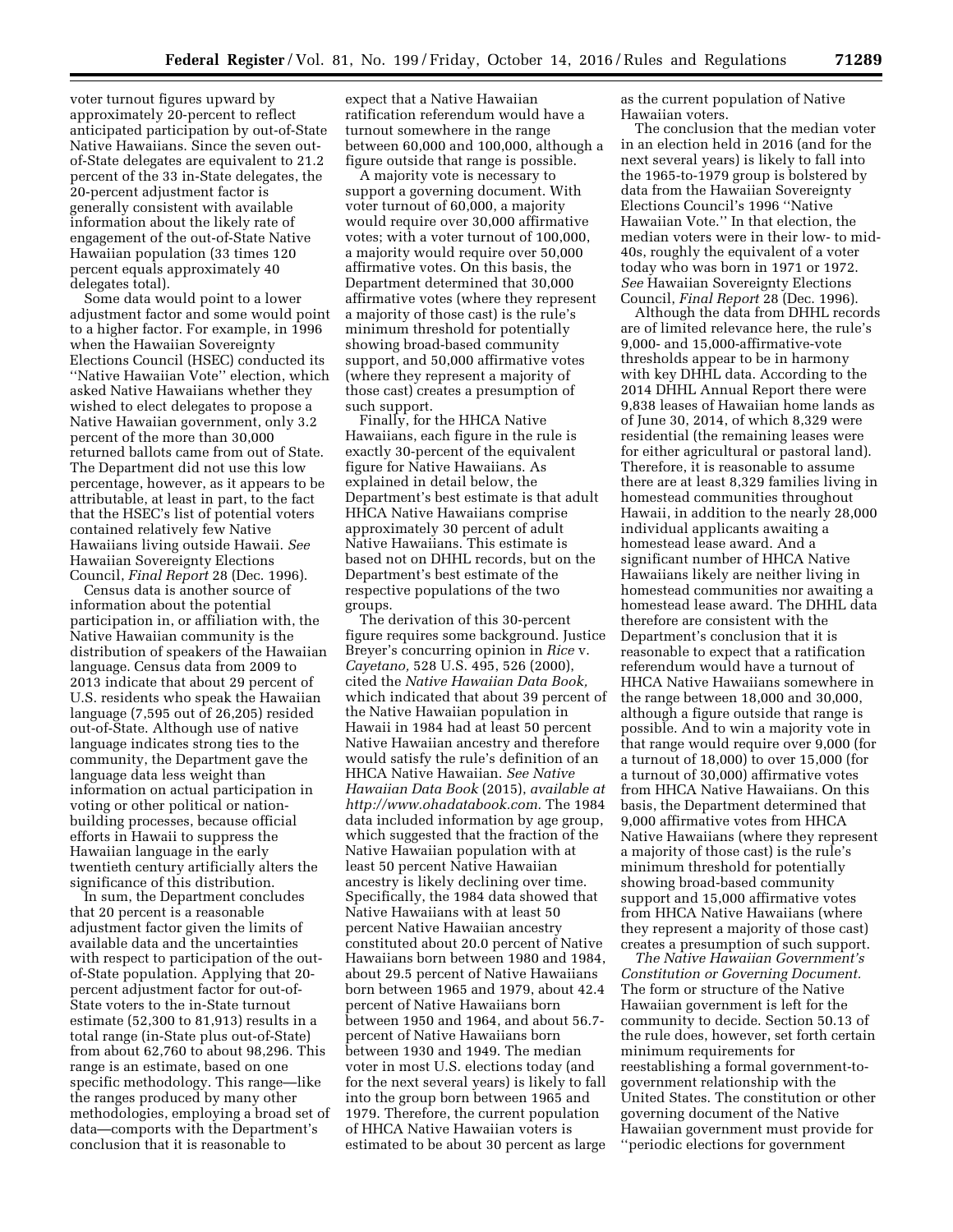voter turnout figures upward by approximately 20-percent to reflect anticipated participation by out-of-State Native Hawaiians. Since the seven out-of-State delegates are equivalent to 21.2 percent of the 33 in-State delegates, the 20-percent adjustment factor is generally consistent with available information about the likely rate of engagement of the out-of-State Native Hawaiian population (33 times 120 percent equals approximately 40 delegates total).

Some data would point to a lower adjustment factor and some would point to a higher factor. For example, in 1996 when the Hawaiian Sovereignty Elections Council (HSEC) conducted its ''Native Hawaiian Vote'' election, which asked Native Hawaiians whether they wished to elect delegates to propose a Native Hawaiian government, only 3.2 percent of the more than 30,000 returned ballots came from out of State. The Department did not use this low percentage, however, as it appears to be attributable, at least in part, to the fact that the HSEC's list of potential voters contained relatively few Native Hawaiians living outside Hawaii. *See* Hawaiian Sovereignty Elections Council, *Final Report* 28 (Dec. 1996).

Census data is another source of information about the potential participation in, or affiliation with, the Native Hawaiian community is the distribution of speakers of the Hawaiian language. Census data from 2009 to 2013 indicate that about 29 percent of U.S. residents who speak the Hawaiian language (7,595 out of 26,205) resided out-of-State. Although use of native language indicates strong ties to the community, the Department gave the language data less weight than information on actual participation in voting or other political or nation-building processes, because official efforts in Hawaii to suppress the Hawaiian language in the early twentieth century artificially alters the significance of this distribution.

In sum, the Department concludes that 20 percent is a reasonable adjustment factor given the limits of available data and the uncertainties with respect to participation of the out-of-State population. Applying that 20-percent adjustment factor for out-of-State voters to the in-State turnout estimate (52,300 to 81,913) results in a total range (in-State plus out-of-State) from about 62,760 to about 98,296. This range is an estimate, based on one specific methodology. This range—like the ranges produced by many other methodologies, employing a broad set of data—comports with the Department's conclusion that it is reasonable to expect that a Native Hawaiian ratification referendum would have a turnout somewhere in the range between 60,000 and 100,000, although a figure outside that range is possible.

A majority vote is necessary to support a governing document. With voter turnout of 60,000, a majority would require over 30,000 affirmative votes; with a voter turnout of 100,000, a majority would require over 50,000 affirmative votes. On this basis, the Department determined that 30,000 affirmative votes (where they represent a majority of those cast) is the rule's minimum threshold for potentially showing broad-based community support, and 50,000 affirmative votes (where they represent a majority of those cast) creates a presumption of such support.

Finally, for the HHCA Native Hawaiians, each figure in the rule is exactly 30-percent of the equivalent figure for Native Hawaiians. As explained in detail below, the Department's best estimate is that adult HHCA Native Hawaiians comprise approximately 30 percent of adult Native Hawaiians. This estimate is based not on DHHL records, but on the Department's best estimate of the respective populations of the two groups.

The derivation of this 30-percent figure requires some background. Justice Breyer's concurring opinion in *Rice* v. *Cayetano,* 528 U.S. 495, 526 (2000), cited the *Native Hawaiian Data Book,* which indicated that about 39 percent of the Native Hawaiian population in Hawaii in 1984 had at least 50 percent Native Hawaiian ancestry and therefore would satisfy the rule's definition of an HHCA Native Hawaiian. *See Native Hawaiian Data Book* (2015), *available at http://www.ohadatabook.com.* The 1984 data included information by age group, which suggested that the fraction of the Native Hawaiian population with at least 50 percent Native Hawaiian ancestry is likely declining over time. Specifically, the 1984 data showed that Native Hawaiians with at least 50 percent Native Hawaiian ancestry constituted about 20.0 percent of Native Hawaiians born between 1980 and 1984, about 29.5 percent of Native Hawaiians born between 1965 and 1979, about 42.4 percent of Native Hawaiians born between 1950 and 1964, and about 56.7-percent of Native Hawaiians born between 1930 and 1949. The median voter in most U.S. elections today (and for the next several years) is likely to fall into the group born between 1965 and 1979. Therefore, the current population of HHCA Native Hawaiian voters is estimated to be about 30 percent as large as the current population of Native Hawaiian voters.

The conclusion that the median voter in an election held in 2016 (and for the next several years) is likely to fall into the 1965-to-1979 group is bolstered by data from the Hawaiian Sovereignty Elections Council's 1996 ''Native Hawaiian Vote.'' In that election, the median voters were in their low- to mid-40s, roughly the equivalent of a voter today who was born in 1971 or 1972. *See* Hawaiian Sovereignty Elections Council, *Final Report* 28 (Dec. 1996).

Although the data from DHHL records are of limited relevance here, the rule's 9,000- and 15,000-affirmative-vote thresholds appear to be in harmony with key DHHL data. According to the 2014 DHHL Annual Report there were 9,838 leases of Hawaiian home lands as of June 30, 2014, of which 8,329 were residential (the remaining leases were for either agricultural or pastoral land). Therefore, it is reasonable to assume there are at least 8,329 families living in homestead communities throughout Hawaii, in addition to the nearly 28,000 individual applicants awaiting a homestead lease award. And a significant number of HHCA Native Hawaiians likely are neither living in homestead communities nor awaiting a homestead lease award. The DHHL data therefore are consistent with the Department's conclusion that it is reasonable to expect that a ratification referendum would have a turnout of HHCA Native Hawaiians somewhere in the range between 18,000 and 30,000, although a figure outside that range is possible. And to win a majority vote in that range would require over 9,000 (for a turnout of 18,000) to over 15,000 (for a turnout of 30,000) affirmative votes from HHCA Native Hawaiians. On this basis, the Department determined that 9,000 affirmative votes from HHCA Native Hawaiians (where they represent a majority of those cast) is the rule's minimum threshold for potentially showing broad-based community support and 15,000 affirmative votes from HHCA Native Hawaiians (where they represent a majority of those cast) creates a presumption of such support.

*The Native Hawaiian Government's Constitution or Governing Document.* The form or structure of the Native Hawaiian government is left for the community to decide. Section 50.13 of the rule does, however, set forth certain minimum requirements for reestablishing a formal government-to-government relationship with the United States. The constitution or other governing document of the Native Hawaiian government must provide for ''periodic elections for government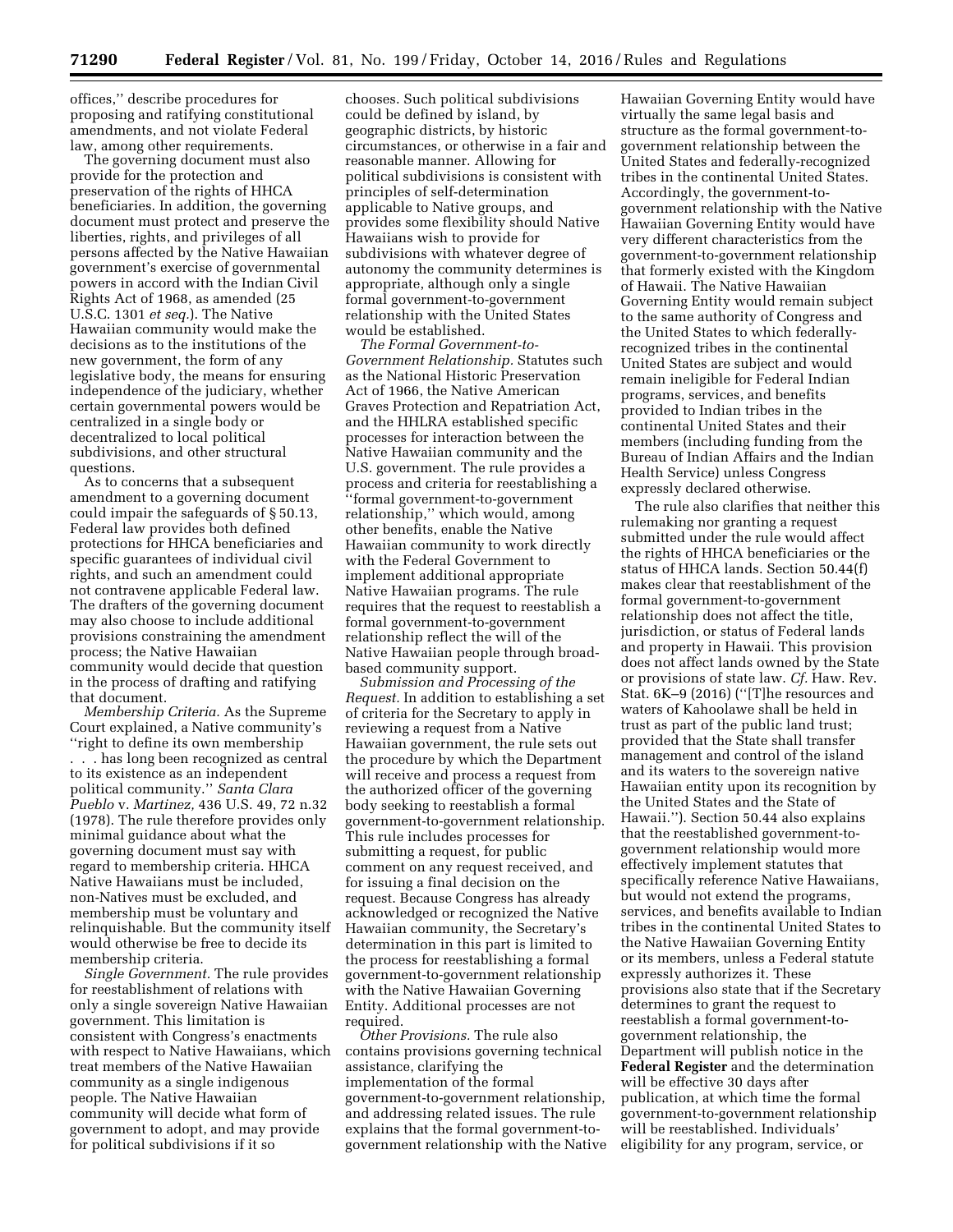offices,'' describe procedures for proposing and ratifying constitutional amendments, and not violate Federal law, among other requirements.

The governing document must also provide for the protection and preservation of the rights of HHCA beneficiaries. In addition, the governing document must protect and preserve the liberties, rights, and privileges of all persons affected by the Native Hawaiian government's exercise of governmental powers in accord with the Indian Civil Rights Act of 1968, as amended (25 U.S.C. 1301 *et seq.*). The Native Hawaiian community would make the decisions as to the institutions of the new government, the form of any legislative body, the means for ensuring independence of the judiciary, whether certain governmental powers would be centralized in a single body or decentralized to local political subdivisions, and other structural questions.

As to concerns that a subsequent amendment to a governing document could impair the safeguards of § 50.13, Federal law provides both defined protections for HHCA beneficiaries and specific guarantees of individual civil rights, and such an amendment could not contravene applicable Federal law. The drafters of the governing document may also choose to include additional provisions constraining the amendment process; the Native Hawaiian community would decide that question in the process of drafting and ratifying that document.

*Membership Criteria.* As the Supreme Court explained, a Native community's ''right to define its own membership . . . has long been recognized as central to its existence as an independent political community.'' *Santa Clara Pueblo* v. *Martinez,* 436 U.S. 49, 72 n.32 (1978). The rule therefore provides only minimal guidance about what the governing document must say with regard to membership criteria. HHCA Native Hawaiians must be included, non-Natives must be excluded, and membership must be voluntary and relinquishable. But the community itself would otherwise be free to decide its membership criteria.

*Single Government.* The rule provides for reestablishment of relations with only a single sovereign Native Hawaiian government. This limitation is consistent with Congress's enactments with respect to Native Hawaiians, which treat members of the Native Hawaiian community as a single indigenous people. The Native Hawaiian community will decide what form of government to adopt, and may provide for political subdivisions if it so chooses. Such political subdivisions could be defined by island, by geographic districts, by historic circumstances, or otherwise in a fair and reasonable manner. Allowing for political subdivisions is consistent with principles of self-determination applicable to Native groups, and provides some flexibility should Native Hawaiians wish to provide for subdivisions with whatever degree of autonomy the community determines is appropriate, although only a single formal government-to-government relationship with the United States would be established.

*The Formal Government-to-Government Relationship.* Statutes such as the National Historic Preservation Act of 1966, the Native American Graves Protection and Repatriation Act, and the HHLRA established specific processes for interaction between the Native Hawaiian community and the U.S. government. The rule provides a process and criteria for reestablishing a ''formal government-to-government relationship,'' which would, among other benefits, enable the Native Hawaiian community to work directly with the Federal Government to implement additional appropriate Native Hawaiian programs. The rule requires that the request to reestablish a formal government-to-government relationship reflect the will of the Native Hawaiian people through broad-based community support.

*Submission and Processing of the Request.* In addition to establishing a set of criteria for the Secretary to apply in reviewing a request from a Native Hawaiian government, the rule sets out the procedure by which the Department will receive and process a request from the authorized officer of the governing body seeking to reestablish a formal government-to-government relationship. This rule includes processes for submitting a request, for public comment on any request received, and for issuing a final decision on the request. Because Congress has already acknowledged or recognized the Native Hawaiian community, the Secretary's determination in this part is limited to the process for reestablishing a formal government-to-government relationship with the Native Hawaiian Governing Entity. Additional processes are not required.

*Other Provisions.* The rule also contains provisions governing technical assistance, clarifying the implementation of the formal government-to-government relationship, and addressing related issues. The rule explains that the formal government-to-government relationship with the Native Hawaiian Governing Entity would have virtually the same legal basis and structure as the formal government-to-government relationship between the United States and federally-recognized tribes in the continental United States. Accordingly, the government-to-government relationship with the Native Hawaiian Governing Entity would have very different characteristics from the government-to-government relationship that formerly existed with the Kingdom of Hawaii. The Native Hawaiian Governing Entity would remain subject to the same authority of Congress and the United States to which federally-recognized tribes in the continental United States are subject and would remain ineligible for Federal Indian programs, services, and benefits provided to Indian tribes in the continental United States and their members (including funding from the Bureau of Indian Affairs and the Indian Health Service) unless Congress expressly declared otherwise.

The rule also clarifies that neither this rulemaking nor granting a request submitted under the rule would affect the rights of HHCA beneficiaries or the status of HHCA lands. Section 50.44(f) makes clear that reestablishment of the formal government-to-government relationship does not affect the title, jurisdiction, or status of Federal lands and property in Hawaii. This provision does not affect lands owned by the State or provisions of state law. *Cf.* Haw. Rev. Stat. 6K–9 (2016) (''[T]he resources and waters of Kahoolawe shall be held in trust as part of the public land trust; provided that the State shall transfer management and control of the island and its waters to the sovereign native Hawaiian entity upon its recognition by the United States and the State of Hawaii.''). Section 50.44 also explains that the reestablished government-to-government relationship would more effectively implement statutes that specifically reference Native Hawaiians, but would not extend the programs, services, and benefits available to Indian tribes in the continental United States to the Native Hawaiian Governing Entity or its members, unless a Federal statute expressly authorizes it. These provisions also state that if the Secretary determines to grant the request to reestablish a formal government-to-government relationship, the Department will publish notice in the **Federal Register** and the determination will be effective 30 days after publication, at which time the formal government-to-government relationship will be reestablished. Individuals' eligibility for any program, service, or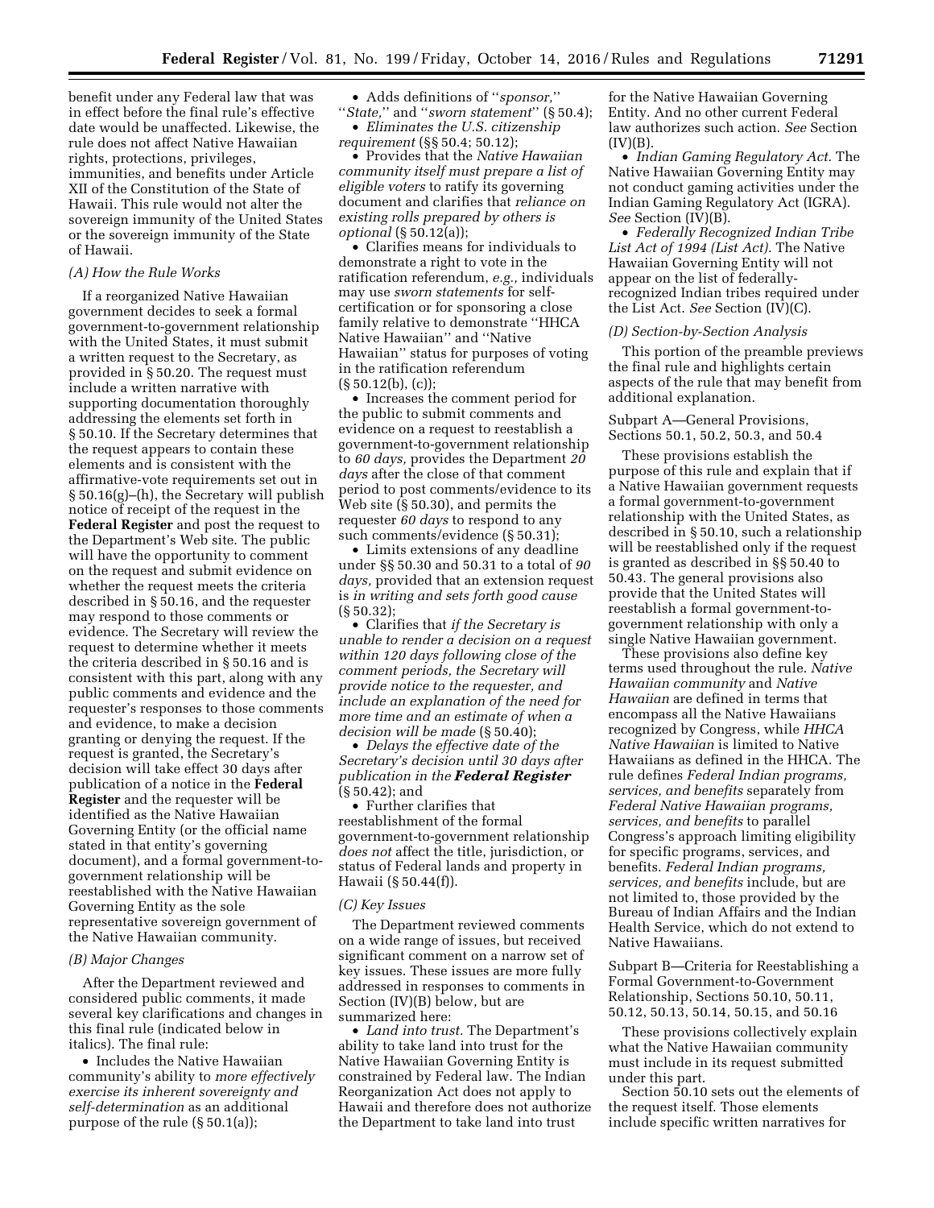benefit under any Federal law that was in effect before the final rule's effective date would be unaffected. Likewise, the rule does not affect Native Hawaiian rights, protections, privileges, immunities, and benefits under Article XII of the Constitution of the State of Hawaii. This rule would not alter the sovereign immunity of the United States or the sovereign immunity of the State of Hawaii.

*(A) How the Rule Works*

If a reorganized Native Hawaiian government decides to seek a formal government-to-government relationship with the United States, it must submit a written request to the Secretary, as provided in § 50.20. The request must include a written narrative with supporting documentation thoroughly addressing the elements set forth in § 50.10. If the Secretary determines that the request appears to contain these elements and is consistent with the affirmative-vote requirements set out in § 50.16(g)–(h), the Secretary will publish notice of receipt of the request in the **Federal Register** and post the request to the Department's Web site. The public will have the opportunity to comment on the request and submit evidence on whether the request meets the criteria described in § 50.16, and the requester may respond to those comments or evidence. The Secretary will review the request to determine whether it meets the criteria described in § 50.16 and is consistent with this part, along with any public comments and evidence and the requester's responses to those comments and evidence, to make a decision granting or denying the request. If the request is granted, the Secretary's decision will take effect 30 days after publication of a notice in the **Federal Register** and the requester will be identified as the Native Hawaiian Governing Entity (or the official name stated in that entity's governing document), and a formal government-to-government relationship will be reestablished with the Native Hawaiian Governing Entity as the sole representative sovereign government of the Native Hawaiian community.

*(B) Major Changes*

After the Department reviewed and considered public comments, it made several key clarifications and changes in this final rule (indicated below in italics). The final rule:

- Includes the Native Hawaiian community's ability to *more effectively exercise its inherent sovereignty and self-determination* as an additional purpose of the rule (§ 50.1(a));
- Adds definitions of "*sponsor,*" "*State,*" and "*sworn statement*" (§ 50.4);
- *Eliminates the U.S. citizenship requirement* (§§ 50.4; 50.12);
- Provides that the *Native Hawaiian community itself must prepare a list of eligible voters* to ratify its governing document and clarifies that *reliance on existing rolls prepared by others is optional* (§ 50.12(a));
- Clarifies means for individuals to demonstrate a right to vote in the ratification referendum, *e.g.,* individuals may use *sworn statements* for self-certification or for sponsoring a close family relative to demonstrate "HHCA Native Hawaiian" and "Native Hawaiian" status for purposes of voting in the ratification referendum (§ 50.12(b), (c));
- Increases the comment period for the public to submit comments and evidence on a request to reestablish a government-to-government relationship to *60 days,* provides the Department *20 days* after the close of that comment period to post comments/evidence to its Web site (§ 50.30), and permits the requester *60 days* to respond to any such comments/evidence (§ 50.31);
- Limits extensions of any deadline under §§ 50.30 and 50.31 to a total of *90 days,* provided that an extension request is *in writing and sets forth good cause* (§ 50.32);
- Clarifies that *if the Secretary is unable to render a decision on a request within 120 days following close of the comment periods, the Secretary will provide notice to the requester, and include an explanation of the need for more time and an estimate of when a decision will be made* (§ 50.40);
- *Delays the effective date of the Secretary's decision until 30 days after publication in the* ***Federal Register*** (§ 50.42); and
- Further clarifies that reestablishment of the formal government-to-government relationship *does not* affect the title, jurisdiction, or status of Federal lands and property in Hawaii (§ 50.44(f)).

*(C) Key Issues*

The Department reviewed comments on a wide range of issues, but received significant comment on a narrow set of key issues. These issues are more fully addressed in responses to comments in Section (IV)(B) below, but are summarized here:

- *Land into trust.* The Department's ability to take land into trust for the Native Hawaiian Governing Entity is constrained by Federal law. The Indian Reorganization Act does not apply to Hawaii and therefore does not authorize the Department to take land into trust for the Native Hawaiian Governing Entity. And no other current Federal law authorizes such action. *See* Section (IV)(B).
- *Indian Gaming Regulatory Act.* The Native Hawaiian Governing Entity may not conduct gaming activities under the Indian Gaming Regulatory Act (IGRA). *See* Section (IV)(B).
- *Federally Recognized Indian Tribe List Act of 1994 (List Act).* The Native Hawaiian Governing Entity will not appear on the list of federally-recognized Indian tribes required under the List Act. *See* Section (IV)(C).

*(D) Section-by-Section Analysis*

This portion of the preamble previews the final rule and highlights certain aspects of the rule that may benefit from additional explanation.

Subpart A—General Provisions, Sections 50.1, 50.2, 50.3, and 50.4

These provisions establish the purpose of this rule and explain that if a Native Hawaiian government requests a formal government-to-government relationship with the United States, as described in § 50.10, such a relationship will be reestablished only if the request is granted as described in §§ 50.40 to 50.43. The general provisions also provide that the United States will reestablish a formal government-to-government relationship with only a single Native Hawaiian government.

These provisions also define key terms used throughout the rule. *Native Hawaiian community* and *Native Hawaiian* are defined in terms that encompass all the Native Hawaiians recognized by Congress, while *HHCA Native Hawaiian* is limited to Native Hawaiians as defined in the HHCA. The rule defines *Federal Indian programs, services, and benefits* separately from *Federal Native Hawaiian programs, services, and benefits* to parallel Congress's approach limiting eligibility for specific programs, services, and benefits. *Federal Indian programs, services, and benefits* include, but are not limited to, those provided by the Bureau of Indian Affairs and the Indian Health Service, which do not extend to Native Hawaiians.

Subpart B—Criteria for Reestablishing a Formal Government-to-Government Relationship, Sections 50.10, 50.11, 50.12, 50.13, 50.14, 50.15, and 50.16

These provisions collectively explain what the Native Hawaiian community must include in its request submitted under this part.

Section 50.10 sets out the elements of the request itself. Those elements include specific written narratives for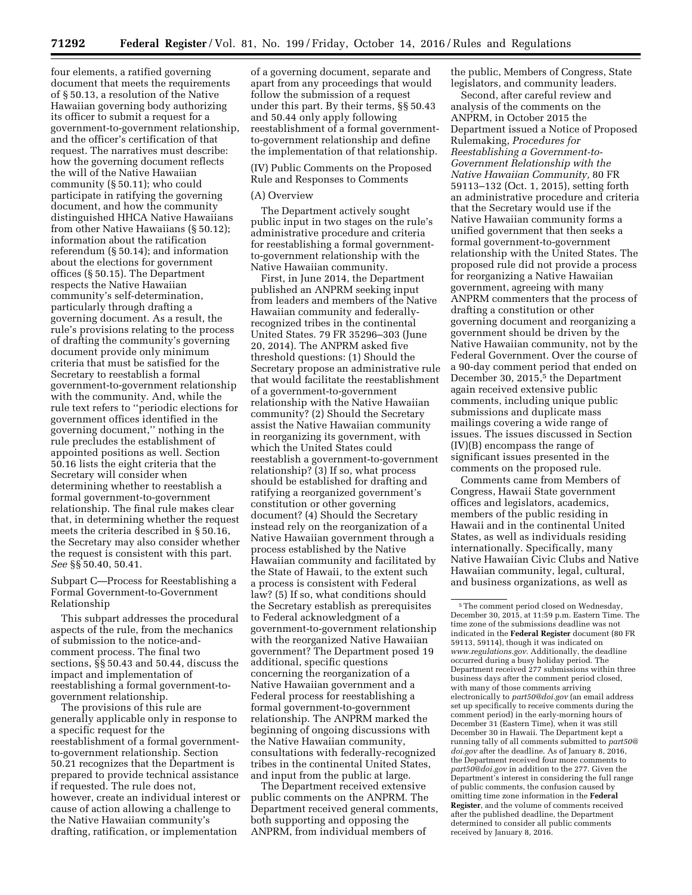four elements, a ratified governing document that meets the requirements of § 50.13, a resolution of the Native Hawaiian governing body authorizing its officer to submit a request for a government-to-government relationship, and the officer's certification of that request. The narratives must describe: how the governing document reflects the will of the Native Hawaiian community (§ 50.11); who could participate in ratifying the governing document, and how the community distinguished HHCA Native Hawaiians from other Native Hawaiians (§ 50.12); information about the ratification referendum (§ 50.14); and information about the elections for government offices (§ 50.15). The Department respects the Native Hawaiian community's self-determination, particularly through drafting a governing document. As a result, the rule's provisions relating to the process of drafting the community's governing document provide only minimum criteria that must be satisfied for the Secretary to reestablish a formal government-to-government relationship with the community. And, while the rule text refers to ''periodic elections for government offices identified in the governing document,'' nothing in the rule precludes the establishment of appointed positions as well. Section 50.16 lists the eight criteria that the Secretary will consider when determining whether to reestablish a formal government-to-government relationship. The final rule makes clear that, in determining whether the request meets the criteria described in § 50.16, the Secretary may also consider whether the request is consistent with this part. *See* §§ 50.40, 50.41.

Subpart C—Process for Reestablishing a Formal Government-to-Government Relationship

This subpart addresses the procedural aspects of the rule, from the mechanics of submission to the notice-and-comment process. The final two sections, §§ 50.43 and 50.44, discuss the impact and implementation of reestablishing a formal government-to-government relationship.

The provisions of this rule are generally applicable only in response to a specific request for the reestablishment of a formal government-to-government relationship. Section 50.21 recognizes that the Department is prepared to provide technical assistance if requested. The rule does not, however, create an individual interest or cause of action allowing a challenge to the Native Hawaiian community's drafting, ratification, or implementation of a governing document, separate and apart from any proceedings that would follow the submission of a request under this part. By their terms, §§ 50.43 and 50.44 only apply following reestablishment of a formal government-to-government relationship and define the implementation of that relationship.

(IV) Public Comments on the Proposed Rule and Responses to Comments

(A) Overview

The Department actively sought public input in two stages on the rule's administrative procedure and criteria for reestablishing a formal government-to-government relationship with the Native Hawaiian community.

First, in June 2014, the Department published an ANPRM seeking input from leaders and members of the Native Hawaiian community and federally-recognized tribes in the continental United States. 79 FR 35296–303 (June 20, 2014). The ANPRM asked five threshold questions: (1) Should the Secretary propose an administrative rule that would facilitate the reestablishment of a government-to-government relationship with the Native Hawaiian community? (2) Should the Secretary assist the Native Hawaiian community in reorganizing its government, with which the United States could reestablish a government-to-government relationship? (3) If so, what process should be established for drafting and ratifying a reorganized government's constitution or other governing document? (4) Should the Secretary instead rely on the reorganization of a Native Hawaiian government through a process established by the Native Hawaiian community and facilitated by the State of Hawaii, to the extent such a process is consistent with Federal law? (5) If so, what conditions should the Secretary establish as prerequisites to Federal acknowledgment of a government-to-government relationship with the reorganized Native Hawaiian government? The Department posed 19 additional, specific questions concerning the reorganization of a Native Hawaiian government and a Federal process for reestablishing a formal government-to-government relationship. The ANPRM marked the beginning of ongoing discussions with the Native Hawaiian community, consultations with federally-recognized tribes in the continental United States, and input from the public at large.

The Department received extensive public comments on the ANPRM. The Department received general comments, both supporting and opposing the ANPRM, from individual members of the public, Members of Congress, State legislators, and community leaders.

Second, after careful review and analysis of the comments on the ANPRM, in October 2015 the Department issued a Notice of Proposed Rulemaking, *Procedures for Reestablishing a Government-to-Government Relationship with the Native Hawaiian Community,* 80 FR 59113–132 (Oct. 1, 2015), setting forth an administrative procedure and criteria that the Secretary would use if the Native Hawaiian community forms a unified government that then seeks a formal government-to-government relationship with the United States. The proposed rule did not provide a process for reorganizing a Native Hawaiian government, agreeing with many ANPRM commenters that the process of drafting a constitution or other governing document and reorganizing a government should be driven by the Native Hawaiian community, not by the Federal Government. Over the course of a 90-day comment period that ended on December 30, 2015,[5] the Department again received extensive public comments, including unique public submissions and duplicate mass mailings covering a wide range of issues. The issues discussed in Section (IV)(B) encompass the range of significant issues presented in the comments on the proposed rule.

Comments came from Members of Congress, Hawaii State government offices and legislators, academics, members of the public residing in Hawaii and in the continental United States, as well as individuals residing internationally. Specifically, many Native Hawaiian Civic Clubs and Native Hawaiian community, legal, cultural, and business organizations, as well as

[5] The comment period closed on Wednesday, December 30, 2015, at 11:59 p.m. Eastern Time. The time zone of the submissions deadline was not indicated in the **Federal Register** document (80 FR 59113, 59114), though it was indicated on *www.regulations.gov.* Additionally, the deadline occurred during a busy holiday period. The Department received 277 submissions within three business days after the comment period closed, with many of those comments arriving electronically to *part50@doi.gov* (an email address set up specifically to receive comments during the comment period) in the early-morning hours of December 31 (Eastern Time), when it was still December 30 in Hawaii. The Department kept a running tally of all comments submitted to *part50@doi.gov* after the deadline. As of January 8, 2016, the Department received four more comments to *part50@doi.gov* in addition to the 277. Given the Department's interest in considering the full range of public comments, the confusion caused by omitting time zone information in the **Federal Register**, and the volume of comments received after the published deadline, the Department determined to consider all public comments received by January 8, 2016.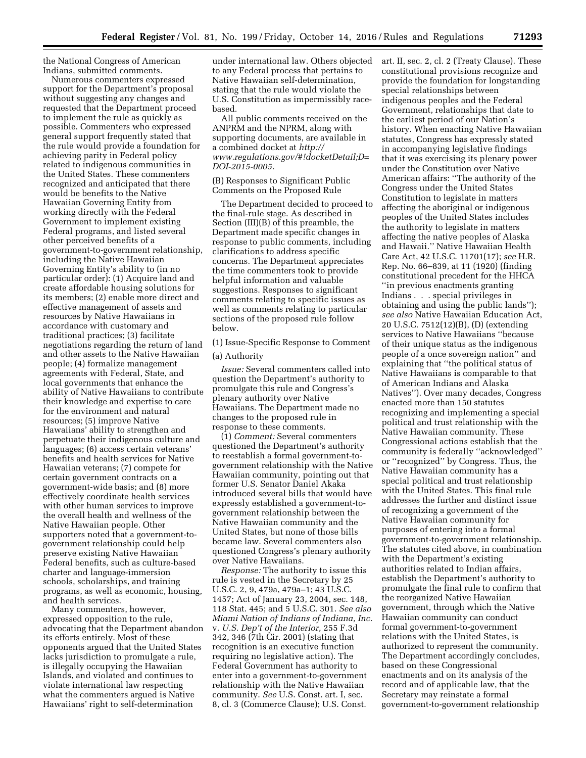the National Congress of American Indians, submitted comments.

Numerous commenters expressed support for the Department's proposal without suggesting any changes and requested that the Department proceed to implement the rule as quickly as possible. Commenters who expressed general support frequently stated that the rule would provide a foundation for achieving parity in Federal policy related to indigenous communities in the United States. These commenters recognized and anticipated that there would be benefits to the Native Hawaiian Governing Entity from working directly with the Federal Government to implement existing Federal programs, and listed several other perceived benefits of a government-to-government relationship, including the Native Hawaiian Governing Entity's ability to (in no particular order): (1) Acquire land and create affordable housing solutions for its members; (2) enable more direct and effective management of assets and resources by Native Hawaiians in accordance with customary and traditional practices; (3) facilitate negotiations regarding the return of land and other assets to the Native Hawaiian people; (4) formalize management agreements with Federal, State, and local governments that enhance the ability of Native Hawaiians to contribute their knowledge and expertise to care for the environment and natural resources; (5) improve Native Hawaiians' ability to strengthen and perpetuate their indigenous culture and languages; (6) access certain veterans' benefits and health services for Native Hawaiian veterans; (7) compete for certain government contracts on a government-wide basis; and (8) more effectively coordinate health services with other human services to improve the overall health and wellness of the Native Hawaiian people. Other supporters noted that a government-to-government relationship could help preserve existing Native Hawaiian Federal benefits, such as culture-based charter and language-immersion schools, scholarships, and training programs, as well as economic, housing, and health services.

Many commenters, however, expressed opposition to the rule, advocating that the Department abandon its efforts entirely. Most of these opponents argued that the United States lacks jurisdiction to promulgate a rule, is illegally occupying the Hawaiian Islands, and violated and continues to violate international law respecting what the commenters argued is Native Hawaiians' right to self-determination under international law. Others objected to any Federal process that pertains to Native Hawaiian self-determination, stating that the rule would violate the U.S. Constitution as impermissibly race-based.

All public comments received on the ANPRM and the NPRM, along with supporting documents, are available in a combined docket at *http://www.regulations.gov/#!docketDetail;D=DOI-2015-0005.*

(B) Responses to Significant Public Comments on the Proposed Rule

The Department decided to proceed to the final-rule stage. As described in Section (III)(B) of this preamble, the Department made specific changes in response to public comments, including clarifications to address specific concerns. The Department appreciates the time commenters took to provide helpful information and valuable suggestions. Responses to significant comments relating to specific issues as well as comments relating to particular sections of the proposed rule follow below.

(1) Issue-Specific Response to Comment

(a) Authority

*Issue:* Several commenters called into question the Department's authority to promulgate this rule and Congress's plenary authority over Native Hawaiians. The Department made no changes to the proposed rule in response to these comments.

(1) *Comment:* Several commenters questioned the Department's authority to reestablish a formal government-to-government relationship with the Native Hawaiian community, pointing out that former U.S. Senator Daniel Akaka introduced several bills that would have expressly established a government-to-government relationship between the Native Hawaiian community and the United States, but none of those bills became law. Several commenters also questioned Congress's plenary authority over Native Hawaiians.

*Response:* The authority to issue this rule is vested in the Secretary by 25 U.S.C. 2, 9, 479a, 479a–1; 43 U.S.C. 1457; Act of January 23, 2004, sec. 148, 118 Stat. 445; and 5 U.S.C. 301. *See also Miami Nation of Indians of Indiana, Inc.* v. *U.S. Dep't of the Interior,* 255 F.3d 342, 346 (7th Cir. 2001) (stating that recognition is an executive function requiring no legislative action). The Federal Government has authority to enter into a government-to-government relationship with the Native Hawaiian community. *See* U.S. Const. art. I, sec. 8, cl. 3 (Commerce Clause); U.S. Const. art. II, sec. 2, cl. 2 (Treaty Clause). These constitutional provisions recognize and provide the foundation for longstanding special relationships between indigenous peoples and the Federal Government, relationships that date to the earliest period of our Nation's history. When enacting Native Hawaiian statutes, Congress has expressly stated in accompanying legislative findings that it was exercising its plenary power under the Constitution over Native American affairs: ''The authority of the Congress under the United States Constitution to legislate in matters affecting the aboriginal or indigenous peoples of the United States includes the authority to legislate in matters affecting the native peoples of Alaska and Hawaii.'' Native Hawaiian Health Care Act, 42 U.S.C. 11701(17); *see* H.R. Rep. No. 66–839, at 11 (1920) (finding constitutional precedent for the HHCA ''in previous enactments granting Indians . . . special privileges in obtaining and using the public lands''); *see also* Native Hawaiian Education Act, 20 U.S.C. 7512(12)(B), (D) (extending services to Native Hawaiians ''because of their unique status as the indigenous people of a once sovereign nation'' and explaining that ''the political status of Native Hawaiians is comparable to that of American Indians and Alaska Natives''). Over many decades, Congress enacted more than 150 statutes recognizing and implementing a special political and trust relationship with the Native Hawaiian community. These Congressional actions establish that the community is federally ''acknowledged'' or ''recognized'' by Congress. Thus, the Native Hawaiian community has a special political and trust relationship with the United States. This final rule addresses the further and distinct issue of recognizing a government of the Native Hawaiian community for purposes of entering into a formal government-to-government relationship. The statutes cited above, in combination with the Department's existing authorities related to Indian affairs, establish the Department's authority to promulgate the final rule to confirm that the reorganized Native Hawaiian government, through which the Native Hawaiian community can conduct formal government-to-government relations with the United States, is authorized to represent the community. The Department accordingly concludes, based on these Congressional enactments and on its analysis of the record and of applicable law, that the Secretary may reinstate a formal government-to-government relationship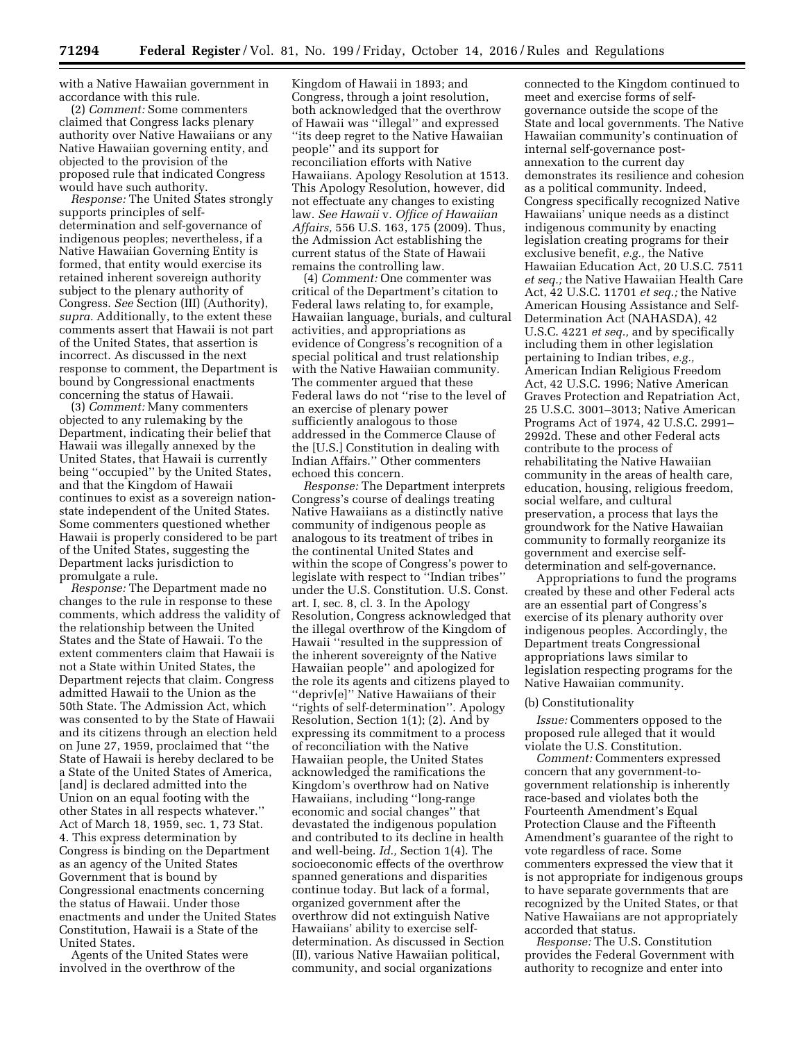with a Native Hawaiian government in accordance with this rule.

(2) *Comment:* Some commenters claimed that Congress lacks plenary authority over Native Hawaiians or any Native Hawaiian governing entity, and objected to the provision of the proposed rule that indicated Congress would have such authority.

*Response:* The United States strongly supports principles of self-determination and self-governance of indigenous peoples; nevertheless, if a Native Hawaiian Governing Entity is formed, that entity would exercise its retained inherent sovereign authority subject to the plenary authority of Congress. *See* Section (III) (Authority), *supra.* Additionally, to the extent these comments assert that Hawaii is not part of the United States, that assertion is incorrect. As discussed in the next response to comment, the Department is bound by Congressional enactments concerning the status of Hawaii.

(3) *Comment:* Many commenters objected to any rulemaking by the Department, indicating their belief that Hawaii was illegally annexed by the United States, that Hawaii is currently being ''occupied'' by the United States, and that the Kingdom of Hawaii continues to exist as a sovereign nation-state independent of the United States. Some commenters questioned whether Hawaii is properly considered to be part of the United States, suggesting the Department lacks jurisdiction to promulgate a rule.

*Response:* The Department made no changes to the rule in response to these comments, which address the validity of the relationship between the United States and the State of Hawaii. To the extent commenters claim that Hawaii is not a State within United States, the Department rejects that claim. Congress admitted Hawaii to the Union as the 50th State. The Admission Act, which was consented to by the State of Hawaii and its citizens through an election held on June 27, 1959, proclaimed that ''the State of Hawaii is hereby declared to be a State of the United States of America, [and] is declared admitted into the Union on an equal footing with the other States in all respects whatever.'' Act of March 18, 1959, sec. 1, 73 Stat. 4. This express determination by Congress is binding on the Department as an agency of the United States Government that is bound by Congressional enactments concerning the status of Hawaii. Under those enactments and under the United States Constitution, Hawaii is a State of the United States.

Agents of the United States were involved in the overthrow of the Kingdom of Hawaii in 1893; and Congress, through a joint resolution, both acknowledged that the overthrow of Hawaii was ''illegal'' and expressed ''its deep regret to the Native Hawaiian people'' and its support for reconciliation efforts with Native Hawaiians. Apology Resolution at 1513. This Apology Resolution, however, did not effectuate any changes to existing law. *See Hawaii* v. *Office of Hawaiian Affairs,* 556 U.S. 163, 175 (2009). Thus, the Admission Act establishing the current status of the State of Hawaii remains the controlling law.

(4) *Comment:* One commenter was critical of the Department's citation to Federal laws relating to, for example, Hawaiian language, burials, and cultural activities, and appropriations as evidence of Congress's recognition of a special political and trust relationship with the Native Hawaiian community. The commenter argued that these Federal laws do not ''rise to the level of an exercise of plenary power sufficiently analogous to those addressed in the Commerce Clause of the [U.S.] Constitution in dealing with Indian Affairs.'' Other commenters echoed this concern.

*Response:* The Department interprets Congress's course of dealings treating Native Hawaiians as a distinctly native community of indigenous people as analogous to its treatment of tribes in the continental United States and within the scope of Congress's power to legislate with respect to ''Indian tribes'' under the U.S. Constitution. U.S. Const. art. I, sec. 8, cl. 3. In the Apology Resolution, Congress acknowledged that the illegal overthrow of the Kingdom of Hawaii ''resulted in the suppression of the inherent sovereignty of the Native Hawaiian people'' and apologized for the role its agents and citizens played to ''depriv[e]'' Native Hawaiians of their ''rights of self-determination''. Apology Resolution, Section 1(1); (2). And by expressing its commitment to a process of reconciliation with the Native Hawaiian people, the United States acknowledged the ramifications the Kingdom's overthrow had on Native Hawaiians, including ''long-range economic and social changes'' that devastated the indigenous population and contributed to its decline in health and well-being. *Id.,* Section 1(4). The socioeconomic effects of the overthrow spanned generations and disparities continue today. But lack of a formal, organized government after the overthrow did not extinguish Native Hawaiians' ability to exercise self-determination. As discussed in Section (II), various Native Hawaiian political, community, and social organizations connected to the Kingdom continued to meet and exercise forms of self-governance outside the scope of the State and local governments. The Native Hawaiian community's continuation of internal self-governance post-annexation to the current day demonstrates its resilience and cohesion as a political community. Indeed, Congress specifically recognized Native Hawaiians' unique needs as a distinct indigenous community by enacting legislation creating programs for their exclusive benefit, *e.g.,* the Native Hawaiian Education Act, 20 U.S.C. 7511 *et seq.;* the Native Hawaiian Health Care Act, 42 U.S.C. 11701 *et seq.;* the Native American Housing Assistance and Self-Determination Act (NAHASDA), 42 U.S.C. 4221 *et seq.,* and by specifically including them in other legislation pertaining to Indian tribes, *e.g.,* American Indian Religious Freedom Act, 42 U.S.C. 1996; Native American Graves Protection and Repatriation Act, 25 U.S.C. 3001–3013; Native American Programs Act of 1974, 42 U.S.C. 2991–2992d. These and other Federal acts contribute to the process of rehabilitating the Native Hawaiian community in the areas of health care, education, housing, religious freedom, social welfare, and cultural preservation, a process that lays the groundwork for the Native Hawaiian community to formally reorganize its government and exercise self-determination and self-governance.

Appropriations to fund the programs created by these and other Federal acts are an essential part of Congress's exercise of its plenary authority over indigenous peoples. Accordingly, the Department treats Congressional appropriations laws similar to legislation respecting programs for the Native Hawaiian community.

(b) Constitutionality

*Issue:* Commenters opposed to the proposed rule alleged that it would violate the U.S. Constitution.

*Comment:* Commenters expressed concern that any government-to-government relationship is inherently race-based and violates both the Fourteenth Amendment's Equal Protection Clause and the Fifteenth Amendment's guarantee of the right to vote regardless of race. Some commenters expressed the view that it is not appropriate for indigenous groups to have separate governments that are recognized by the United States, or that Native Hawaiians are not appropriately accorded that status.

*Response:* The U.S. Constitution provides the Federal Government with authority to recognize and enter into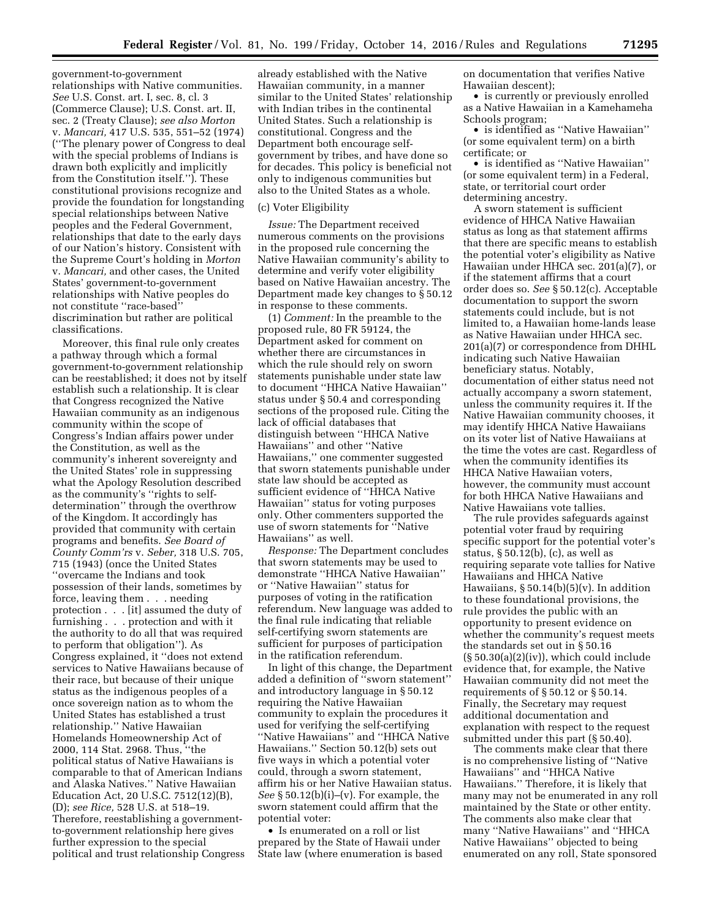government-to-government relationships with Native communities. *See* U.S. Const. art. I, sec. 8, cl. 3 (Commerce Clause); U.S. Const. art. II, sec. 2 (Treaty Clause); *see also Morton* v. *Mancari,* 417 U.S. 535, 551–52 (1974) (''The plenary power of Congress to deal with the special problems of Indians is drawn both explicitly and implicitly from the Constitution itself.''). These constitutional provisions recognize and provide the foundation for longstanding special relationships between Native peoples and the Federal Government, relationships that date to the early days of our Nation's history. Consistent with the Supreme Court's holding in *Morton* v. *Mancari,* and other cases, the United States' government-to-government relationships with Native peoples do not constitute ''race-based'' discrimination but rather are political classifications.

Moreover, this final rule only creates a pathway through which a formal government-to-government relationship can be reestablished; it does not by itself establish such a relationship. It is clear that Congress recognized the Native Hawaiian community as an indigenous community within the scope of Congress's Indian affairs power under the Constitution, as well as the community's inherent sovereignty and the United States' role in suppressing what the Apology Resolution described as the community's ''rights to self-determination'' through the overthrow of the Kingdom. It accordingly has provided that community with certain programs and benefits. *See Board of County Comm'rs* v. *Seber,* 318 U.S. 705, 715 (1943) (once the United States ''overcame the Indians and took possession of their lands, sometimes by force, leaving them . . . needing protection . . . [it] assumed the duty of furnishing . . . protection and with it the authority to do all that was required to perform that obligation''). As Congress explained, it ''does not extend services to Native Hawaiians because of their race, but because of their unique status as the indigenous peoples of a once sovereign nation as to whom the United States has established a trust relationship.'' Native Hawaiian Homelands Homeownership Act of 2000, 114 Stat. 2968. Thus, ''the political status of Native Hawaiians is comparable to that of American Indians and Alaska Natives.'' Native Hawaiian Education Act, 20 U.S.C. 7512(12)(B), (D); *see Rice,* 528 U.S. at 518–19. Therefore, reestablishing a government-to-government relationship here gives further expression to the special political and trust relationship Congress already established with the Native Hawaiian community, in a manner similar to the United States' relationship with Indian tribes in the continental United States. Such a relationship is constitutional. Congress and the Department both encourage self-government by tribes, and have done so for decades. This policy is beneficial not only to indigenous communities but also to the United States as a whole.

(c) Voter Eligibility

*Issue:* The Department received numerous comments on the provisions in the proposed rule concerning the Native Hawaiian community's ability to determine and verify voter eligibility based on Native Hawaiian ancestry. The Department made key changes to § 50.12 in response to these comments.

(1) *Comment:* In the preamble to the proposed rule, 80 FR 59124, the Department asked for comment on whether there are circumstances in which the rule should rely on sworn statements punishable under state law to document ''HHCA Native Hawaiian'' status under § 50.4 and corresponding sections of the proposed rule. Citing the lack of official databases that distinguish between ''HHCA Native Hawaiians'' and other ''Native Hawaiians,'' one commenter suggested that sworn statements punishable under state law should be accepted as sufficient evidence of ''HHCA Native Hawaiian'' status for voting purposes only. Other commenters supported the use of sworn statements for ''Native Hawaiians'' as well.

*Response:* The Department concludes that sworn statements may be used to demonstrate ''HHCA Native Hawaiian'' or ''Native Hawaiian'' status for purposes of voting in the ratification referendum. New language was added to the final rule indicating that reliable self-certifying sworn statements are sufficient for purposes of participation in the ratification referendum.

In light of this change, the Department added a definition of ''sworn statement'' and introductory language in § 50.12 requiring the Native Hawaiian community to explain the procedures it used for verifying the self-certifying ''Native Hawaiians'' and ''HHCA Native Hawaiians.'' Section 50.12(b) sets out five ways in which a potential voter could, through a sworn statement, affirm his or her Native Hawaiian status. *See* § 50.12(b)(i)–(v). For example, the sworn statement could affirm that the potential voter:

- Is enumerated on a roll or list prepared by the State of Hawaii under State law (where enumeration is based on documentation that verifies Native Hawaiian descent);
- is currently or previously enrolled as a Native Hawaiian in a Kamehameha Schools program;
- is identified as ''Native Hawaiian'' (or some equivalent term) on a birth certificate; or
- is identified as ''Native Hawaiian'' (or some equivalent term) in a Federal, state, or territorial court order determining ancestry.

A sworn statement is sufficient evidence of HHCA Native Hawaiian status as long as that statement affirms that there are specific means to establish the potential voter's eligibility as Native Hawaiian under HHCA sec. 201(a)(7), or if the statement affirms that a court order does so. *See* § 50.12(c). Acceptable documentation to support the sworn statements could include, but is not limited to, a Hawaiian home-lands lease as Native Hawaiian under HHCA sec. 201(a)(7) or correspondence from DHHL indicating such Native Hawaiian beneficiary status. Notably, documentation of either status need not actually accompany a sworn statement, unless the community requires it. If the Native Hawaiian community chooses, it may identify HHCA Native Hawaiians on its voter list of Native Hawaiians at the time the votes are cast. Regardless of when the community identifies its HHCA Native Hawaiian voters, however, the community must account for both HHCA Native Hawaiians and Native Hawaiians vote tallies.

The rule provides safeguards against potential voter fraud by requiring specific support for the potential voter's status, § 50.12(b), (c), as well as requiring separate vote tallies for Native Hawaiians and HHCA Native Hawaiians, § 50.14(b)(5)(v). In addition to these foundational provisions, the rule provides the public with an opportunity to present evidence on whether the community's request meets the standards set out in § 50.16 (§ 50.30(a)(2)(iv)), which could include evidence that, for example, the Native Hawaiian community did not meet the requirements of § 50.12 or § 50.14. Finally, the Secretary may request additional documentation and explanation with respect to the request submitted under this part (§ 50.40).

The comments make clear that there is no comprehensive listing of ''Native Hawaiians'' and ''HHCA Native Hawaiians.'' Therefore, it is likely that many may not be enumerated in any roll maintained by the State or other entity. The comments also make clear that many ''Native Hawaiians'' and ''HHCA Native Hawaiians'' objected to being enumerated on any roll, State sponsored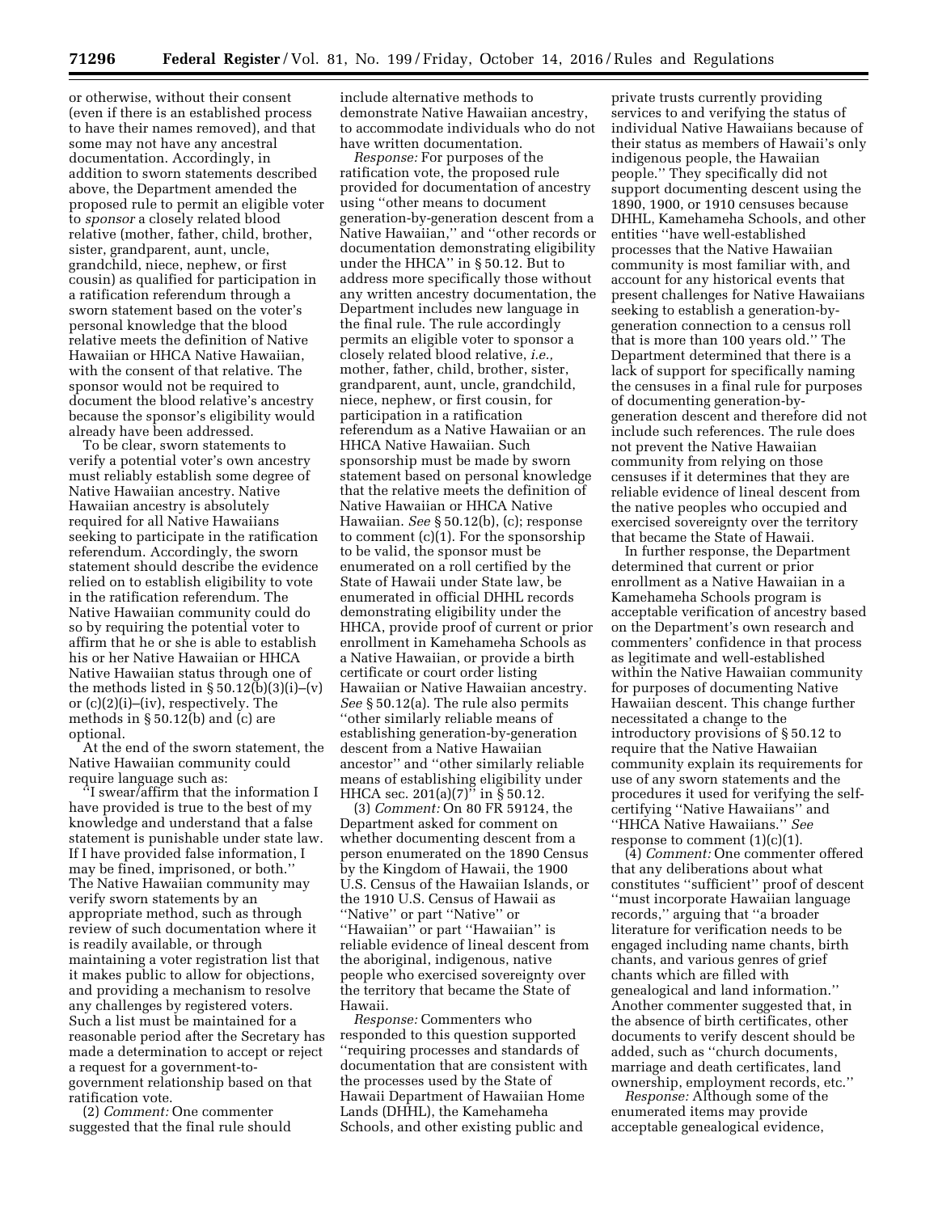or otherwise, without their consent (even if there is an established process to have their names removed), and that some may not have any ancestral documentation. Accordingly, in addition to sworn statements described above, the Department amended the proposed rule to permit an eligible voter to *sponsor* a closely related blood relative (mother, father, child, brother, sister, grandparent, aunt, uncle, grandchild, niece, nephew, or first cousin) as qualified for participation in a ratification referendum through a sworn statement based on the voter's personal knowledge that the blood relative meets the definition of Native Hawaiian or HHCA Native Hawaiian, with the consent of that relative. The sponsor would not be required to document the blood relative's ancestry because the sponsor's eligibility would already have been addressed.

To be clear, sworn statements to verify a potential voter's own ancestry must reliably establish some degree of Native Hawaiian ancestry. Native Hawaiian ancestry is absolutely required for all Native Hawaiians seeking to participate in the ratification referendum. Accordingly, the sworn statement should describe the evidence relied on to establish eligibility to vote in the ratification referendum. The Native Hawaiian community could do so by requiring the potential voter to affirm that he or she is able to establish his or her Native Hawaiian or HHCA Native Hawaiian status through one of the methods listed in § 50.12(b)(3)(i)–(v) or (c)(2)(i)–(iv), respectively. The methods in § 50.12(b) and (c) are optional.

At the end of the sworn statement, the Native Hawaiian community could require language such as:

"I swear/affirm that the information I have provided is true to the best of my knowledge and understand that a false statement is punishable under state law. If I have provided false information, I may be fined, imprisoned, or both." The Native Hawaiian community may verify sworn statements by an appropriate method, such as through review of such documentation where it is readily available, or through maintaining a voter registration list that it makes public to allow for objections, and providing a mechanism to resolve any challenges by registered voters. Such a list must be maintained for a reasonable period after the Secretary has made a determination to accept or reject a request for a government-to-government relationship based on that ratification vote.

(2) *Comment:* One commenter suggested that the final rule should include alternative methods to demonstrate Native Hawaiian ancestry, to accommodate individuals who do not have written documentation.

*Response:* For purposes of the ratification vote, the proposed rule provided for documentation of ancestry using "other means to document generation-by-generation descent from a Native Hawaiian," and "other records or documentation demonstrating eligibility under the HHCA" in § 50.12. But to address more specifically those without any written ancestry documentation, the Department includes new language in the final rule. The rule accordingly permits an eligible voter to sponsor a closely related blood relative, *i.e.,* mother, father, child, brother, sister, grandparent, aunt, uncle, grandchild, niece, nephew, or first cousin, for participation in a ratification referendum as a Native Hawaiian or an HHCA Native Hawaiian. Such sponsorship must be made by sworn statement based on personal knowledge that the relative meets the definition of Native Hawaiian or HHCA Native Hawaiian. *See* § 50.12(b), (c); response to comment (c)(1). For the sponsorship to be valid, the sponsor must be enumerated on a roll certified by the State of Hawaii under State law, be enumerated in official DHHL records demonstrating eligibility under the HHCA, provide proof of current or prior enrollment in Kamehameha Schools as a Native Hawaiian, or provide a birth certificate or court order listing Hawaiian or Native Hawaiian ancestry. *See* § 50.12(a). The rule also permits "other similarly reliable means of establishing generation-by-generation descent from a Native Hawaiian ancestor" and "other similarly reliable means of establishing eligibility under HHCA sec. 201(a)(7)" in § 50.12.

(3) *Comment:* On 80 FR 59124, the Department asked for comment on whether documenting descent from a person enumerated on the 1890 Census by the Kingdom of Hawaii, the 1900 U.S. Census of the Hawaiian Islands, or the 1910 U.S. Census of Hawaii as "Native" or part "Native" or "Hawaiian" or part "Hawaiian" is reliable evidence of lineal descent from the aboriginal, indigenous, native people who exercised sovereignty over the territory that became the State of Hawaii.

*Response:* Commenters who responded to this question supported "requiring processes and standards of documentation that are consistent with the processes used by the State of Hawaii Department of Hawaiian Home Lands (DHHL), the Kamehameha Schools, and other existing public and private trusts currently providing services to and verifying the status of individual Native Hawaiians because of their status as members of Hawaii's only indigenous people, the Hawaiian people." They specifically did not support documenting descent using the 1890, 1900, or 1910 censuses because DHHL, Kamehameha Schools, and other entities "have well-established processes that the Native Hawaiian community is most familiar with, and account for any historical events that present challenges for Native Hawaiians seeking to establish a generation-by-generation connection to a census roll that is more than 100 years old." The Department determined that there is a lack of support for specifically naming the censuses in a final rule for purposes of documenting generation-by-generation descent and therefore did not include such references. The rule does not prevent the Native Hawaiian community from relying on those censuses if it determines that they are reliable evidence of lineal descent from the native peoples who occupied and exercised sovereignty over the territory that became the State of Hawaii.

In further response, the Department determined that current or prior enrollment as a Native Hawaiian in a Kamehameha Schools program is acceptable verification of ancestry based on the Department's own research and commenters' confidence in that process as legitimate and well-established within the Native Hawaiian community for purposes of documenting Native Hawaiian descent. This change further necessitated a change to the introductory provisions of § 50.12 to require that the Native Hawaiian community explain its requirements for use of any sworn statements and the procedures it used for verifying the self-certifying "Native Hawaiians" and "HHCA Native Hawaiians." *See* response to comment (1)(c)(1).

(4) *Comment:* One commenter offered that any deliberations about what constitutes "sufficient" proof of descent "must incorporate Hawaiian language records," arguing that "a broader literature for verification needs to be engaged including name chants, birth chants, and various genres of grief chants which are filled with genealogical and land information." Another commenter suggested that, in the absence of birth certificates, other documents to verify descent should be added, such as "church documents, marriage and death certificates, land ownership, employment records, etc."

*Response:* Although some of the enumerated items may provide acceptable genealogical evidence,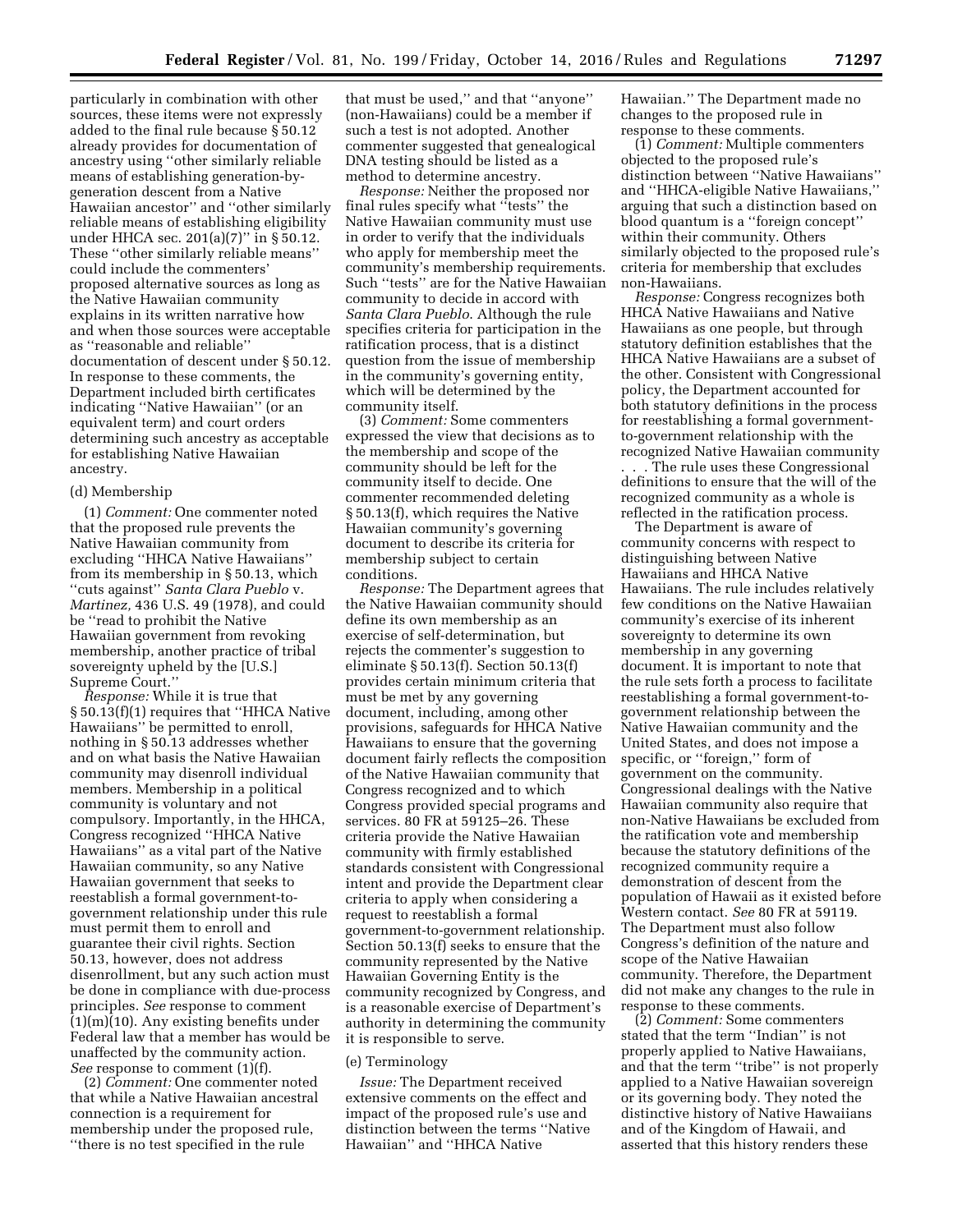particularly in combination with other sources, these items were not expressly added to the final rule because § 50.12 already provides for documentation of ancestry using ''other similarly reliable means of establishing generation-by-generation descent from a Native Hawaiian ancestor'' and ''other similarly reliable means of establishing eligibility under HHCA sec. 201(a)(7)'' in § 50.12. These ''other similarly reliable means'' could include the commenters' proposed alternative sources as long as the Native Hawaiian community explains in its written narrative how and when those sources were acceptable as ''reasonable and reliable'' documentation of descent under § 50.12. In response to these comments, the Department included birth certificates indicating ''Native Hawaiian'' (or an equivalent term) and court orders determining such ancestry as acceptable for establishing Native Hawaiian ancestry.

(d) Membership

(1) *Comment:* One commenter noted that the proposed rule prevents the Native Hawaiian community from excluding ''HHCA Native Hawaiians'' from its membership in § 50.13, which ''cuts against'' *Santa Clara Pueblo* v. *Martinez,* 436 U.S. 49 (1978), and could be ''read to prohibit the Native Hawaiian government from revoking membership, another practice of tribal sovereignty upheld by the [U.S.] Supreme Court.''

*Response:* While it is true that § 50.13(f)(1) requires that ''HHCA Native Hawaiians'' be permitted to enroll, nothing in § 50.13 addresses whether and on what basis the Native Hawaiian community may disenroll individual members. Membership in a political community is voluntary and not compulsory. Importantly, in the HHCA, Congress recognized ''HHCA Native Hawaiians'' as a vital part of the Native Hawaiian community, so any Native Hawaiian government that seeks to reestablish a formal government-to-government relationship under this rule must permit them to enroll and guarantee their civil rights. Section 50.13, however, does not address disenrollment, but any such action must be done in compliance with due-process principles. *See* response to comment (1)(m)(10). Any existing benefits under Federal law that a member has would be unaffected by the community action. *See* response to comment (1)(f).

(2) *Comment:* One commenter noted that while a Native Hawaiian ancestral connection is a requirement for membership under the proposed rule, ''there is no test specified in the rule that must be used,'' and that ''anyone'' (non-Hawaiians) could be a member if such a test is not adopted. Another commenter suggested that genealogical DNA testing should be listed as a method to determine ancestry.

*Response:* Neither the proposed nor final rules specify what ''tests'' the Native Hawaiian community must use in order to verify that the individuals who apply for membership meet the community's membership requirements. Such ''tests'' are for the Native Hawaiian community to decide in accord with *Santa Clara Pueblo.* Although the rule specifies criteria for participation in the ratification process, that is a distinct question from the issue of membership in the community's governing entity, which will be determined by the community itself.

(3) *Comment:* Some commenters expressed the view that decisions as to the membership and scope of the community should be left for the community itself to decide. One commenter recommended deleting § 50.13(f), which requires the Native Hawaiian community's governing document to describe its criteria for membership subject to certain conditions.

*Response:* The Department agrees that the Native Hawaiian community should define its own membership as an exercise of self-determination, but rejects the commenter's suggestion to eliminate § 50.13(f). Section 50.13(f) provides certain minimum criteria that must be met by any governing document, including, among other provisions, safeguards for HHCA Native Hawaiians to ensure that the governing document fairly reflects the composition of the Native Hawaiian community that Congress recognized and to which Congress provided special programs and services. 80 FR at 59125–26. These criteria provide the Native Hawaiian community with firmly established standards consistent with Congressional intent and provide the Department clear criteria to apply when considering a request to reestablish a formal government-to-government relationship. Section 50.13(f) seeks to ensure that the community represented by the Native Hawaiian Governing Entity is the community recognized by Congress, and is a reasonable exercise of Department's authority in determining the community it is responsible to serve.

(e) Terminology

*Issue:* The Department received extensive comments on the effect and impact of the proposed rule's use and distinction between the terms ''Native Hawaiian'' and ''HHCA Native Hawaiian.'' The Department made no changes to the proposed rule in response to these comments.

(1) *Comment:* Multiple commenters objected to the proposed rule's distinction between ''Native Hawaiians'' and ''HHCA-eligible Native Hawaiians,'' arguing that such a distinction based on blood quantum is a ''foreign concept'' within their community. Others similarly objected to the proposed rule's criteria for membership that excludes non-Hawaiians.

*Response:* Congress recognizes both HHCA Native Hawaiians and Native Hawaiians as one people, but through statutory definition establishes that the HHCA Native Hawaiians are a subset of the other. Consistent with Congressional policy, the Department accounted for both statutory definitions in the process for reestablishing a formal government-to-government relationship with the recognized Native Hawaiian community . . . The rule uses these Congressional definitions to ensure that the will of the recognized community as a whole is reflected in the ratification process.

The Department is aware of community concerns with respect to distinguishing between Native Hawaiians and HHCA Native Hawaiians. The rule includes relatively few conditions on the Native Hawaiian community's exercise of its inherent sovereignty to determine its own membership in any governing document. It is important to note that the rule sets forth a process to facilitate reestablishing a formal government-to-government relationship between the Native Hawaiian community and the United States, and does not impose a specific, or ''foreign,'' form of government on the community. Congressional dealings with the Native Hawaiian community also require that non-Native Hawaiians be excluded from the ratification vote and membership because the statutory definitions of the recognized community require a demonstration of descent from the population of Hawaii as it existed before Western contact. *See* 80 FR at 59119. The Department must also follow Congress's definition of the nature and scope of the Native Hawaiian community. Therefore, the Department did not make any changes to the rule in response to these comments.

(2) *Comment:* Some commenters stated that the term ''Indian'' is not properly applied to Native Hawaiians, and that the term ''tribe'' is not properly applied to a Native Hawaiian sovereign or its governing body. They noted the distinctive history of Native Hawaiians and of the Kingdom of Hawaii, and asserted that this history renders these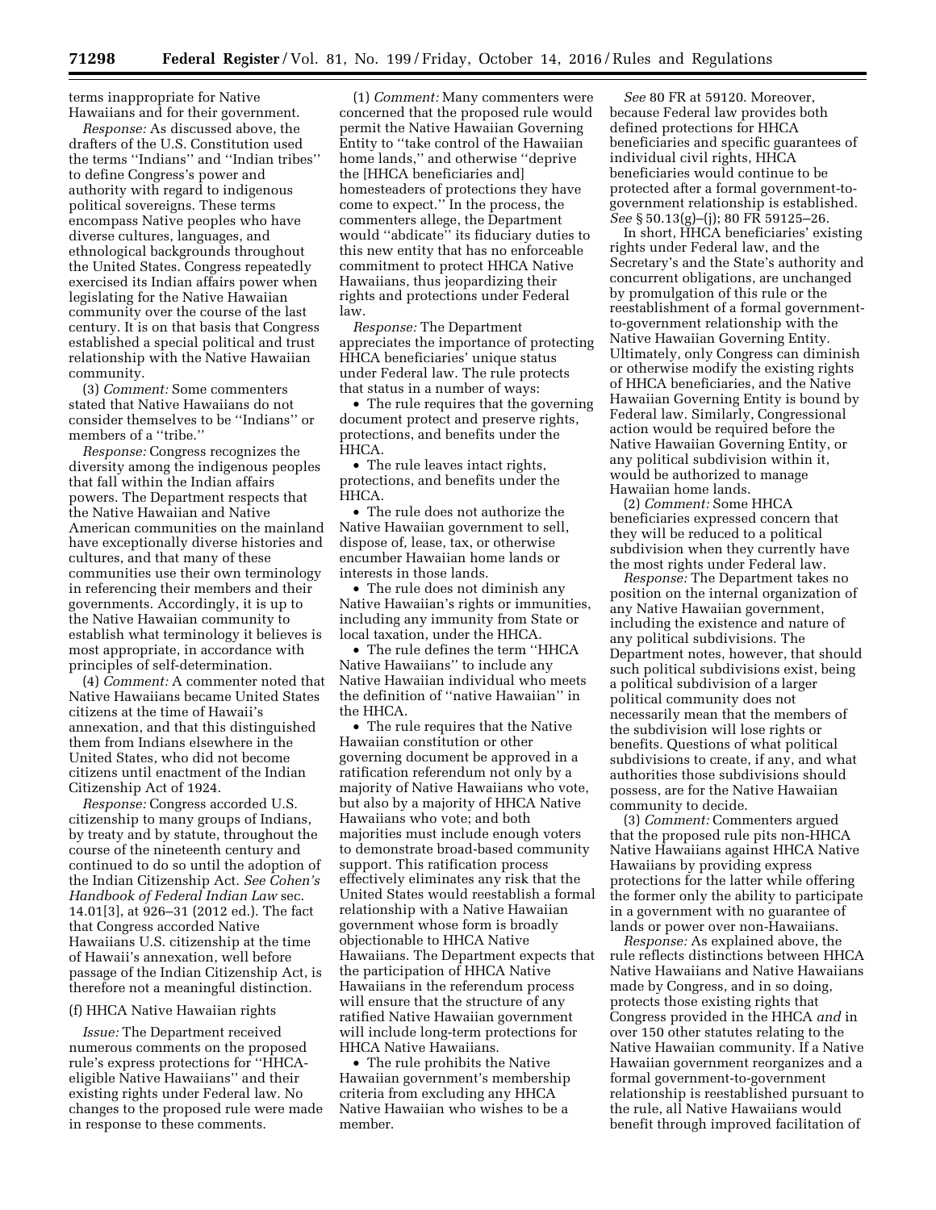terms inappropriate for Native Hawaiians and for their government.

*Response:* As discussed above, the drafters of the U.S. Constitution used the terms ''Indians'' and ''Indian tribes'' to define Congress's power and authority with regard to indigenous political sovereigns. These terms encompass Native peoples who have diverse cultures, languages, and ethnological backgrounds throughout the United States. Congress repeatedly exercised its Indian affairs power when legislating for the Native Hawaiian community over the course of the last century. It is on that basis that Congress established a special political and trust relationship with the Native Hawaiian community.

(3) *Comment:* Some commenters stated that Native Hawaiians do not consider themselves to be ''Indians'' or members of a ''tribe.''

*Response:* Congress recognizes the diversity among the indigenous peoples that fall within the Indian affairs powers. The Department respects that the Native Hawaiian and Native American communities on the mainland have exceptionally diverse histories and cultures, and that many of these communities use their own terminology in referencing their members and their governments. Accordingly, it is up to the Native Hawaiian community to establish what terminology it believes is most appropriate, in accordance with principles of self-determination.

(4) *Comment:* A commenter noted that Native Hawaiians became United States citizens at the time of Hawaii's annexation, and that this distinguished them from Indians elsewhere in the United States, who did not become citizens until enactment of the Indian Citizenship Act of 1924.

*Response:* Congress accorded U.S. citizenship to many groups of Indians, by treaty and by statute, throughout the course of the nineteenth century and continued to do so until the adoption of the Indian Citizenship Act. *See Cohen's Handbook of Federal Indian Law* sec. 14.01[3], at 926–31 (2012 ed.). The fact that Congress accorded Native Hawaiians U.S. citizenship at the time of Hawaii's annexation, well before passage of the Indian Citizenship Act, is therefore not a meaningful distinction.

(f) HHCA Native Hawaiian rights

*Issue:* The Department received numerous comments on the proposed rule's express protections for ''HHCA-eligible Native Hawaiians'' and their existing rights under Federal law. No changes to the proposed rule were made in response to these comments.

(1) *Comment:* Many commenters were concerned that the proposed rule would permit the Native Hawaiian Governing Entity to ''take control of the Hawaiian home lands,'' and otherwise ''deprive the [HHCA beneficiaries and] homesteaders of protections they have come to expect.'' In the process, the commenters allege, the Department would ''abdicate'' its fiduciary duties to this new entity that has no enforceable commitment to protect HHCA Native Hawaiians, thus jeopardizing their rights and protections under Federal law.

*Response:* The Department appreciates the importance of protecting HHCA beneficiaries' unique status under Federal law. The rule protects that status in a number of ways:

- The rule requires that the governing document protect and preserve rights, protections, and benefits under the HHCA.
- The rule leaves intact rights, protections, and benefits under the HHCA.
- The rule does not authorize the Native Hawaiian government to sell, dispose of, lease, tax, or otherwise encumber Hawaiian home lands or interests in those lands.
- The rule does not diminish any Native Hawaiian's rights or immunities, including any immunity from State or local taxation, under the HHCA.
- The rule defines the term ''HHCA Native Hawaiians'' to include any Native Hawaiian individual who meets the definition of ''native Hawaiian'' in the HHCA.
- The rule requires that the Native Hawaiian constitution or other governing document be approved in a ratification referendum not only by a majority of Native Hawaiians who vote, but also by a majority of HHCA Native Hawaiians who vote; and both majorities must include enough voters to demonstrate broad-based community support. This ratification process effectively eliminates any risk that the United States would reestablish a formal relationship with a Native Hawaiian government whose form is broadly objectionable to HHCA Native Hawaiians. The Department expects that the participation of HHCA Native Hawaiians in the referendum process will ensure that the structure of any ratified Native Hawaiian government will include long-term protections for HHCA Native Hawaiians.
- The rule prohibits the Native Hawaiian government's membership criteria from excluding any HHCA Native Hawaiian who wishes to be a member.

*See* 80 FR at 59120. Moreover, because Federal law provides both defined protections for HHCA beneficiaries and specific guarantees of individual civil rights, HHCA beneficiaries would continue to be protected after a formal government-to-government relationship is established. *See* § 50.13(g)–(j); 80 FR 59125–26.

In short, HHCA beneficiaries' existing rights under Federal law, and the Secretary's and the State's authority and concurrent obligations, are unchanged by promulgation of this rule or the reestablishment of a formal government-to-government relationship with the Native Hawaiian Governing Entity. Ultimately, only Congress can diminish or otherwise modify the existing rights of HHCA beneficiaries, and the Native Hawaiian Governing Entity is bound by Federal law. Similarly, Congressional action would be required before the Native Hawaiian Governing Entity, or any political subdivision within it, would be authorized to manage Hawaiian home lands.

(2) *Comment:* Some HHCA beneficiaries expressed concern that they will be reduced to a political subdivision when they currently have the most rights under Federal law.

*Response:* The Department takes no position on the internal organization of any Native Hawaiian government, including the existence and nature of any political subdivisions. The Department notes, however, that should such political subdivisions exist, being a political subdivision of a larger political community does not necessarily mean that the members of the subdivision will lose rights or benefits. Questions of what political subdivisions to create, if any, and what authorities those subdivisions should possess, are for the Native Hawaiian community to decide.

(3) *Comment:* Commenters argued that the proposed rule pits non-HHCA Native Hawaiians against HHCA Native Hawaiians by providing express protections for the latter while offering the former only the ability to participate in a government with no guarantee of lands or power over non-Hawaiians.

*Response:* As explained above, the rule reflects distinctions between HHCA Native Hawaiians and Native Hawaiians made by Congress, and in so doing, protects those existing rights that Congress provided in the HHCA *and* in over 150 other statutes relating to the Native Hawaiian community. If a Native Hawaiian government reorganizes and a formal government-to-government relationship is reestablished pursuant to the rule, all Native Hawaiians would benefit through improved facilitation of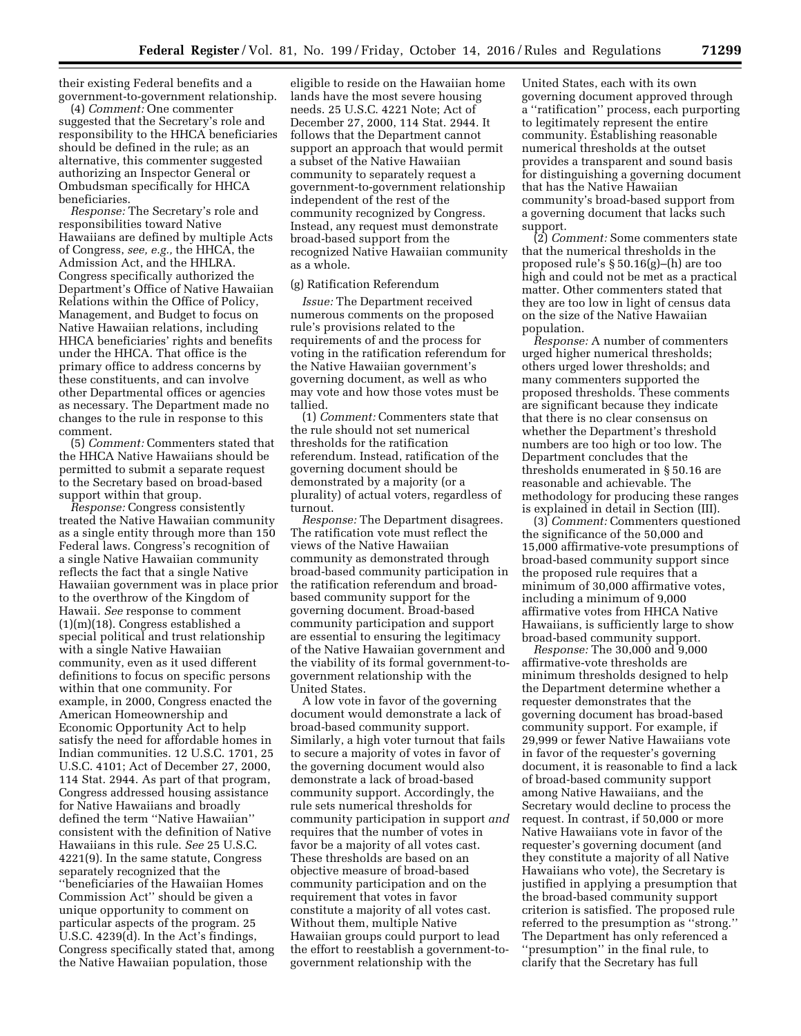their existing Federal benefits and a government-to-government relationship.

(4) *Comment:* One commenter suggested that the Secretary's role and responsibility to the HHCA beneficiaries should be defined in the rule; as an alternative, this commenter suggested authorizing an Inspector General or Ombudsman specifically for HHCA beneficiaries.

*Response:* The Secretary's role and responsibilities toward Native Hawaiians are defined by multiple Acts of Congress, *see, e.g.,* the HHCA, the Admission Act, and the HHLRA. Congress specifically authorized the Department's Office of Native Hawaiian Relations within the Office of Policy, Management, and Budget to focus on Native Hawaiian relations, including HHCA beneficiaries' rights and benefits under the HHCA. That office is the primary office to address concerns by these constituents, and can involve other Departmental offices or agencies as necessary. The Department made no changes to the rule in response to this comment.

(5) *Comment:* Commenters stated that the HHCA Native Hawaiians should be permitted to submit a separate request to the Secretary based on broad-based support within that group.

*Response:* Congress consistently treated the Native Hawaiian community as a single entity through more than 150 Federal laws. Congress's recognition of a single Native Hawaiian community reflects the fact that a single Native Hawaiian government was in place prior to the overthrow of the Kingdom of Hawaii. *See* response to comment (1)(m)(18). Congress established a special political and trust relationship with a single Native Hawaiian community, even as it used different definitions to focus on specific persons within that one community. For example, in 2000, Congress enacted the American Homeownership and Economic Opportunity Act to help satisfy the need for affordable homes in Indian communities. 12 U.S.C. 1701, 25 U.S.C. 4101; Act of December 27, 2000, 114 Stat. 2944. As part of that program, Congress addressed housing assistance for Native Hawaiians and broadly defined the term ''Native Hawaiian'' consistent with the definition of Native Hawaiians in this rule. *See* 25 U.S.C. 4221(9). In the same statute, Congress separately recognized that the ''beneficiaries of the Hawaiian Homes Commission Act'' should be given a unique opportunity to comment on particular aspects of the program. 25 U.S.C. 4239(d). In the Act's findings, Congress specifically stated that, among the Native Hawaiian population, those eligible to reside on the Hawaiian home lands have the most severe housing needs. 25 U.S.C. 4221 Note; Act of December 27, 2000, 114 Stat. 2944. It follows that the Department cannot support an approach that would permit a subset of the Native Hawaiian community to separately request a government-to-government relationship independent of the rest of the community recognized by Congress. Instead, any request must demonstrate broad-based support from the recognized Native Hawaiian community as a whole.

(g) Ratification Referendum

*Issue:* The Department received numerous comments on the proposed rule's provisions related to the requirements of and the process for voting in the ratification referendum for the Native Hawaiian government's governing document, as well as who may vote and how those votes must be tallied.

(1) *Comment:* Commenters state that the rule should not set numerical thresholds for the ratification referendum. Instead, ratification of the governing document should be demonstrated by a majority (or a plurality) of actual voters, regardless of turnout.

*Response:* The Department disagrees. The ratification vote must reflect the views of the Native Hawaiian community as demonstrated through broad-based community participation in the ratification referendum and broad-based community support for the governing document. Broad-based community participation and support are essential to ensuring the legitimacy of the Native Hawaiian government and the viability of its formal government-to-government relationship with the United States.

A low vote in favor of the governing document would demonstrate a lack of broad-based community support. Similarly, a high voter turnout that fails to secure a majority of votes in favor of the governing document would also demonstrate a lack of broad-based community support. Accordingly, the rule sets numerical thresholds for community participation in support *and* requires that the number of votes in favor be a majority of all votes cast. These thresholds are based on an objective measure of broad-based community participation and on the requirement that votes in favor constitute a majority of all votes cast. Without them, multiple Native Hawaiian groups could purport to lead the effort to reestablish a government-to-government relationship with the United States, each with its own governing document approved through a ''ratification'' process, each purporting to legitimately represent the entire community. Establishing reasonable numerical thresholds at the outset provides a transparent and sound basis for distinguishing a governing document that has the Native Hawaiian community's broad-based support from a governing document that lacks such support.

(2) *Comment:* Some commenters state that the numerical thresholds in the proposed rule's § 50.16(g)–(h) are too high and could not be met as a practical matter. Other commenters stated that they are too low in light of census data on the size of the Native Hawaiian population.

*Response:* A number of commenters urged higher numerical thresholds; others urged lower thresholds; and many commenters supported the proposed thresholds. These comments are significant because they indicate that there is no clear consensus on whether the Department's threshold numbers are too high or too low. The Department concludes that the thresholds enumerated in § 50.16 are reasonable and achievable. The methodology for producing these ranges is explained in detail in Section (III).

(3) *Comment:* Commenters questioned the significance of the 50,000 and 15,000 affirmative-vote presumptions of broad-based community support since the proposed rule requires that a minimum of 30,000 affirmative votes, including a minimum of 9,000 affirmative votes from HHCA Native Hawaiians, is sufficiently large to show broad-based community support.

*Response:* The 30,000 and 9,000 affirmative-vote thresholds are minimum thresholds designed to help the Department determine whether a requester demonstrates that the governing document has broad-based community support. For example, if 29,999 or fewer Native Hawaiians vote in favor of the requester's governing document, it is reasonable to find a lack of broad-based community support among Native Hawaiians, and the Secretary would decline to process the request. In contrast, if 50,000 or more Native Hawaiians vote in favor of the requester's governing document (and they constitute a majority of all Native Hawaiians who vote), the Secretary is justified in applying a presumption that the broad-based community support criterion is satisfied. The proposed rule referred to the presumption as ''strong.'' The Department has only referenced a ''presumption'' in the final rule, to clarify that the Secretary has full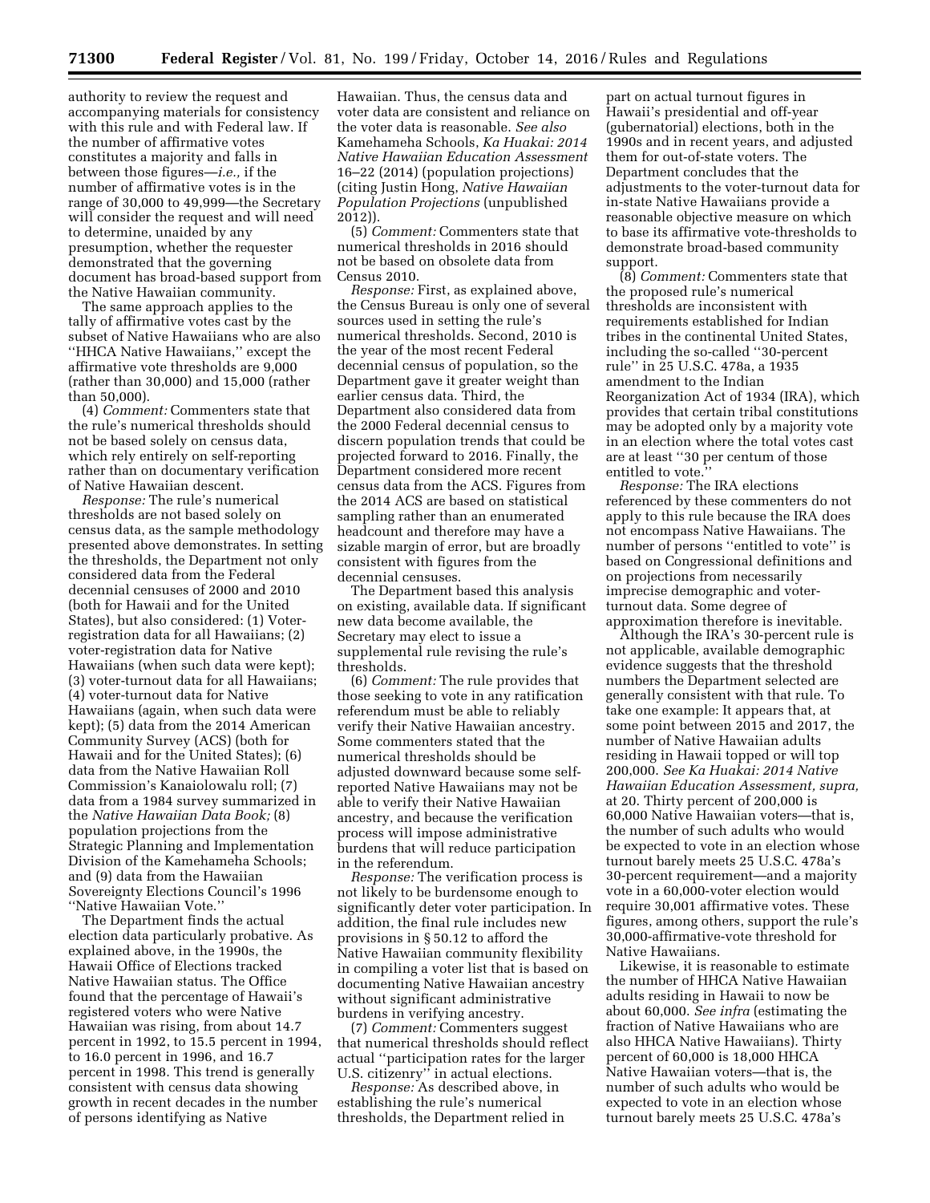authority to review the request and accompanying materials for consistency with this rule and with Federal law. If the number of affirmative votes constitutes a majority and falls in between those figures—*i.e.,* if the number of affirmative votes is in the range of 30,000 to 49,999—the Secretary will consider the request and will need to determine, unaided by any presumption, whether the requester demonstrated that the governing document has broad-based support from the Native Hawaiian community.

The same approach applies to the tally of affirmative votes cast by the subset of Native Hawaiians who are also ''HHCA Native Hawaiians,'' except the affirmative vote thresholds are 9,000 (rather than 30,000) and 15,000 (rather than 50,000).

(4) *Comment:* Commenters state that the rule's numerical thresholds should not be based solely on census data, which rely entirely on self-reporting rather than on documentary verification of Native Hawaiian descent.

*Response:* The rule's numerical thresholds are not based solely on census data, as the sample methodology presented above demonstrates. In setting the thresholds, the Department not only considered data from the Federal decennial censuses of 2000 and 2010 (both for Hawaii and for the United States), but also considered: (1) Voter-registration data for all Hawaiians; (2) voter-registration data for Native Hawaiians (when such data were kept); (3) voter-turnout data for all Hawaiians; (4) voter-turnout data for Native Hawaiians (again, when such data were kept); (5) data from the 2014 American Community Survey (ACS) (both for Hawaii and for the United States); (6) data from the Native Hawaiian Roll Commission's Kanaiolowalu roll; (7) data from a 1984 survey summarized in the *Native Hawaiian Data Book;* (8) population projections from the Strategic Planning and Implementation Division of the Kamehameha Schools; and (9) data from the Hawaiian Sovereignty Elections Council's 1996 ''Native Hawaiian Vote.''

The Department finds the actual election data particularly probative. As explained above, in the 1990s, the Hawaii Office of Elections tracked Native Hawaiian status. The Office found that the percentage of Hawaii's registered voters who were Native Hawaiian was rising, from about 14.7 percent in 1992, to 15.5 percent in 1994, to 16.0 percent in 1996, and 16.7 percent in 1998. This trend is generally consistent with census data showing growth in recent decades in the number of persons identifying as Native Hawaiian. Thus, the census data and voter data are consistent and reliance on the voter data is reasonable. *See also* Kamehameha Schools, *Ka Huakai: 2014 Native Hawaiian Education Assessment* 16–22 (2014) (population projections) (citing Justin Hong, *Native Hawaiian Population Projections* (unpublished 2012)).

(5) *Comment:* Commenters state that numerical thresholds in 2016 should not be based on obsolete data from Census 2010.

*Response:* First, as explained above, the Census Bureau is only one of several sources used in setting the rule's numerical thresholds. Second, 2010 is the year of the most recent Federal decennial census of population, so the Department gave it greater weight than earlier census data. Third, the Department also considered data from the 2000 Federal decennial census to discern population trends that could be projected forward to 2016. Finally, the Department considered more recent census data from the ACS. Figures from the 2014 ACS are based on statistical sampling rather than an enumerated headcount and therefore may have a sizable margin of error, but are broadly consistent with figures from the decennial censuses.

The Department based this analysis on existing, available data. If significant new data become available, the Secretary may elect to issue a supplemental rule revising the rule's thresholds.

(6) *Comment:* The rule provides that those seeking to vote in any ratification referendum must be able to reliably verify their Native Hawaiian ancestry. Some commenters stated that the numerical thresholds should be adjusted downward because some self-reported Native Hawaiians may not be able to verify their Native Hawaiian ancestry, and because the verification process will impose administrative burdens that will reduce participation in the referendum.

*Response:* The verification process is not likely to be burdensome enough to significantly deter voter participation. In addition, the final rule includes new provisions in § 50.12 to afford the Native Hawaiian community flexibility in compiling a voter list that is based on documenting Native Hawaiian ancestry without significant administrative burdens in verifying ancestry.

(7) *Comment:* Commenters suggest that numerical thresholds should reflect actual ''participation rates for the larger U.S. citizenry'' in actual elections.

*Response:* As described above, in establishing the rule's numerical thresholds, the Department relied in part on actual turnout figures in Hawaii's presidential and off-year (gubernatorial) elections, both in the 1990s and in recent years, and adjusted them for out-of-state voters. The Department concludes that the adjustments to the voter-turnout data for in-state Native Hawaiians provide a reasonable objective measure on which to base its affirmative vote-thresholds to demonstrate broad-based community support.

(8) *Comment:* Commenters state that the proposed rule's numerical thresholds are inconsistent with requirements established for Indian tribes in the continental United States, including the so-called ''30-percent rule'' in 25 U.S.C. 478a, a 1935 amendment to the Indian Reorganization Act of 1934 (IRA), which provides that certain tribal constitutions may be adopted only by a majority vote in an election where the total votes cast are at least ''30 per centum of those entitled to vote.''

*Response:* The IRA elections referenced by these commenters do not apply to this rule because the IRA does not encompass Native Hawaiians. The number of persons ''entitled to vote'' is based on Congressional definitions and on projections from necessarily imprecise demographic and voter-turnout data. Some degree of approximation therefore is inevitable.

Although the IRA's 30-percent rule is not applicable, available demographic evidence suggests that the threshold numbers the Department selected are generally consistent with that rule. To take one example: It appears that, at some point between 2015 and 2017, the number of Native Hawaiian adults residing in Hawaii topped or will top 200,000. *See Ka Huakai: 2014 Native Hawaiian Education Assessment, supra,* at 20. Thirty percent of 200,000 is 60,000 Native Hawaiian voters—that is, the number of such adults who would be expected to vote in an election whose turnout barely meets 25 U.S.C. 478a's 30-percent requirement—and a majority vote in a 60,000-voter election would require 30,001 affirmative votes. These figures, among others, support the rule's 30,000-affirmative-vote threshold for Native Hawaiians.

Likewise, it is reasonable to estimate the number of HHCA Native Hawaiian adults residing in Hawaii to now be about 60,000. *See infra* (estimating the fraction of Native Hawaiians who are also HHCA Native Hawaiians). Thirty percent of 60,000 is 18,000 HHCA Native Hawaiian voters—that is, the number of such adults who would be expected to vote in an election whose turnout barely meets 25 U.S.C. 478a's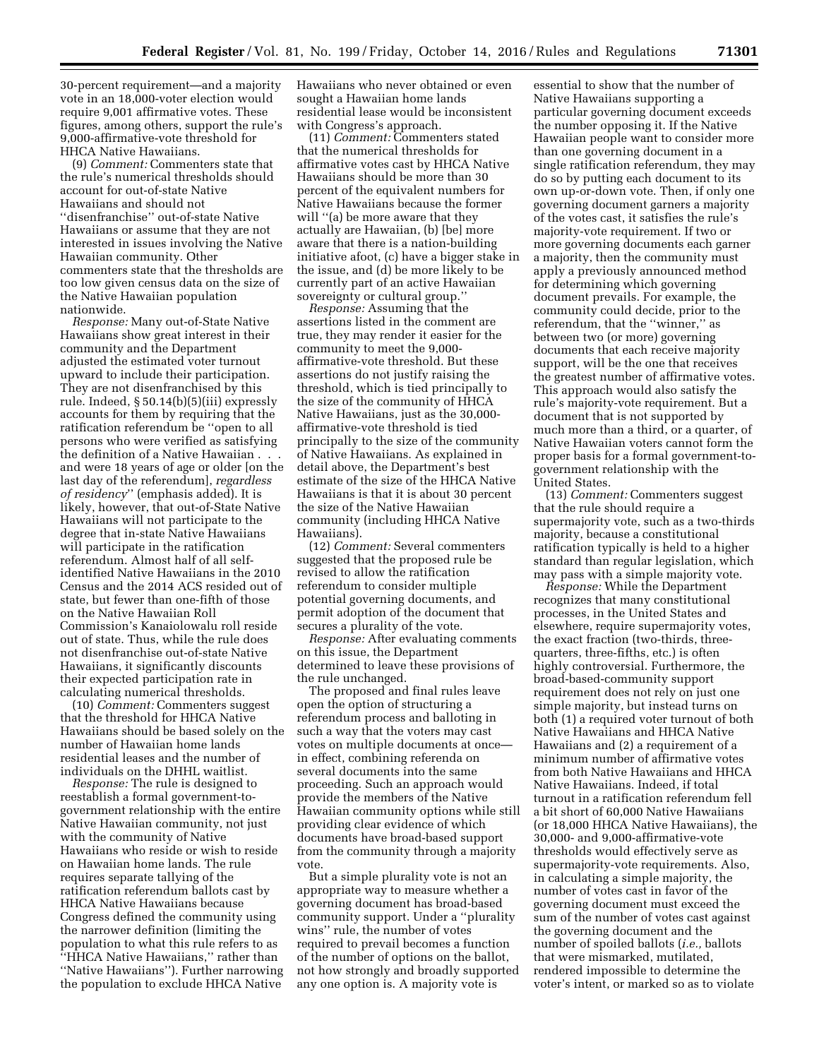30-percent requirement—and a majority vote in an 18,000-voter election would require 9,001 affirmative votes. These figures, among others, support the rule's 9,000-affirmative-vote threshold for HHCA Native Hawaiians.

(9) *Comment:* Commenters state that the rule's numerical thresholds should account for out-of-state Native Hawaiians and should not ''disenfranchise'' out-of-state Native Hawaiians or assume that they are not interested in issues involving the Native Hawaiian community. Other commenters state that the thresholds are too low given census data on the size of the Native Hawaiian population nationwide.

*Response:* Many out-of-State Native Hawaiians show great interest in their community and the Department adjusted the estimated voter turnout upward to include their participation. They are not disenfranchised by this rule. Indeed, § 50.14(b)(5)(iii) expressly accounts for them by requiring that the ratification referendum be ''open to all persons who were verified as satisfying the definition of a Native Hawaiian . . . and were 18 years of age or older [on the last day of the referendum], *regardless of residency*'' (emphasis added). It is likely, however, that out-of-State Native Hawaiians will not participate to the degree that in-state Native Hawaiians will participate in the ratification referendum. Almost half of all self-identified Native Hawaiians in the 2010 Census and the 2014 ACS resided out of state, but fewer than one-fifth of those on the Native Hawaiian Roll Commission's Kanaiolowalu roll reside out of state. Thus, while the rule does not disenfranchise out-of-state Native Hawaiians, it significantly discounts their expected participation rate in calculating numerical thresholds.

(10) *Comment:* Commenters suggest that the threshold for HHCA Native Hawaiians should be based solely on the number of Hawaiian home lands residential leases and the number of individuals on the DHHL waitlist.

*Response:* The rule is designed to reestablish a formal government-to-government relationship with the entire Native Hawaiian community, not just with the community of Native Hawaiians who reside or wish to reside on Hawaiian home lands. The rule requires separate tallying of the ratification referendum ballots cast by HHCA Native Hawaiians because Congress defined the community using the narrower definition (limiting the population to what this rule refers to as ''HHCA Native Hawaiians,'' rather than ''Native Hawaiians''). Further narrowing the population to exclude HHCA Native Hawaiians who never obtained or even sought a Hawaiian home lands residential lease would be inconsistent with Congress's approach.

(11) *Comment:* Commenters stated that the numerical thresholds for affirmative votes cast by HHCA Native Hawaiians should be more than 30 percent of the equivalent numbers for Native Hawaiians because the former will ''(a) be more aware that they actually are Hawaiian, (b) [be] more aware that there is a nation-building initiative afoot, (c) have a bigger stake in the issue, and (d) be more likely to be currently part of an active Hawaiian sovereignty or cultural group.''

*Response:* Assuming that the assertions listed in the comment are true, they may render it easier for the community to meet the 9,000-affirmative-vote threshold. But these assertions do not justify raising the threshold, which is tied principally to the size of the community of HHCA Native Hawaiians, just as the 30,000-affirmative-vote threshold is tied principally to the size of the community of Native Hawaiians. As explained in detail above, the Department's best estimate of the size of the HHCA Native Hawaiians is that it is about 30 percent the size of the Native Hawaiian community (including HHCA Native Hawaiians).

(12) *Comment:* Several commenters suggested that the proposed rule be revised to allow the ratification referendum to consider multiple potential governing documents, and permit adoption of the document that secures a plurality of the vote.

*Response:* After evaluating comments on this issue, the Department determined to leave these provisions of the rule unchanged.

The proposed and final rules leave open the option of structuring a referendum process and balloting in such a way that the voters may cast votes on multiple documents at once—in effect, combining referenda on several documents into the same proceeding. Such an approach would provide the members of the Native Hawaiian community options while still providing clear evidence of which documents have broad-based support from the community through a majority vote.

But a simple plurality vote is not an appropriate way to measure whether a governing document has broad-based community support. Under a ''plurality wins'' rule, the number of votes required to prevail becomes a function of the number of options on the ballot, not how strongly and broadly supported any one option is. A majority vote is essential to show that the number of Native Hawaiians supporting a particular governing document exceeds the number opposing it. If the Native Hawaiian people want to consider more than one governing document in a single ratification referendum, they may do so by putting each document to its own up-or-down vote. Then, if only one governing document garners a majority of the votes cast, it satisfies the rule's majority-vote requirement. If two or more governing documents each garner a majority, then the community must apply a previously announced method for determining which governing document prevails. For example, the community could decide, prior to the referendum, that the ''winner,'' as between two (or more) governing documents that each receive majority support, will be the one that receives the greatest number of affirmative votes. This approach would also satisfy the rule's majority-vote requirement. But a document that is not supported by much more than a third, or a quarter, of Native Hawaiian voters cannot form the proper basis for a formal government-to-government relationship with the United States.

(13) *Comment:* Commenters suggest that the rule should require a supermajority vote, such as a two-thirds majority, because a constitutional ratification typically is held to a higher standard than regular legislation, which may pass with a simple majority vote.

*Response:* While the Department recognizes that many constitutional processes, in the United States and elsewhere, require supermajority votes, the exact fraction (two-thirds, three-quarters, three-fifths, etc.) is often highly controversial. Furthermore, the broad-based-community support requirement does not rely on just one simple majority, but instead turns on both (1) a required voter turnout of both Native Hawaiians and HHCA Native Hawaiians and (2) a requirement of a minimum number of affirmative votes from both Native Hawaiians and HHCA Native Hawaiians. Indeed, if total turnout in a ratification referendum fell a bit short of 60,000 Native Hawaiians (or 18,000 HHCA Native Hawaiians), the 30,000- and 9,000-affirmative-vote thresholds would effectively serve as supermajority-vote requirements. Also, in calculating a simple majority, the number of votes cast in favor of the governing document must exceed the sum of the number of votes cast against the governing document and the number of spoiled ballots (*i.e.,* ballots that were mismarked, mutilated, rendered impossible to determine the voter's intent, or marked so as to violate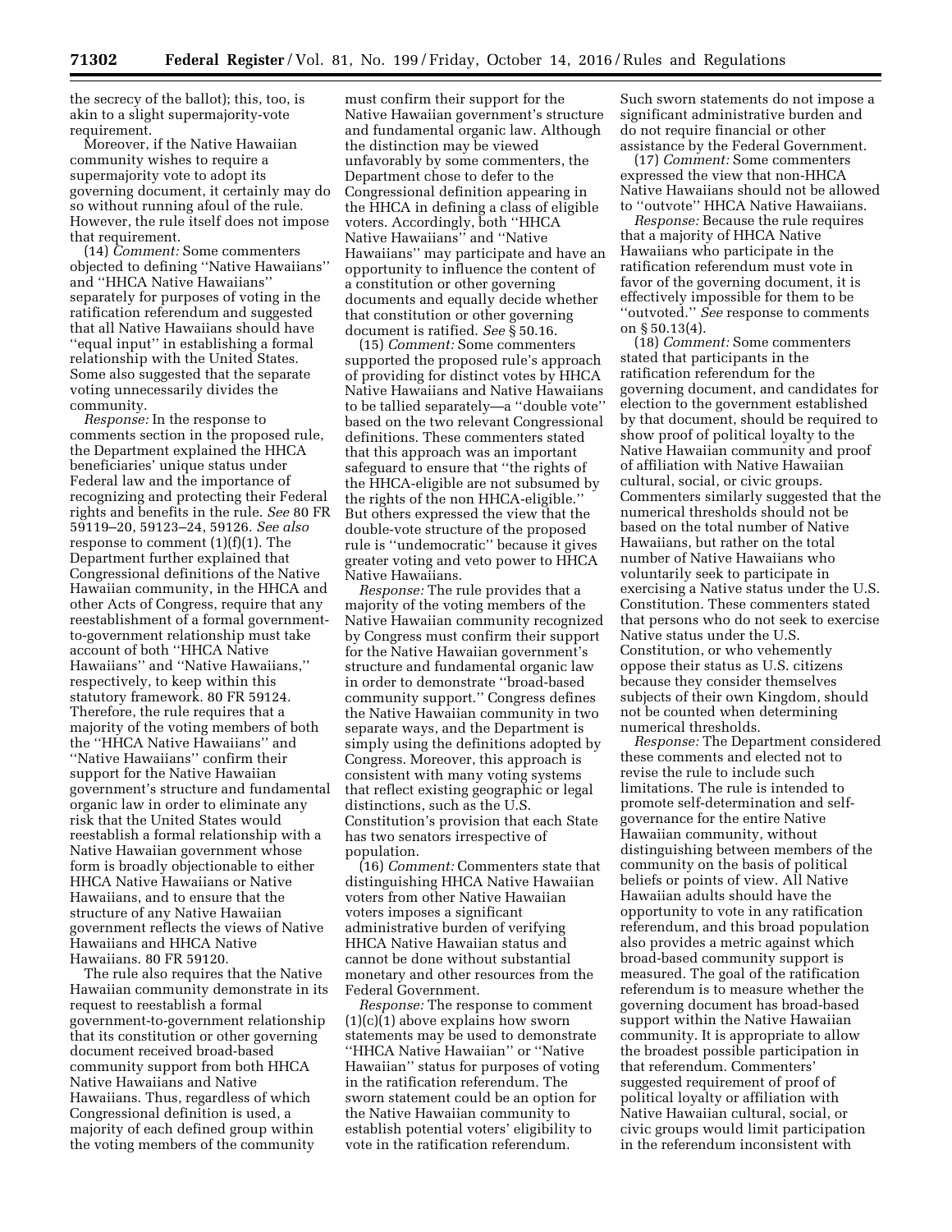the secrecy of the ballot); this, too, is akin to a slight supermajority-vote requirement.

Moreover, if the Native Hawaiian community wishes to require a supermajority vote to adopt its governing document, it certainly may do so without running afoul of the rule. However, the rule itself does not impose that requirement.

(14) *Comment:* Some commenters objected to defining ''Native Hawaiians'' and ''HHCA Native Hawaiians'' separately for purposes of voting in the ratification referendum and suggested that all Native Hawaiians should have ''equal input'' in establishing a formal relationship with the United States. Some also suggested that the separate voting unnecessarily divides the community.

*Response:* In the response to comments section in the proposed rule, the Department explained the HHCA beneficiaries' unique status under Federal law and the importance of recognizing and protecting their Federal rights and benefits in the rule. *See* 80 FR 59119–20, 59123–24, 59126. *See also* response to comment (1)(f)(1). The Department further explained that Congressional definitions of the Native Hawaiian community, in the HHCA and other Acts of Congress, require that any reestablishment of a formal government-to-government relationship must take account of both ''HHCA Native Hawaiians'' and ''Native Hawaiians,'' respectively, to keep within this statutory framework. 80 FR 59124. Therefore, the rule requires that a majority of the voting members of both the ''HHCA Native Hawaiians'' and ''Native Hawaiians'' confirm their support for the Native Hawaiian government's structure and fundamental organic law in order to eliminate any risk that the United States would reestablish a formal relationship with a Native Hawaiian government whose form is broadly objectionable to either HHCA Native Hawaiians or Native Hawaiians, and to ensure that the structure of any Native Hawaiian government reflects the views of Native Hawaiians and HHCA Native Hawaiians. 80 FR 59120.

The rule also requires that the Native Hawaiian community demonstrate in its request to reestablish a formal government-to-government relationship that its constitution or other governing document received broad-based community support from both HHCA Native Hawaiians and Native Hawaiians. Thus, regardless of which Congressional definition is used, a majority of each defined group within the voting members of the community must confirm their support for the Native Hawaiian government's structure and fundamental organic law. Although the distinction may be viewed unfavorably by some commenters, the Department chose to defer to the Congressional definition appearing in the HHCA in defining a class of eligible voters. Accordingly, both ''HHCA Native Hawaiians'' and ''Native Hawaiians'' may participate and have an opportunity to influence the content of a constitution or other governing documents and equally decide whether that constitution or other governing document is ratified. *See* § 50.16.

(15) *Comment:* Some commenters supported the proposed rule's approach of providing for distinct votes by HHCA Native Hawaiians and Native Hawaiians to be tallied separately—a ''double vote'' based on the two relevant Congressional definitions. These commenters stated that this approach was an important safeguard to ensure that ''the rights of the HHCA-eligible are not subsumed by the rights of the non HHCA-eligible.'' But others expressed the view that the double-vote structure of the proposed rule is ''undemocratic'' because it gives greater voting and veto power to HHCA Native Hawaiians.

*Response:* The rule provides that a majority of the voting members of the Native Hawaiian community recognized by Congress must confirm their support for the Native Hawaiian government's structure and fundamental organic law in order to demonstrate ''broad-based community support.'' Congress defines the Native Hawaiian community in two separate ways, and the Department is simply using the definitions adopted by Congress. Moreover, this approach is consistent with many voting systems that reflect existing geographic or legal distinctions, such as the U.S. Constitution's provision that each State has two senators irrespective of population.

(16) *Comment:* Commenters state that distinguishing HHCA Native Hawaiian voters from other Native Hawaiian voters imposes a significant administrative burden of verifying HHCA Native Hawaiian status and cannot be done without substantial monetary and other resources from the Federal Government.

*Response:* The response to comment (1)(c)(1) above explains how sworn statements may be used to demonstrate ''HHCA Native Hawaiian'' or ''Native Hawaiian'' status for purposes of voting in the ratification referendum. The sworn statement could be an option for the Native Hawaiian community to establish potential voters' eligibility to vote in the ratification referendum. Such sworn statements do not impose a significant administrative burden and do not require financial or other assistance by the Federal Government.

(17) *Comment:* Some commenters expressed the view that non-HHCA Native Hawaiians should not be allowed to ''outvote'' HHCA Native Hawaiians.

*Response:* Because the rule requires that a majority of HHCA Native Hawaiians who participate in the ratification referendum must vote in favor of the governing document, it is effectively impossible for them to be ''outvoted.'' *See* response to comments on § 50.13(4).

(18) *Comment:* Some commenters stated that participants in the ratification referendum for the governing document, and candidates for election to the government established by that document, should be required to show proof of political loyalty to the Native Hawaiian community and proof of affiliation with Native Hawaiian cultural, social, or civic groups. Commenters similarly suggested that the numerical thresholds should not be based on the total number of Native Hawaiians, but rather on the total number of Native Hawaiians who voluntarily seek to participate in exercising a Native status under the U.S. Constitution. These commenters stated that persons who do not seek to exercise Native status under the U.S. Constitution, or who vehemently oppose their status as U.S. citizens because they consider themselves subjects of their own Kingdom, should not be counted when determining numerical thresholds.

*Response:* The Department considered these comments and elected not to revise the rule to include such limitations. The rule is intended to promote self-determination and self-governance for the entire Native Hawaiian community, without distinguishing between members of the community on the basis of political beliefs or points of view. All Native Hawaiian adults should have the opportunity to vote in any ratification referendum, and this broad population also provides a metric against which broad-based community support is measured. The goal of the ratification referendum is to measure whether the governing document has broad-based support within the Native Hawaiian community. It is appropriate to allow the broadest possible participation in that referendum. Commenters' suggested requirement of proof of political loyalty or affiliation with Native Hawaiian cultural, social, or civic groups would limit participation in the referendum inconsistent with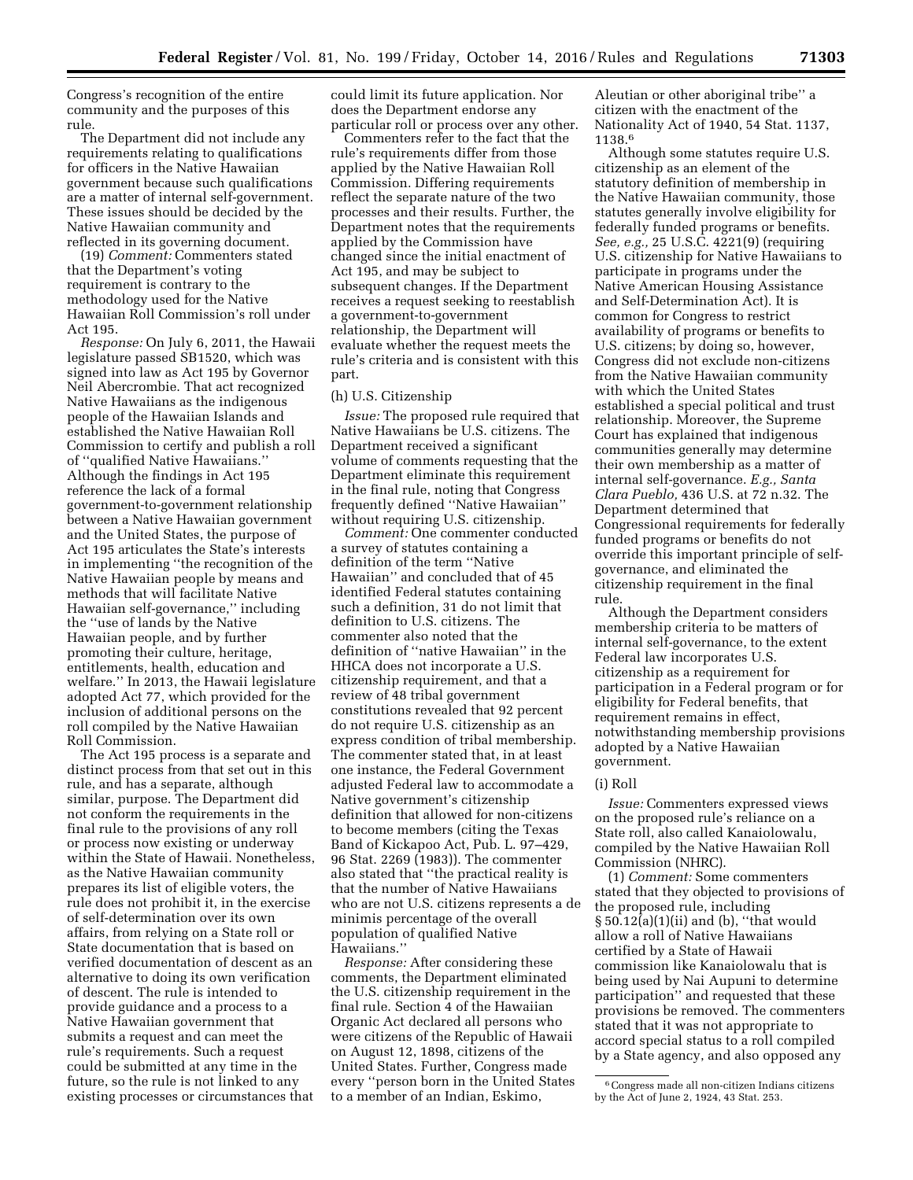Congress's recognition of the entire community and the purposes of this rule.

The Department did not include any requirements relating to qualifications for officers in the Native Hawaiian government because such qualifications are a matter of internal self-government. These issues should be decided by the Native Hawaiian community and reflected in its governing document.

(19) *Comment:* Commenters stated that the Department's voting requirement is contrary to the methodology used for the Native Hawaiian Roll Commission's roll under Act 195.

*Response:* On July 6, 2011, the Hawaii legislature passed SB1520, which was signed into law as Act 195 by Governor Neil Abercrombie. That act recognized Native Hawaiians as the indigenous people of the Hawaiian Islands and established the Native Hawaiian Roll Commission to certify and publish a roll of ''qualified Native Hawaiians.'' Although the findings in Act 195 reference the lack of a formal government-to-government relationship between a Native Hawaiian government and the United States, the purpose of Act 195 articulates the State's interests in implementing ''the recognition of the Native Hawaiian people by means and methods that will facilitate Native Hawaiian self-governance,'' including the ''use of lands by the Native Hawaiian people, and by further promoting their culture, heritage, entitlements, health, education and welfare.'' In 2013, the Hawaii legislature adopted Act 77, which provided for the inclusion of additional persons on the roll compiled by the Native Hawaiian Roll Commission.

The Act 195 process is a separate and distinct process from that set out in this rule, and has a separate, although similar, purpose. The Department did not conform the requirements in the final rule to the provisions of any roll or process now existing or underway within the State of Hawaii. Nonetheless, as the Native Hawaiian community prepares its list of eligible voters, the rule does not prohibit it, in the exercise of self-determination over its own affairs, from relying on a State roll or State documentation that is based on verified documentation of descent as an alternative to doing its own verification of descent. The rule is intended to provide guidance and a process to a Native Hawaiian government that submits a request and can meet the rule's requirements. Such a request could be submitted at any time in the future, so the rule is not linked to any existing processes or circumstances that could limit its future application. Nor does the Department endorse any particular roll or process over any other.

Commenters refer to the fact that the rule's requirements differ from those applied by the Native Hawaiian Roll Commission. Differing requirements reflect the separate nature of the two processes and their results. Further, the Department notes that the requirements applied by the Commission have changed since the initial enactment of Act 195, and may be subject to subsequent changes. If the Department receives a request seeking to reestablish a government-to-government relationship, the Department will evaluate whether the request meets the rule's criteria and is consistent with this part.

(h) U.S. Citizenship

*Issue:* The proposed rule required that Native Hawaiians be U.S. citizens. The Department received a significant volume of comments requesting that the Department eliminate this requirement in the final rule, noting that Congress frequently defined ''Native Hawaiian'' without requiring U.S. citizenship.

*Comment:* One commenter conducted a survey of statutes containing a definition of the term ''Native Hawaiian'' and concluded that of 45 identified Federal statutes containing such a definition, 31 do not limit that definition to U.S. citizens. The commenter also noted that the definition of ''native Hawaiian'' in the HHCA does not incorporate a U.S. citizenship requirement, and that a review of 48 tribal government constitutions revealed that 92 percent do not require U.S. citizenship as an express condition of tribal membership. The commenter stated that, in at least one instance, the Federal Government adjusted Federal law to accommodate a Native government's citizenship definition that allowed for non-citizens to become members (citing the Texas Band of Kickapoo Act, Pub. L. 97–429, 96 Stat. 2269 (1983)). The commenter also stated that ''the practical reality is that the number of Native Hawaiians who are not U.S. citizens represents a de minimis percentage of the overall population of qualified Native Hawaiians.''

*Response:* After considering these comments, the Department eliminated the U.S. citizenship requirement in the final rule. Section 4 of the Hawaiian Organic Act declared all persons who were citizens of the Republic of Hawaii on August 12, 1898, citizens of the United States. Further, Congress made every ''person born in the United States to a member of an Indian, Eskimo, Aleutian or other aboriginal tribe'' a citizen with the enactment of the Nationality Act of 1940, 54 Stat. 1137, 1138.[6]

Although some statutes require U.S. citizenship as an element of the statutory definition of membership in the Native Hawaiian community, those statutes generally involve eligibility for federally funded programs or benefits. *See, e.g.,* 25 U.S.C. 4221(9) (requiring U.S. citizenship for Native Hawaiians to participate in programs under the Native American Housing Assistance and Self-Determination Act). It is common for Congress to restrict availability of programs or benefits to U.S. citizens; by doing so, however, Congress did not exclude non-citizens from the Native Hawaiian community with which the United States established a special political and trust relationship. Moreover, the Supreme Court has explained that indigenous communities generally may determine their own membership as a matter of internal self-governance. *E.g., Santa Clara Pueblo,* 436 U.S. at 72 n.32. The Department determined that Congressional requirements for federally funded programs or benefits do not override this important principle of self-governance, and eliminated the citizenship requirement in the final rule.

Although the Department considers membership criteria to be matters of internal self-governance, to the extent Federal law incorporates U.S. citizenship as a requirement for participation in a Federal program or for eligibility for Federal benefits, that requirement remains in effect, notwithstanding membership provisions adopted by a Native Hawaiian government.

(i) Roll

*Issue:* Commenters expressed views on the proposed rule's reliance on a State roll, also called Kanaiolowalu, compiled by the Native Hawaiian Roll Commission (NHRC).

(1) *Comment:* Some commenters stated that they objected to provisions of the proposed rule, including § 50.12(a)(1)(ii) and (b), ''that would allow a roll of Native Hawaiians certified by a State of Hawaii commission like Kanaiolowalu that is being used by Nai Aupuni to determine participation'' and requested that these provisions be removed. The commenters stated that it was not appropriate to accord special status to a roll compiled by a State agency, and also opposed any

[6] Congress made all non-citizen Indians citizens by the Act of June 2, 1924, 43 Stat. 253.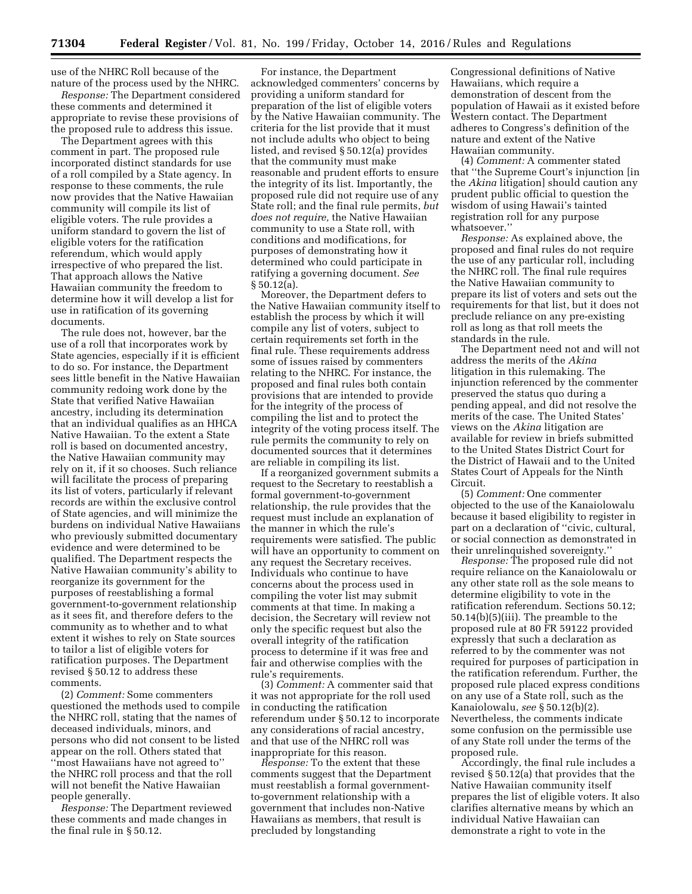use of the NHRC Roll because of the nature of the process used by the NHRC.

*Response:* The Department considered these comments and determined it appropriate to revise these provisions of the proposed rule to address this issue.

The Department agrees with this comment in part. The proposed rule incorporated distinct standards for use of a roll compiled by a State agency. In response to these comments, the rule now provides that the Native Hawaiian community will compile its list of eligible voters. The rule provides a uniform standard to govern the list of eligible voters for the ratification referendum, which would apply irrespective of who prepared the list. That approach allows the Native Hawaiian community the freedom to determine how it will develop a list for use in ratification of its governing documents.

The rule does not, however, bar the use of a roll that incorporates work by State agencies, especially if it is efficient to do so. For instance, the Department sees little benefit in the Native Hawaiian community redoing work done by the State that verified Native Hawaiian ancestry, including its determination that an individual qualifies as an HHCA Native Hawaiian. To the extent a State roll is based on documented ancestry, the Native Hawaiian community may rely on it, if it so chooses. Such reliance will facilitate the process of preparing its list of voters, particularly if relevant records are within the exclusive control of State agencies, and will minimize the burdens on individual Native Hawaiians who previously submitted documentary evidence and were determined to be qualified. The Department respects the Native Hawaiian community's ability to reorganize its government for the purposes of reestablishing a formal government-to-government relationship as it sees fit, and therefore defers to the community as to whether and to what extent it wishes to rely on State sources to tailor a list of eligible voters for ratification purposes. The Department revised § 50.12 to address these comments.

(2) *Comment:* Some commenters questioned the methods used to compile the NHRC roll, stating that the names of deceased individuals, minors, and persons who did not consent to be listed appear on the roll. Others stated that ''most Hawaiians have not agreed to'' the NHRC roll process and that the roll will not benefit the Native Hawaiian people generally.

*Response:* The Department reviewed these comments and made changes in the final rule in § 50.12.

For instance, the Department acknowledged commenters' concerns by providing a uniform standard for preparation of the list of eligible voters by the Native Hawaiian community. The criteria for the list provide that it must not include adults who object to being listed, and revised § 50.12(a) provides that the community must make reasonable and prudent efforts to ensure the integrity of its list. Importantly, the proposed rule did not require use of any State roll; and the final rule permits, *but does not require,* the Native Hawaiian community to use a State roll, with conditions and modifications, for purposes of demonstrating how it determined who could participate in ratifying a governing document. *See* § 50.12(a).

Moreover, the Department defers to the Native Hawaiian community itself to establish the process by which it will compile any list of voters, subject to certain requirements set forth in the final rule. These requirements address some of issues raised by commenters relating to the NHRC. For instance, the proposed and final rules both contain provisions that are intended to provide for the integrity of the process of compiling the list and to protect the integrity of the voting process itself. The rule permits the community to rely on documented sources that it determines are reliable in compiling its list.

If a reorganized government submits a request to the Secretary to reestablish a formal government-to-government relationship, the rule provides that the request must include an explanation of the manner in which the rule's requirements were satisfied. The public will have an opportunity to comment on any request the Secretary receives. Individuals who continue to have concerns about the process used in compiling the voter list may submit comments at that time. In making a decision, the Secretary will review not only the specific request but also the overall integrity of the ratification process to determine if it was free and fair and otherwise complies with the rule's requirements.

(3) *Comment:* A commenter said that it was not appropriate for the roll used in conducting the ratification referendum under § 50.12 to incorporate any considerations of racial ancestry, and that use of the NHRC roll was inappropriate for this reason.

*Response:* To the extent that these comments suggest that the Department must reestablish a formal government-to-government relationship with a government that includes non-Native Hawaiians as members, that result is precluded by longstanding Congressional definitions of Native Hawaiians, which require a demonstration of descent from the population of Hawaii as it existed before Western contact. The Department adheres to Congress's definition of the nature and extent of the Native Hawaiian community.

(4) *Comment:* A commenter stated that ''the Supreme Court's injunction [in the *Akina* litigation] should caution any prudent public official to question the wisdom of using Hawaii's tainted registration roll for any purpose whatsoever.''

*Response:* As explained above, the proposed and final rules do not require the use of any particular roll, including the NHRC roll. The final rule requires the Native Hawaiian community to prepare its list of voters and sets out the requirements for that list, but it does not preclude reliance on any pre-existing roll as long as that roll meets the standards in the rule.

The Department need not and will not address the merits of the *Akina* litigation in this rulemaking. The injunction referenced by the commenter preserved the status quo during a pending appeal, and did not resolve the merits of the case. The United States' views on the *Akina* litigation are available for review in briefs submitted to the United States District Court for the District of Hawaii and to the United States Court of Appeals for the Ninth Circuit.

(5) *Comment:* One commenter objected to the use of the Kanaiolowalu because it based eligibility to register in part on a declaration of ''civic, cultural, or social connection as demonstrated in their unrelinquished sovereignty.''

*Response:* The proposed rule did not require reliance on the Kanaiolowalu or any other state roll as the sole means to determine eligibility to vote in the ratification referendum. Sections 50.12; 50.14(b)(5)(iii). The preamble to the proposed rule at 80 FR 59122 provided expressly that such a declaration as referred to by the commenter was not required for purposes of participation in the ratification referendum. Further, the proposed rule placed express conditions on any use of a State roll, such as the Kanaiolowalu, *see* § 50.12(b)(2). Nevertheless, the comments indicate some confusion on the permissible use of any State roll under the terms of the proposed rule.

Accordingly, the final rule includes a revised § 50.12(a) that provides that the Native Hawaiian community itself prepares the list of eligible voters. It also clarifies alternative means by which an individual Native Hawaiian can demonstrate a right to vote in the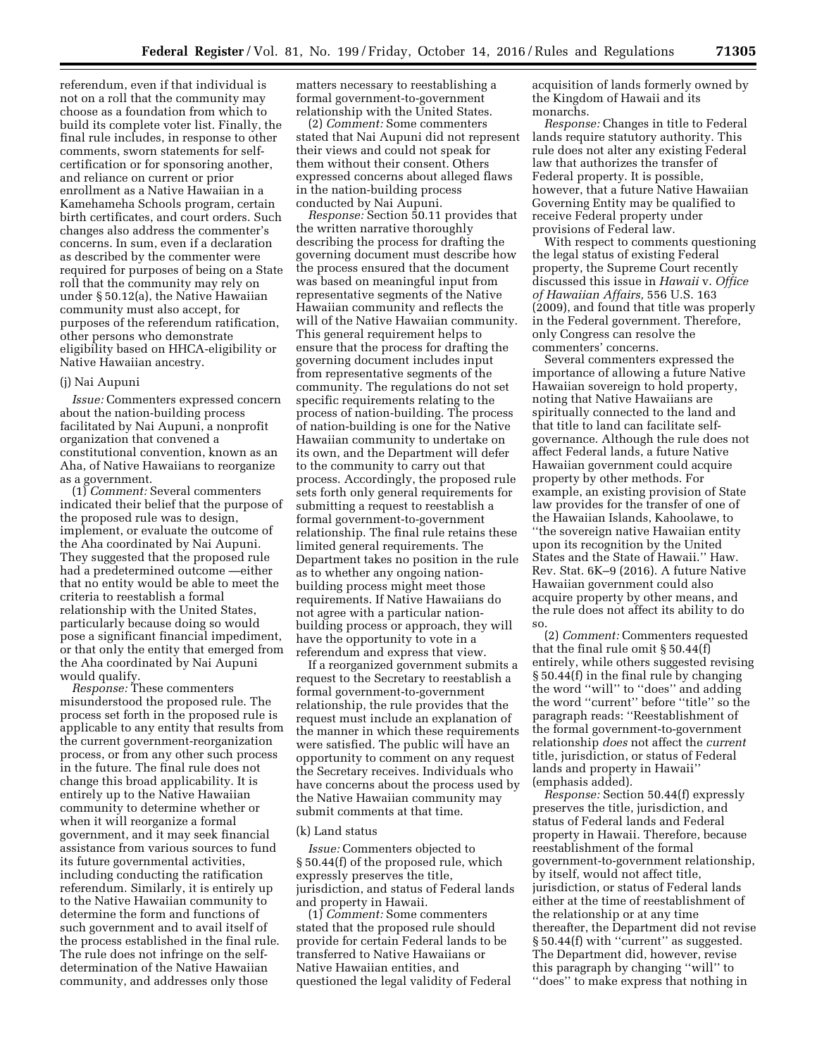referendum, even if that individual is not on a roll that the community may choose as a foundation from which to build its complete voter list. Finally, the final rule includes, in response to other comments, sworn statements for self-certification or for sponsoring another, and reliance on current or prior enrollment as a Native Hawaiian in a Kamehameha Schools program, certain birth certificates, and court orders. Such changes also address the commenter's concerns. In sum, even if a declaration as described by the commenter were required for purposes of being on a State roll that the community may rely on under § 50.12(a), the Native Hawaiian community must also accept, for purposes of the referendum ratification, other persons who demonstrate eligibility based on HHCA-eligibility or Native Hawaiian ancestry.

(j) Nai Aupuni

*Issue:* Commenters expressed concern about the nation-building process facilitated by Nai Aupuni, a nonprofit organization that convened a constitutional convention, known as an Aha, of Native Hawaiians to reorganize as a government.

(1) *Comment:* Several commenters indicated their belief that the purpose of the proposed rule was to design, implement, or evaluate the outcome of the Aha coordinated by Nai Aupuni. They suggested that the proposed rule had a predetermined outcome —either that no entity would be able to meet the criteria to reestablish a formal relationship with the United States, particularly because doing so would pose a significant financial impediment, or that only the entity that emerged from the Aha coordinated by Nai Aupuni would qualify.

*Response:* These commenters misunderstood the proposed rule. The process set forth in the proposed rule is applicable to any entity that results from the current government-reorganization process, or from any other such process in the future. The final rule does not change this broad applicability. It is entirely up to the Native Hawaiian community to determine whether or when it will reorganize a formal government, and it may seek financial assistance from various sources to fund its future governmental activities, including conducting the ratification referendum. Similarly, it is entirely up to the Native Hawaiian community to determine the form and functions of such government and to avail itself of the process established in the final rule. The rule does not infringe on the self-determination of the Native Hawaiian community, and addresses only those matters necessary to reestablishing a formal government-to-government relationship with the United States.

(2) *Comment:* Some commenters stated that Nai Aupuni did not represent their views and could not speak for them without their consent. Others expressed concerns about alleged flaws in the nation-building process conducted by Nai Aupuni.

*Response:* Section 50.11 provides that the written narrative thoroughly describing the process for drafting the governing document must describe how the process ensured that the document was based on meaningful input from representative segments of the Native Hawaiian community and reflects the will of the Native Hawaiian community. This general requirement helps to ensure that the process for drafting the governing document includes input from representative segments of the community. The regulations do not set specific requirements relating to the process of nation-building. The process of nation-building is one for the Native Hawaiian community to undertake on its own, and the Department will defer to the community to carry out that process. Accordingly, the proposed rule sets forth only general requirements for submitting a request to reestablish a formal government-to-government relationship. The final rule retains these limited general requirements. The Department takes no position in the rule as to whether any ongoing nation-building process might meet those requirements. If Native Hawaiians do not agree with a particular nation-building process or approach, they will have the opportunity to vote in a referendum and express that view.

If a reorganized government submits a request to the Secretary to reestablish a formal government-to-government relationship, the rule provides that the request must include an explanation of the manner in which these requirements were satisfied. The public will have an opportunity to comment on any request the Secretary receives. Individuals who have concerns about the process used by the Native Hawaiian community may submit comments at that time.

(k) Land status

*Issue:* Commenters objected to § 50.44(f) of the proposed rule, which expressly preserves the title, jurisdiction, and status of Federal lands and property in Hawaii.

(1) *Comment:* Some commenters stated that the proposed rule should provide for certain Federal lands to be transferred to Native Hawaiians or Native Hawaiian entities, and questioned the legal validity of Federal acquisition of lands formerly owned by the Kingdom of Hawaii and its monarchs.

*Response:* Changes in title to Federal lands require statutory authority. This rule does not alter any existing Federal law that authorizes the transfer of Federal property. It is possible, however, that a future Native Hawaiian Governing Entity may be qualified to receive Federal property under provisions of Federal law.

With respect to comments questioning the legal status of existing Federal property, the Supreme Court recently discussed this issue in *Hawaii* v. *Office of Hawaiian Affairs,* 556 U.S. 163 (2009), and found that title was properly in the Federal government. Therefore, only Congress can resolve the commenters' concerns.

Several commenters expressed the importance of allowing a future Native Hawaiian sovereign to hold property, noting that Native Hawaiians are spiritually connected to the land and that title to land can facilitate self-governance. Although the rule does not affect Federal lands, a future Native Hawaiian government could acquire property by other methods. For example, an existing provision of State law provides for the transfer of one of the Hawaiian Islands, Kahoolawe, to ''the sovereign native Hawaiian entity upon its recognition by the United States and the State of Hawaii.'' Haw. Rev. Stat. 6K–9 (2016). A future Native Hawaiian government could also acquire property by other means, and the rule does not affect its ability to do so.

(2) *Comment:* Commenters requested that the final rule omit § 50.44(f) entirely, while others suggested revising § 50.44(f) in the final rule by changing the word ''will'' to ''does'' and adding the word ''current'' before ''title'' so the paragraph reads: ''Reestablishment of the formal government-to-government relationship *does* not affect the *current* title, jurisdiction, or status of Federal lands and property in Hawaii'' (emphasis added).

*Response:* Section 50.44(f) expressly preserves the title, jurisdiction, and status of Federal lands and Federal property in Hawaii. Therefore, because reestablishment of the formal government-to-government relationship, by itself, would not affect title, jurisdiction, or status of Federal lands either at the time of reestablishment of the relationship or at any time thereafter, the Department did not revise § 50.44(f) with ''current'' as suggested. The Department did, however, revise this paragraph by changing ''will'' to ''does'' to make express that nothing in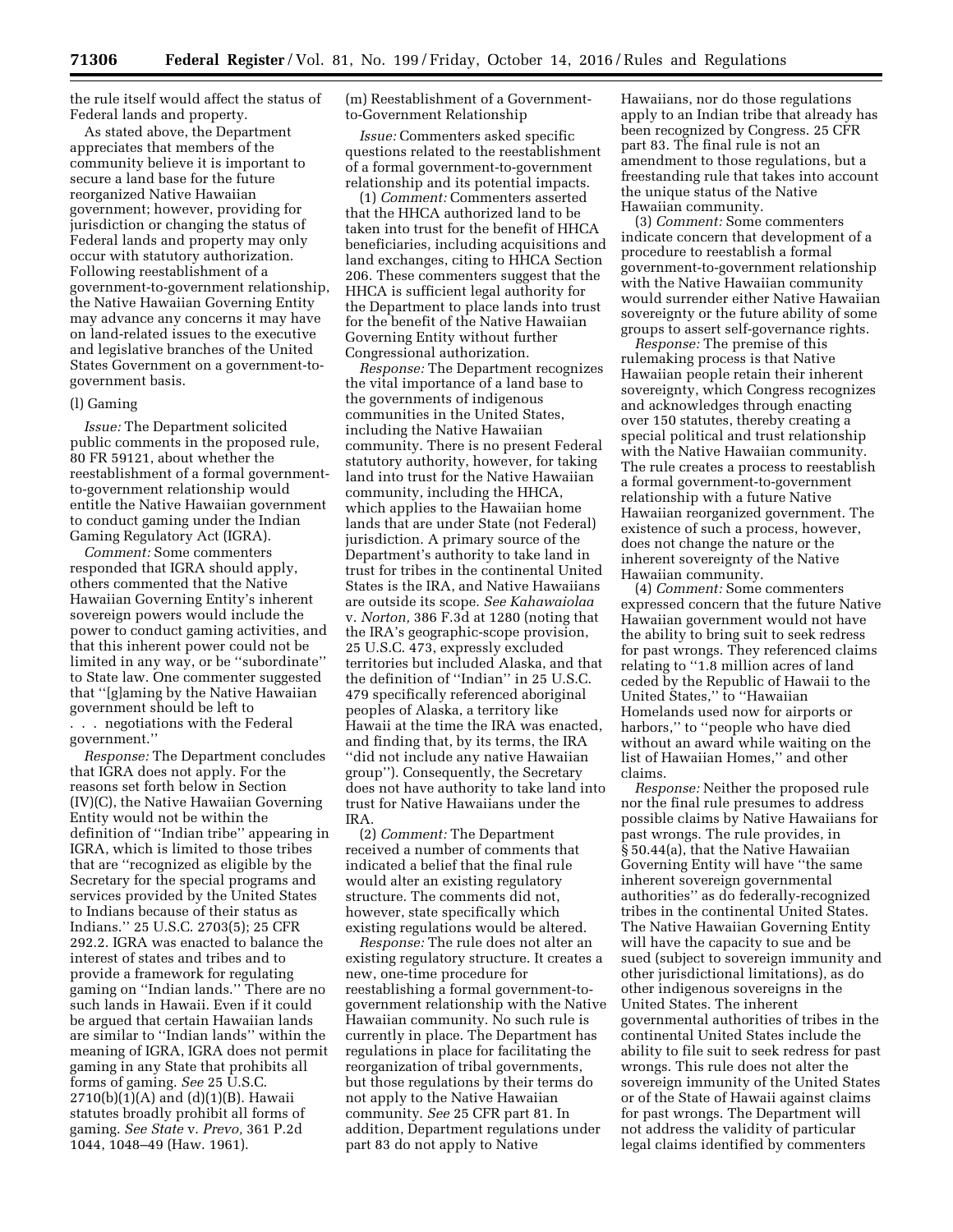the rule itself would affect the status of Federal lands and property.

As stated above, the Department appreciates that members of the community believe it is important to secure a land base for the future reorganized Native Hawaiian government; however, providing for jurisdiction or changing the status of Federal lands and property may only occur with statutory authorization. Following reestablishment of a government-to-government relationship, the Native Hawaiian Governing Entity may advance any concerns it may have on land-related issues to the executive and legislative branches of the United States Government on a government-to-government basis.

(l) Gaming

*Issue:* The Department solicited public comments in the proposed rule, 80 FR 59121, about whether the reestablishment of a formal government-to-government relationship would entitle the Native Hawaiian government to conduct gaming under the Indian Gaming Regulatory Act (IGRA).

*Comment:* Some commenters responded that IGRA should apply, others commented that the Native Hawaiian Governing Entity's inherent sovereign powers would include the power to conduct gaming activities, and that this inherent power could not be limited in any way, or be ''subordinate'' to State law. One commenter suggested that ''[g]aming by the Native Hawaiian government should be left to . . . negotiations with the Federal government.''

*Response:* The Department concludes that IGRA does not apply. For the reasons set forth below in Section (IV)(C), the Native Hawaiian Governing Entity would not be within the definition of ''Indian tribe'' appearing in IGRA, which is limited to those tribes that are ''recognized as eligible by the Secretary for the special programs and services provided by the United States to Indians because of their status as Indians.'' 25 U.S.C. 2703(5); 25 CFR 292.2. IGRA was enacted to balance the interest of states and tribes and to provide a framework for regulating gaming on ''Indian lands.'' There are no such lands in Hawaii. Even if it could be argued that certain Hawaiian lands are similar to ''Indian lands'' within the meaning of IGRA, IGRA does not permit gaming in any State that prohibits all forms of gaming. *See* 25 U.S.C. 2710(b)(1)(A) and (d)(1)(B). Hawaii statutes broadly prohibit all forms of gaming. *See State* v. *Prevo,* 361 P.2d 1044, 1048–49 (Haw. 1961).

(m) Reestablishment of a Government-to-Government Relationship

*Issue:* Commenters asked specific questions related to the reestablishment of a formal government-to-government relationship and its potential impacts.

(1) *Comment:* Commenters asserted that the HHCA authorized land to be taken into trust for the benefit of HHCA beneficiaries, including acquisitions and land exchanges, citing to HHCA Section 206. These commenters suggest that the HHCA is sufficient legal authority for the Department to place lands into trust for the benefit of the Native Hawaiian Governing Entity without further Congressional authorization.

*Response:* The Department recognizes the vital importance of a land base to the governments of indigenous communities in the United States, including the Native Hawaiian community. There is no present Federal statutory authority, however, for taking land into trust for the Native Hawaiian community, including the HHCA, which applies to the Hawaiian home lands that are under State (not Federal) jurisdiction. A primary source of the Department's authority to take land in trust for tribes in the continental United States is the IRA, and Native Hawaiians are outside its scope. *See Kahawaiolaa* v. *Norton,* 386 F.3d at 1280 (noting that the IRA's geographic-scope provision, 25 U.S.C. 473, expressly excluded territories but included Alaska, and that the definition of ''Indian'' in 25 U.S.C. 479 specifically referenced aboriginal peoples of Alaska, a territory like Hawaii at the time the IRA was enacted, and finding that, by its terms, the IRA ''did not include any native Hawaiian group''). Consequently, the Secretary does not have authority to take land into trust for Native Hawaiians under the IRA.

(2) *Comment:* The Department received a number of comments that indicated a belief that the final rule would alter an existing regulatory structure. The comments did not, however, state specifically which existing regulations would be altered.

*Response:* The rule does not alter an existing regulatory structure. It creates a new, one-time procedure for reestablishing a formal government-to-government relationship with the Native Hawaiian community. No such rule is currently in place. The Department has regulations in place for facilitating the reorganization of tribal governments, but those regulations by their terms do not apply to the Native Hawaiian community. *See* 25 CFR part 81. In addition, Department regulations under part 83 do not apply to Native Hawaiians, nor do those regulations apply to an Indian tribe that already has been recognized by Congress. 25 CFR part 83. The final rule is not an amendment to those regulations, but a freestanding rule that takes into account the unique status of the Native Hawaiian community.

(3) *Comment:* Some commenters indicate concern that development of a procedure to reestablish a formal government-to-government relationship with the Native Hawaiian community would surrender either Native Hawaiian sovereignty or the future ability of some groups to assert self-governance rights.

*Response:* The premise of this rulemaking process is that Native Hawaiian people retain their inherent sovereignty, which Congress recognizes and acknowledges through enacting over 150 statutes, thereby creating a special political and trust relationship with the Native Hawaiian community. The rule creates a process to reestablish a formal government-to-government relationship with a future Native Hawaiian reorganized government. The existence of such a process, however, does not change the nature or the inherent sovereignty of the Native Hawaiian community.

(4) *Comment:* Some commenters expressed concern that the future Native Hawaiian government would not have the ability to bring suit to seek redress for past wrongs. They referenced claims relating to ''1.8 million acres of land ceded by the Republic of Hawaii to the United States,'' to ''Hawaiian Homelands used now for airports or harbors,'' to ''people who have died without an award while waiting on the list of Hawaiian Homes,'' and other claims.

*Response:* Neither the proposed rule nor the final rule presumes to address possible claims by Native Hawaiians for past wrongs. The rule provides, in § 50.44(a), that the Native Hawaiian Governing Entity will have ''the same inherent sovereign governmental authorities'' as do federally-recognized tribes in the continental United States. The Native Hawaiian Governing Entity will have the capacity to sue and be sued (subject to sovereign immunity and other jurisdictional limitations), as do other indigenous sovereigns in the United States. The inherent governmental authorities of tribes in the continental United States include the ability to file suit to seek redress for past wrongs. This rule does not alter the sovereign immunity of the United States or of the State of Hawaii against claims for past wrongs. The Department will not address the validity of particular legal claims identified by commenters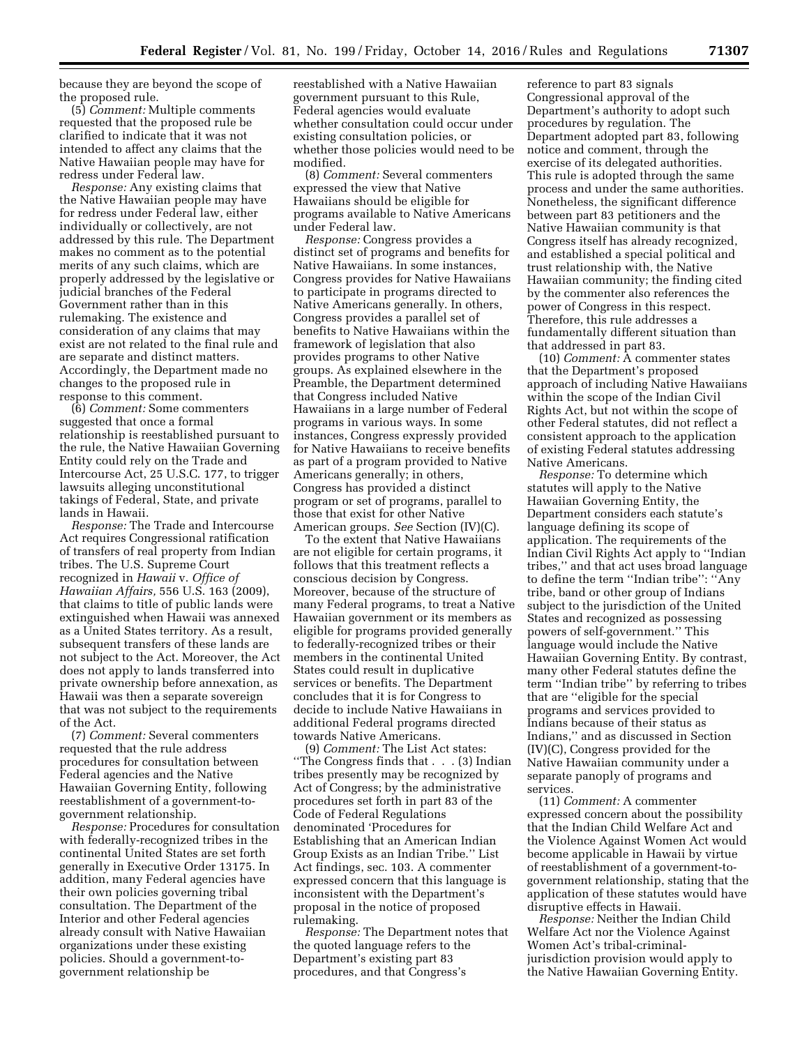because they are beyond the scope of the proposed rule.

(5) *Comment:* Multiple comments requested that the proposed rule be clarified to indicate that it was not intended to affect any claims that the Native Hawaiian people may have for redress under Federal law.

*Response:* Any existing claims that the Native Hawaiian people may have for redress under Federal law, either individually or collectively, are not addressed by this rule. The Department makes no comment as to the potential merits of any such claims, which are properly addressed by the legislative or judicial branches of the Federal Government rather than in this rulemaking. The existence and consideration of any claims that may exist are not related to the final rule and are separate and distinct matters. Accordingly, the Department made no changes to the proposed rule in response to this comment.

(6) *Comment:* Some commenters suggested that once a formal relationship is reestablished pursuant to the rule, the Native Hawaiian Governing Entity could rely on the Trade and Intercourse Act, 25 U.S.C. 177, to trigger lawsuits alleging unconstitutional takings of Federal, State, and private lands in Hawaii.

*Response:* The Trade and Intercourse Act requires Congressional ratification of transfers of real property from Indian tribes. The U.S. Supreme Court recognized in *Hawaii* v. *Office of Hawaiian Affairs,* 556 U.S. 163 (2009), that claims to title of public lands were extinguished when Hawaii was annexed as a United States territory. As a result, subsequent transfers of these lands are not subject to the Act. Moreover, the Act does not apply to lands transferred into private ownership before annexation, as Hawaii was then a separate sovereign that was not subject to the requirements of the Act.

(7) *Comment:* Several commenters requested that the rule address procedures for consultation between Federal agencies and the Native Hawaiian Governing Entity, following reestablishment of a government-to-government relationship.

*Response:* Procedures for consultation with federally-recognized tribes in the continental United States are set forth generally in Executive Order 13175. In addition, many Federal agencies have their own policies governing tribal consultation. The Department of the Interior and other Federal agencies already consult with Native Hawaiian organizations under these existing policies. Should a government-to-government relationship be reestablished with a Native Hawaiian government pursuant to this Rule, Federal agencies would evaluate whether consultation could occur under existing consultation policies, or whether those policies would need to be modified.

(8) *Comment:* Several commenters expressed the view that Native Hawaiians should be eligible for programs available to Native Americans under Federal law.

*Response:* Congress provides a distinct set of programs and benefits for Native Hawaiians. In some instances, Congress provides for Native Hawaiians to participate in programs directed to Native Americans generally. In others, Congress provides a parallel set of benefits to Native Hawaiians within the framework of legislation that also provides programs to other Native groups. As explained elsewhere in the Preamble, the Department determined that Congress included Native Hawaiians in a large number of Federal programs in various ways. In some instances, Congress expressly provided for Native Hawaiians to receive benefits as part of a program provided to Native Americans generally; in others, Congress has provided a distinct program or set of programs, parallel to those that exist for other Native American groups. *See* Section (IV)(C).

To the extent that Native Hawaiians are not eligible for certain programs, it follows that this treatment reflects a conscious decision by Congress. Moreover, because of the structure of many Federal programs, to treat a Native Hawaiian government or its members as eligible for programs provided generally to federally-recognized tribes or their members in the continental United States could result in duplicative services or benefits. The Department concludes that it is for Congress to decide to include Native Hawaiians in additional Federal programs directed towards Native Americans.

(9) *Comment:* The List Act states: ''The Congress finds that . . . (3) Indian tribes presently may be recognized by Act of Congress; by the administrative procedures set forth in part 83 of the Code of Federal Regulations denominated 'Procedures for Establishing that an American Indian Group Exists as an Indian Tribe.'' List Act findings, sec. 103. A commenter expressed concern that this language is inconsistent with the Department's proposal in the notice of proposed rulemaking.

*Response:* The Department notes that the quoted language refers to the Department's existing part 83 procedures, and that Congress's reference to part 83 signals Congressional approval of the Department's authority to adopt such procedures by regulation. The Department adopted part 83, following notice and comment, through the exercise of its delegated authorities. This rule is adopted through the same process and under the same authorities. Nonetheless, the significant difference between part 83 petitioners and the Native Hawaiian community is that Congress itself has already recognized, and established a special political and trust relationship with, the Native Hawaiian community; the finding cited by the commenter also references the power of Congress in this respect. Therefore, this rule addresses a fundamentally different situation than that addressed in part 83.

(10) *Comment:* A commenter states that the Department's proposed approach of including Native Hawaiians within the scope of the Indian Civil Rights Act, but not within the scope of other Federal statutes, did not reflect a consistent approach to the application of existing Federal statutes addressing Native Americans.

*Response:* To determine which statutes will apply to the Native Hawaiian Governing Entity, the Department considers each statute's language defining its scope of application. The requirements of the Indian Civil Rights Act apply to ''Indian tribes,'' and that act uses broad language to define the term ''Indian tribe'': ''Any tribe, band or other group of Indians subject to the jurisdiction of the United States and recognized as possessing powers of self-government.'' This language would include the Native Hawaiian Governing Entity. By contrast, many other Federal statutes define the term ''Indian tribe'' by referring to tribes that are ''eligible for the special programs and services provided to Indians because of their status as Indians,'' and as discussed in Section (IV)(C), Congress provided for the Native Hawaiian community under a separate panoply of programs and services.

(11) *Comment:* A commenter expressed concern about the possibility that the Indian Child Welfare Act and the Violence Against Women Act would become applicable in Hawaii by virtue of reestablishment of a government-to-government relationship, stating that the application of these statutes would have disruptive effects in Hawaii.

*Response:* Neither the Indian Child Welfare Act nor the Violence Against Women Act's tribal-criminal-jurisdiction provision would apply to the Native Hawaiian Governing Entity.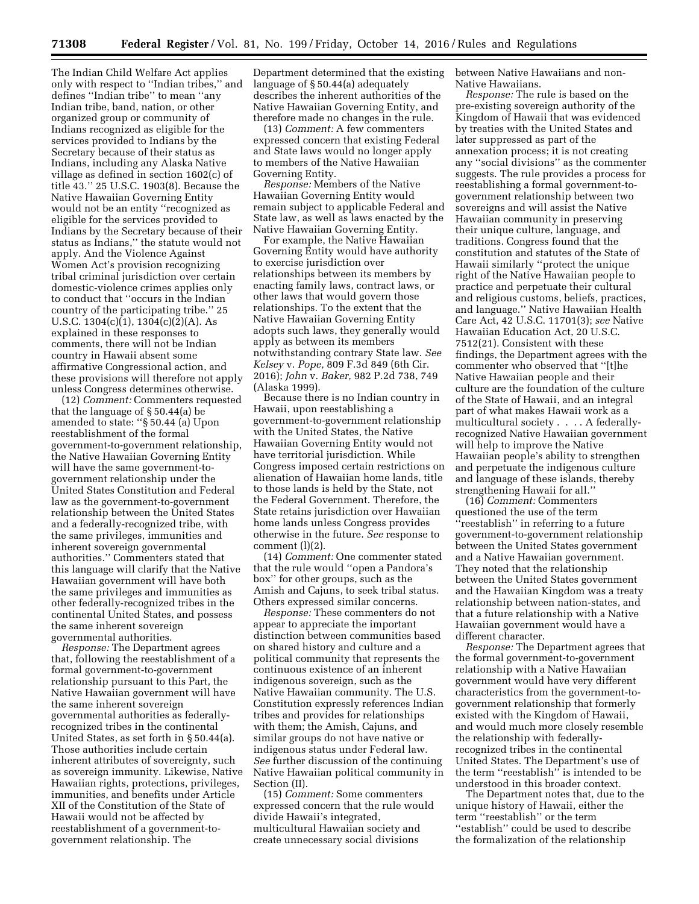The Indian Child Welfare Act applies only with respect to ''Indian tribes,'' and defines ''Indian tribe'' to mean ''any Indian tribe, band, nation, or other organized group or community of Indians recognized as eligible for the services provided to Indians by the Secretary because of their status as Indians, including any Alaska Native village as defined in section 1602(c) of title 43.'' 25 U.S.C. 1903(8). Because the Native Hawaiian Governing Entity would not be an entity ''recognized as eligible for the services provided to Indians by the Secretary because of their status as Indians,'' the statute would not apply. And the Violence Against Women Act's provision recognizing tribal criminal jurisdiction over certain domestic-violence crimes applies only to conduct that ''occurs in the Indian country of the participating tribe.'' 25 U.S.C. 1304(c)(1), 1304(c)(2)(A). As explained in these responses to comments, there will not be Indian country in Hawaii absent some affirmative Congressional action, and these provisions will therefore not apply unless Congress determines otherwise.

(12) *Comment:* Commenters requested that the language of § 50.44(a) be amended to state: ''§ 50.44 (a) Upon reestablishment of the formal government-to-government relationship, the Native Hawaiian Governing Entity will have the same government-to-government relationship under the United States Constitution and Federal law as the government-to-government relationship between the United States and a federally-recognized tribe, with the same privileges, immunities and inherent sovereign governmental authorities.'' Commenters stated that this language will clarify that the Native Hawaiian government will have both the same privileges and immunities as other federally-recognized tribes in the continental United States, and possess the same inherent sovereign governmental authorities.

*Response:* The Department agrees that, following the reestablishment of a formal government-to-government relationship pursuant to this Part, the Native Hawaiian government will have the same inherent sovereign governmental authorities as federally-recognized tribes in the continental United States, as set forth in § 50.44(a). Those authorities include certain inherent attributes of sovereignty, such as sovereign immunity. Likewise, Native Hawaiian rights, protections, privileges, immunities, and benefits under Article XII of the Constitution of the State of Hawaii would not be affected by reestablishment of a government-to-government relationship. The Department determined that the existing language of § 50.44(a) adequately describes the inherent authorities of the Native Hawaiian Governing Entity, and therefore made no changes in the rule.

(13) *Comment:* A few commenters expressed concern that existing Federal and State laws would no longer apply to members of the Native Hawaiian Governing Entity.

*Response:* Members of the Native Hawaiian Governing Entity would remain subject to applicable Federal and State law, as well as laws enacted by the Native Hawaiian Governing Entity.

For example, the Native Hawaiian Governing Entity would have authority to exercise jurisdiction over relationships between its members by enacting family laws, contract laws, or other laws that would govern those relationships. To the extent that the Native Hawaiian Governing Entity adopts such laws, they generally would apply as between its members notwithstanding contrary State law. *See Kelsey* v. *Pope,* 809 F.3d 849 (6th Cir. 2016); *John* v. *Baker,* 982 P.2d 738, 749 (Alaska 1999).

Because there is no Indian country in Hawaii, upon reestablishing a government-to-government relationship with the United States, the Native Hawaiian Governing Entity would not have territorial jurisdiction. While Congress imposed certain restrictions on alienation of Hawaiian home lands, title to those lands is held by the State, not the Federal Government. Therefore, the State retains jurisdiction over Hawaiian home lands unless Congress provides otherwise in the future. *See* response to comment (l)(2).

(14) *Comment:* One commenter stated that the rule would ''open a Pandora's box'' for other groups, such as the Amish and Cajuns, to seek tribal status. Others expressed similar concerns.

*Response:* These commenters do not appear to appreciate the important distinction between communities based on shared history and culture and a political community that represents the continuous existence of an inherent indigenous sovereign, such as the Native Hawaiian community. The U.S. Constitution expressly references Indian tribes and provides for relationships with them; the Amish, Cajuns, and similar groups do not have native or indigenous status under Federal law. *See* further discussion of the continuing Native Hawaiian political community in Section (II).

(15) *Comment:* Some commenters expressed concern that the rule would divide Hawaii's integrated, multicultural Hawaiian society and create unnecessary social divisions between Native Hawaiians and non-Native Hawaiians.

*Response:* The rule is based on the pre-existing sovereign authority of the Kingdom of Hawaii that was evidenced by treaties with the United States and later suppressed as part of the annexation process; it is not creating any ''social divisions'' as the commenter suggests. The rule provides a process for reestablishing a formal government-to-government relationship between two sovereigns and will assist the Native Hawaiian community in preserving their unique culture, language, and traditions. Congress found that the constitution and statutes of the State of Hawaii similarly ''protect the unique right of the Native Hawaiian people to practice and perpetuate their cultural and religious customs, beliefs, practices, and language.'' Native Hawaiian Health Care Act, 42 U.S.C. 11701(3); *see* Native Hawaiian Education Act, 20 U.S.C. 7512(21). Consistent with these findings, the Department agrees with the commenter who observed that ''[t]he Native Hawaiian people and their culture are the foundation of the culture of the State of Hawaii, and an integral part of what makes Hawaii work as a multicultural society . . . . A federally-recognized Native Hawaiian government will help to improve the Native Hawaiian people's ability to strengthen and perpetuate the indigenous culture and language of these islands, thereby strengthening Hawaii for all.''

(16) *Comment:* Commenters questioned the use of the term ''reestablish'' in referring to a future government-to-government relationship between the United States government and a Native Hawaiian government. They noted that the relationship between the United States government and the Hawaiian Kingdom was a treaty relationship between nation-states, and that a future relationship with a Native Hawaiian government would have a different character.

*Response:* The Department agrees that the formal government-to-government relationship with a Native Hawaiian government would have very different characteristics from the government-to-government relationship that formerly existed with the Kingdom of Hawaii, and would much more closely resemble the relationship with federally-recognized tribes in the continental United States. The Department's use of the term ''reestablish'' is intended to be understood in this broader context.

The Department notes that, due to the unique history of Hawaii, either the term ''reestablish'' or the term ''establish'' could be used to describe the formalization of the relationship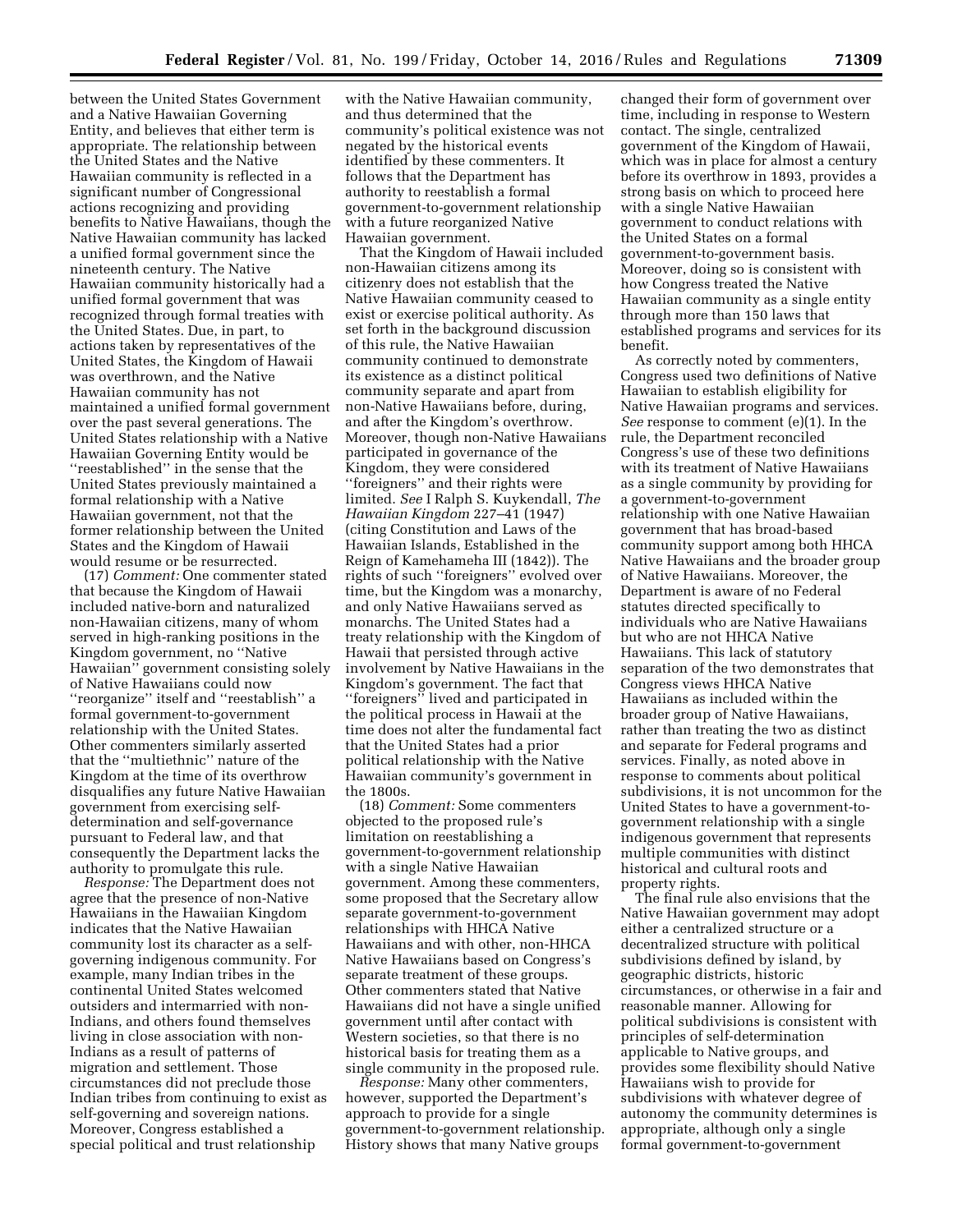between the United States Government and a Native Hawaiian Governing Entity, and believes that either term is appropriate. The relationship between the United States and the Native Hawaiian community is reflected in a significant number of Congressional actions recognizing and providing benefits to Native Hawaiians, though the Native Hawaiian community has lacked a unified formal government since the nineteenth century. The Native Hawaiian community historically had a unified formal government that was recognized through formal treaties with the United States. Due, in part, to actions taken by representatives of the United States, the Kingdom of Hawaii was overthrown, and the Native Hawaiian community has not maintained a unified formal government over the past several generations. The United States relationship with a Native Hawaiian Governing Entity would be "reestablished" in the sense that the United States previously maintained a formal relationship with a Native Hawaiian government, not that the former relationship between the United States and the Kingdom of Hawaii would resume or be resurrected.

(17) *Comment:* One commenter stated that because the Kingdom of Hawaii included native-born and naturalized non-Hawaiian citizens, many of whom served in high-ranking positions in the Kingdom government, no "Native Hawaiian" government consisting solely of Native Hawaiians could now "reorganize" itself and "reestablish" a formal government-to-government relationship with the United States. Other commenters similarly asserted that the "multiethnic" nature of the Kingdom at the time of its overthrow disqualifies any future Native Hawaiian government from exercising self-determination and self-governance pursuant to Federal law, and that consequently the Department lacks the authority to promulgate this rule.

*Response:* The Department does not agree that the presence of non-Native Hawaiians in the Hawaiian Kingdom indicates that the Native Hawaiian community lost its character as a self-governing indigenous community. For example, many Indian tribes in the continental United States welcomed outsiders and intermarried with non-Indians, and others found themselves living in close association with non-Indians as a result of patterns of migration and settlement. Those circumstances did not preclude those Indian tribes from continuing to exist as self-governing and sovereign nations. Moreover, Congress established a special political and trust relationship with the Native Hawaiian community, and thus determined that the community's political existence was not negated by the historical events identified by these commenters. It follows that the Department has authority to reestablish a formal government-to-government relationship with a future reorganized Native Hawaiian government.

That the Kingdom of Hawaii included non-Hawaiian citizens among its citizenry does not establish that the Native Hawaiian community ceased to exist or exercise political authority. As set forth in the background discussion of this rule, the Native Hawaiian community continued to demonstrate its existence as a distinct political community separate and apart from non-Native Hawaiians before, during, and after the Kingdom's overthrow. Moreover, though non-Native Hawaiians participated in governance of the Kingdom, they were considered "foreigners" and their rights were limited. *See* I Ralph S. Kuykendall, *The Hawaiian Kingdom* 227–41 (1947) (citing Constitution and Laws of the Hawaiian Islands, Established in the Reign of Kamehameha III (1842)). The rights of such "foreigners" evolved over time, but the Kingdom was a monarchy, and only Native Hawaiians served as monarchs. The United States had a treaty relationship with the Kingdom of Hawaii that persisted through active involvement by Native Hawaiians in the Kingdom's government. The fact that "foreigners" lived and participated in the political process in Hawaii at the time does not alter the fundamental fact that the United States had a prior political relationship with the Native Hawaiian community's government in the 1800s.

(18) *Comment:* Some commenters objected to the proposed rule's limitation on reestablishing a government-to-government relationship with a single Native Hawaiian government. Among these commenters, some proposed that the Secretary allow separate government-to-government relationships with HHCA Native Hawaiians and with other, non-HHCA Native Hawaiians based on Congress's separate treatment of these groups. Other commenters stated that Native Hawaiians did not have a single unified government until after contact with Western societies, so that there is no historical basis for treating them as a single community in the proposed rule.

*Response:* Many other commenters, however, supported the Department's approach to provide for a single government-to-government relationship. History shows that many Native groups changed their form of government over time, including in response to Western contact. The single, centralized government of the Kingdom of Hawaii, which was in place for almost a century before its overthrow in 1893, provides a strong basis on which to proceed here with a single Native Hawaiian government to conduct relations with the United States on a formal government-to-government basis. Moreover, doing so is consistent with how Congress treated the Native Hawaiian community as a single entity through more than 150 laws that established programs and services for its benefit.

As correctly noted by commenters, Congress used two definitions of Native Hawaiian to establish eligibility for Native Hawaiian programs and services. *See* response to comment (e)(1). In the rule, the Department reconciled Congress's use of these two definitions with its treatment of Native Hawaiians as a single community by providing for a government-to-government relationship with one Native Hawaiian government that has broad-based community support among both HHCA Native Hawaiians and the broader group of Native Hawaiians. Moreover, the Department is aware of no Federal statutes directed specifically to individuals who are Native Hawaiians but who are not HHCA Native Hawaiians. This lack of statutory separation of the two demonstrates that Congress views HHCA Native Hawaiians as included within the broader group of Native Hawaiians, rather than treating the two as distinct and separate for Federal programs and services. Finally, as noted above in response to comments about political subdivisions, it is not uncommon for the United States to have a government-to-government relationship with a single indigenous government that represents multiple communities with distinct historical and cultural roots and property rights.

The final rule also envisions that the Native Hawaiian government may adopt either a centralized structure or a decentralized structure with political subdivisions defined by island, by geographic districts, historic circumstances, or otherwise in a fair and reasonable manner. Allowing for political subdivisions is consistent with principles of self-determination applicable to Native groups, and provides some flexibility should Native Hawaiians wish to provide for subdivisions with whatever degree of autonomy the community determines is appropriate, although only a single formal government-to-government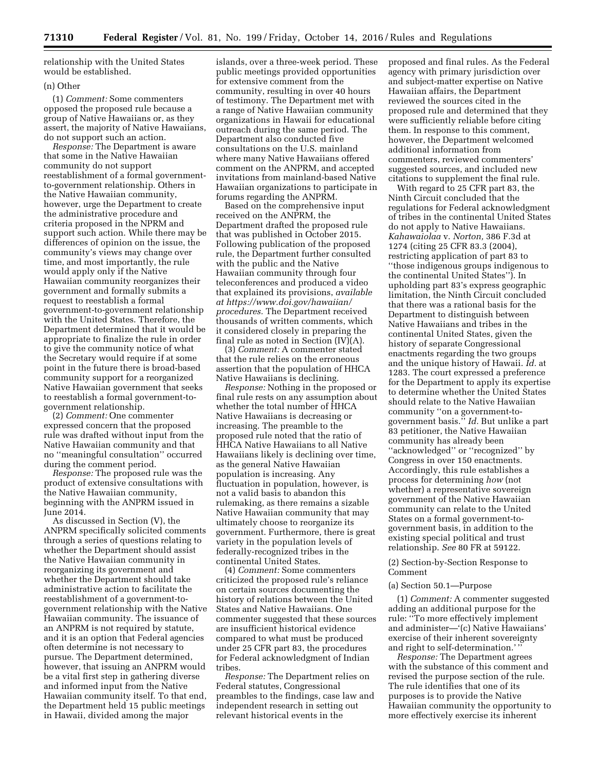relationship with the United States would be established.

(n) Other

(1) *Comment:* Some commenters opposed the proposed rule because a group of Native Hawaiians or, as they assert, the majority of Native Hawaiians, do not support such an action.

*Response:* The Department is aware that some in the Native Hawaiian community do not support reestablishment of a formal government-to-government relationship. Others in the Native Hawaiian community, however, urge the Department to create the administrative procedure and criteria proposed in the NPRM and support such action. While there may be differences of opinion on the issue, the community's views may change over time, and most importantly, the rule would apply only if the Native Hawaiian community reorganizes their government and formally submits a request to reestablish a formal government-to-government relationship with the United States. Therefore, the Department determined that it would be appropriate to finalize the rule in order to give the community notice of what the Secretary would require if at some point in the future there is broad-based community support for a reorganized Native Hawaiian government that seeks to reestablish a formal government-to-government relationship.

(2) *Comment:* One commenter expressed concern that the proposed rule was drafted without input from the Native Hawaiian community and that no ''meaningful consultation'' occurred during the comment period.

*Response:* The proposed rule was the product of extensive consultations with the Native Hawaiian community, beginning with the ANPRM issued in June 2014.

As discussed in Section (V), the ANPRM specifically solicited comments through a series of questions relating to whether the Department should assist the Native Hawaiian community in reorganizing its government and whether the Department should take administrative action to facilitate the reestablishment of a government-to-government relationship with the Native Hawaiian community. The issuance of an ANPRM is not required by statute, and it is an option that Federal agencies often determine is not necessary to pursue. The Department determined, however, that issuing an ANPRM would be a vital first step in gathering diverse and informed input from the Native Hawaiian community itself. To that end, the Department held 15 public meetings in Hawaii, divided among the major islands, over a three-week period. These public meetings provided opportunities for extensive comment from the community, resulting in over 40 hours of testimony. The Department met with a range of Native Hawaiian community organizations in Hawaii for educational outreach during the same period. The Department also conducted five consultations on the U.S. mainland where many Native Hawaiians offered comment on the ANPRM, and accepted invitations from mainland-based Native Hawaiian organizations to participate in forums regarding the ANPRM.

Based on the comprehensive input received on the ANPRM, the Department drafted the proposed rule that was published in October 2015. Following publication of the proposed rule, the Department further consulted with the public and the Native Hawaiian community through four teleconferences and produced a video that explained its provisions, *available at https://www.doi.gov/hawaiian/procedures.* The Department received thousands of written comments, which it considered closely in preparing the final rule as noted in Section (IV)(A).

(3) *Comment:* A commenter stated that the rule relies on the erroneous assertion that the population of HHCA Native Hawaiians is declining.

*Response:* Nothing in the proposed or final rule rests on any assumption about whether the total number of HHCA Native Hawaiians is decreasing or increasing. The preamble to the proposed rule noted that the ratio of HHCA Native Hawaiians to all Native Hawaiians likely is declining over time, as the general Native Hawaiian population is increasing. Any fluctuation in population, however, is not a valid basis to abandon this rulemaking, as there remains a sizable Native Hawaiian community that may ultimately choose to reorganize its government. Furthermore, there is great variety in the population levels of federally-recognized tribes in the continental United States.

(4) *Comment:* Some commenters criticized the proposed rule's reliance on certain sources documenting the history of relations between the United States and Native Hawaiians. One commenter suggested that these sources are insufficient historical evidence compared to what must be produced under 25 CFR part 83, the procedures for Federal acknowledgment of Indian tribes.

*Response:* The Department relies on Federal statutes, Congressional preambles to the findings, case law and independent research in setting out relevant historical events in the proposed and final rules. As the Federal agency with primary jurisdiction over and subject-matter expertise on Native Hawaiian affairs, the Department reviewed the sources cited in the proposed rule and determined that they were sufficiently reliable before citing them. In response to this comment, however, the Department welcomed additional information from commenters, reviewed commenters' suggested sources, and included new citations to supplement the final rule.

With regard to 25 CFR part 83, the Ninth Circuit concluded that the regulations for Federal acknowledgment of tribes in the continental United States do not apply to Native Hawaiians. *Kahawaiolaa* v. *Norton,* 386 F.3d at 1274 (citing 25 CFR 83.3 (2004), restricting application of part 83 to ''those indigenous groups indigenous to the continental United States''). In upholding part 83's express geographic limitation, the Ninth Circuit concluded that there was a rational basis for the Department to distinguish between Native Hawaiians and tribes in the continental United States, given the history of separate Congressional enactments regarding the two groups and the unique history of Hawaii. *Id.* at 1283. The court expressed a preference for the Department to apply its expertise to determine whether the United States should relate to the Native Hawaiian community ''on a government-to-government basis.'' *Id.* But unlike a part 83 petitioner, the Native Hawaiian community has already been ''acknowledged'' or ''recognized'' by Congress in over 150 enactments. Accordingly, this rule establishes a process for determining *how* (not whether) a representative sovereign government of the Native Hawaiian community can relate to the United States on a formal government-to-government basis, in addition to the existing special political and trust relationship. *See* 80 FR at 59122.

(2) Section-by-Section Response to Comment

(a) Section 50.1—Purpose

(1) *Comment:* A commenter suggested adding an additional purpose for the rule: ''To more effectively implement and administer—'(c) Native Hawaiians' exercise of their inherent sovereignty and right to self-determination.' ''

*Response:* The Department agrees with the substance of this comment and revised the purpose section of the rule. The rule identifies that one of its purposes is to provide the Native Hawaiian community the opportunity to more effectively exercise its inherent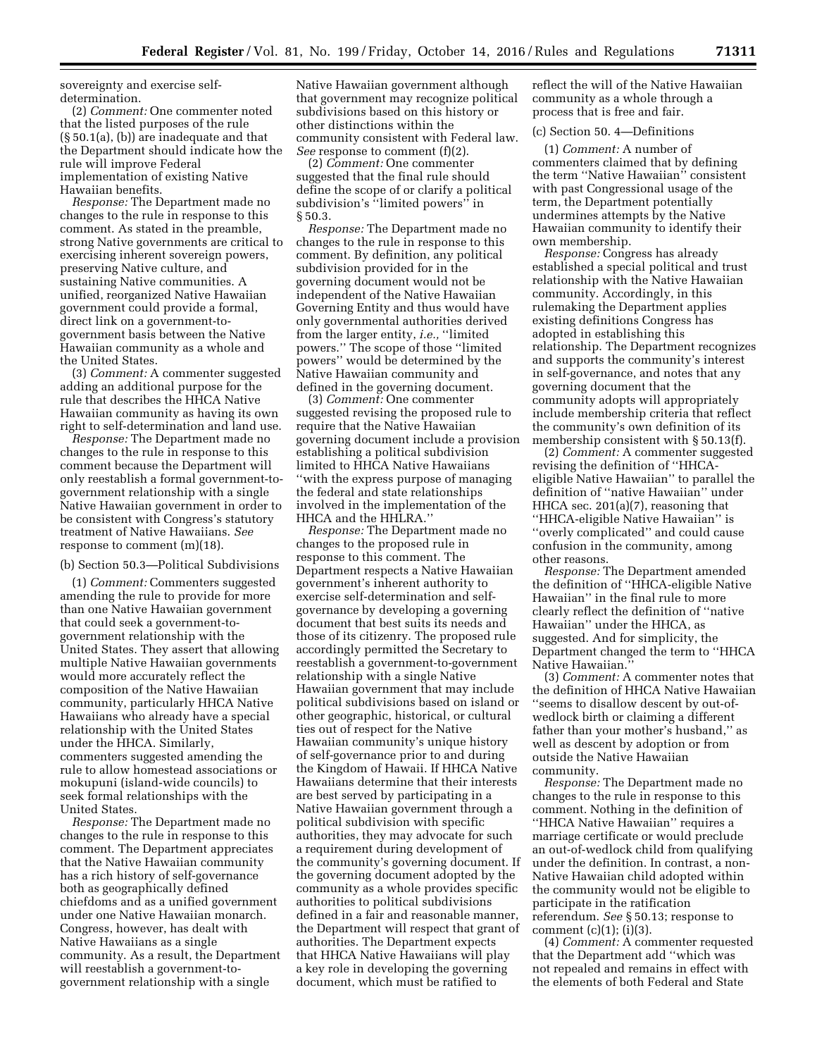sovereignty and exercise self-determination.

(2) *Comment:* One commenter noted that the listed purposes of the rule (§ 50.1(a), (b)) are inadequate and that the Department should indicate how the rule will improve Federal implementation of existing Native Hawaiian benefits.

*Response:* The Department made no changes to the rule in response to this comment. As stated in the preamble, strong Native governments are critical to exercising inherent sovereign powers, preserving Native culture, and sustaining Native communities. A unified, reorganized Native Hawaiian government could provide a formal, direct link on a government-to-government basis between the Native Hawaiian community as a whole and the United States.

(3) *Comment:* A commenter suggested adding an additional purpose for the rule that describes the HHCA Native Hawaiian community as having its own right to self-determination and land use.

*Response:* The Department made no changes to the rule in response to this comment because the Department will only reestablish a formal government-to-government relationship with a single Native Hawaiian government in order to be consistent with Congress's statutory treatment of Native Hawaiians. *See* response to comment (m)(18).

(b) Section 50.3—Political Subdivisions

(1) *Comment:* Commenters suggested amending the rule to provide for more than one Native Hawaiian government that could seek a government-to-government relationship with the United States. They assert that allowing multiple Native Hawaiian governments would more accurately reflect the composition of the Native Hawaiian community, particularly HHCA Native Hawaiians who already have a special relationship with the United States under the HHCA. Similarly, commenters suggested amending the rule to allow homestead associations or mokupuni (island-wide councils) to seek formal relationships with the United States.

*Response:* The Department made no changes to the rule in response to this comment. The Department appreciates that the Native Hawaiian community has a rich history of self-governance both as geographically defined chiefdoms and as a unified government under one Native Hawaiian monarch. Congress, however, has dealt with Native Hawaiians as a single community. As a result, the Department will reestablish a government-to-government relationship with a single Native Hawaiian government although that government may recognize political subdivisions based on this history or other distinctions within the community consistent with Federal law. *See* response to comment (f)(2).

(2) *Comment:* One commenter suggested that the final rule should define the scope of or clarify a political subdivision's ''limited powers'' in § 50.3.

*Response:* The Department made no changes to the rule in response to this comment. By definition, any political subdivision provided for in the governing document would not be independent of the Native Hawaiian Governing Entity and thus would have only governmental authorities derived from the larger entity, *i.e.,* ''limited powers.'' The scope of those ''limited powers'' would be determined by the Native Hawaiian community and defined in the governing document.

(3) *Comment:* One commenter suggested revising the proposed rule to require that the Native Hawaiian governing document include a provision establishing a political subdivision limited to HHCA Native Hawaiians ''with the express purpose of managing the federal and state relationships involved in the implementation of the HHCA and the HHLRA.''

*Response:* The Department made no changes to the proposed rule in response to this comment. The Department respects a Native Hawaiian government's inherent authority to exercise self-determination and self-governance by developing a governing document that best suits its needs and those of its citizenry. The proposed rule accordingly permitted the Secretary to reestablish a government-to-government relationship with a single Native Hawaiian government that may include political subdivisions based on island or other geographic, historical, or cultural ties out of respect for the Native Hawaiian community's unique history of self-governance prior to and during the Kingdom of Hawaii. If HHCA Native Hawaiians determine that their interests are best served by participating in a Native Hawaiian government through a political subdivision with specific authorities, they may advocate for such a requirement during development of the community's governing document. If the governing document adopted by the community as a whole provides specific authorities to political subdivisions defined in a fair and reasonable manner, the Department will respect that grant of authorities. The Department expects that HHCA Native Hawaiians will play a key role in developing the governing document, which must be ratified to reflect the will of the Native Hawaiian community as a whole through a process that is free and fair.

(c) Section 50. 4—Definitions

(1) *Comment:* A number of commenters claimed that by defining the term ''Native Hawaiian'' consistent with past Congressional usage of the term, the Department potentially undermines attempts by the Native Hawaiian community to identify their own membership.

*Response:* Congress has already established a special political and trust relationship with the Native Hawaiian community. Accordingly, in this rulemaking the Department applies existing definitions Congress has adopted in establishing this relationship. The Department recognizes and supports the community's interest in self-governance, and notes that any governing document that the community adopts will appropriately include membership criteria that reflect the community's own definition of its membership consistent with § 50.13(f).

(2) *Comment:* A commenter suggested revising the definition of ''HHCA-eligible Native Hawaiian'' to parallel the definition of ''native Hawaiian'' under HHCA sec. 201(a)(7), reasoning that ''HHCA-eligible Native Hawaiian'' is ''overly complicated'' and could cause confusion in the community, among other reasons.

*Response:* The Department amended the definition of ''HHCA-eligible Native Hawaiian'' in the final rule to more clearly reflect the definition of ''native Hawaiian'' under the HHCA, as suggested. And for simplicity, the Department changed the term to ''HHCA Native Hawaiian.''

(3) *Comment:* A commenter notes that the definition of HHCA Native Hawaiian ''seems to disallow descent by out-of-wedlock birth or claiming a different father than your mother's husband,'' as well as descent by adoption or from outside the Native Hawaiian community.

*Response:* The Department made no changes to the rule in response to this comment. Nothing in the definition of ''HHCA Native Hawaiian'' requires a marriage certificate or would preclude an out-of-wedlock child from qualifying under the definition. In contrast, a non-Native Hawaiian child adopted within the community would not be eligible to participate in the ratification referendum. *See* § 50.13; response to comment (c)(1); (i)(3).

(4) *Comment:* A commenter requested that the Department add ''which was not repealed and remains in effect with the elements of both Federal and State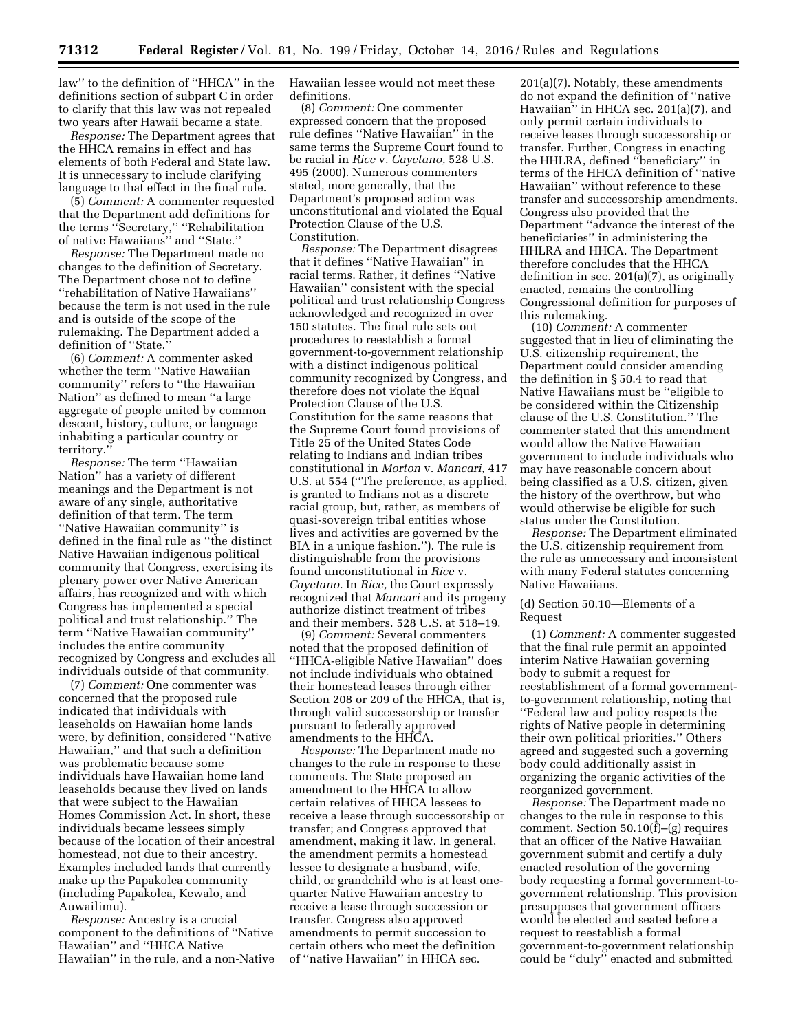law'' to the definition of ''HHCA'' in the definitions section of subpart C in order to clarify that this law was not repealed two years after Hawaii became a state.

*Response:* The Department agrees that the HHCA remains in effect and has elements of both Federal and State law. It is unnecessary to include clarifying language to that effect in the final rule.

(5) *Comment:* A commenter requested that the Department add definitions for the terms ''Secretary,'' ''Rehabilitation of native Hawaiians'' and ''State.''

*Response:* The Department made no changes to the definition of Secretary. The Department chose not to define ''rehabilitation of Native Hawaiians'' because the term is not used in the rule and is outside of the scope of the rulemaking. The Department added a definition of ''State.''

(6) *Comment:* A commenter asked whether the term ''Native Hawaiian community'' refers to ''the Hawaiian Nation'' as defined to mean ''a large aggregate of people united by common descent, history, culture, or language inhabiting a particular country or territory.''

*Response:* The term ''Hawaiian Nation'' has a variety of different meanings and the Department is not aware of any single, authoritative definition of that term. The term ''Native Hawaiian community'' is defined in the final rule as ''the distinct Native Hawaiian indigenous political community that Congress, exercising its plenary power over Native American affairs, has recognized and with which Congress has implemented a special political and trust relationship.'' The term ''Native Hawaiian community'' includes the entire community recognized by Congress and excludes all individuals outside of that community.

(7) *Comment:* One commenter was concerned that the proposed rule indicated that individuals with leaseholds on Hawaiian home lands were, by definition, considered ''Native Hawaiian,'' and that such a definition was problematic because some individuals have Hawaiian home land leaseholds because they lived on lands that were subject to the Hawaiian Homes Commission Act. In short, these individuals became lessees simply because of the location of their ancestral homestead, not due to their ancestry. Examples included lands that currently make up the Papakolea community (including Papakolea, Kewalo, and Auwailimu).

*Response:* Ancestry is a crucial component to the definitions of ''Native Hawaiian'' and ''HHCA Native Hawaiian'' in the rule, and a non-Native Hawaiian lessee would not meet these definitions.

(8) *Comment:* One commenter expressed concern that the proposed rule defines ''Native Hawaiian'' in the same terms the Supreme Court found to be racial in *Rice* v. *Cayetano,* 528 U.S. 495 (2000). Numerous commenters stated, more generally, that the Department's proposed action was unconstitutional and violated the Equal Protection Clause of the U.S. Constitution.

*Response:* The Department disagrees that it defines ''Native Hawaiian'' in racial terms. Rather, it defines ''Native Hawaiian'' consistent with the special political and trust relationship Congress acknowledged and recognized in over 150 statutes. The final rule sets out procedures to reestablish a formal government-to-government relationship with a distinct indigenous political community recognized by Congress, and therefore does not violate the Equal Protection Clause of the U.S. Constitution for the same reasons that the Supreme Court found provisions of Title 25 of the United States Code relating to Indians and Indian tribes constitutional in *Morton* v. *Mancari,* 417 U.S. at 554 (''The preference, as applied, is granted to Indians not as a discrete racial group, but, rather, as members of quasi-sovereign tribal entities whose lives and activities are governed by the BIA in a unique fashion.''). The rule is distinguishable from the provisions found unconstitutional in *Rice* v. *Cayetano.* In *Rice,* the Court expressly recognized that *Mancari* and its progeny authorize distinct treatment of tribes and their members. 528 U.S. at 518–19.

(9) *Comment:* Several commenters noted that the proposed definition of ''HHCA-eligible Native Hawaiian'' does not include individuals who obtained their homestead leases through either Section 208 or 209 of the HHCA, that is, through valid successorship or transfer pursuant to federally approved amendments to the HHCA.

*Response:* The Department made no changes to the rule in response to these comments. The State proposed an amendment to the HHCA to allow certain relatives of HHCA lessees to receive a lease through successorship or transfer; and Congress approved that amendment, making it law. In general, the amendment permits a homestead lessee to designate a husband, wife, child, or grandchild who is at least one-quarter Native Hawaiian ancestry to receive a lease through succession or transfer. Congress also approved amendments to permit succession to certain others who meet the definition of ''native Hawaiian'' in HHCA sec. 201(a)(7). Notably, these amendments do not expand the definition of ''native Hawaiian'' in HHCA sec. 201(a)(7), and only permit certain individuals to receive leases through successorship or transfer. Further, Congress in enacting the HHLRA, defined ''beneficiary'' in terms of the HHCA definition of ''native Hawaiian'' without reference to these transfer and successorship amendments. Congress also provided that the Department ''advance the interest of the beneficiaries'' in administering the HHLRA and HHCA. The Department therefore concludes that the HHCA definition in sec. 201(a)(7), as originally enacted, remains the controlling Congressional definition for purposes of this rulemaking.

(10) *Comment:* A commenter suggested that in lieu of eliminating the U.S. citizenship requirement, the Department could consider amending the definition in § 50.4 to read that Native Hawaiians must be ''eligible to be considered within the Citizenship clause of the U.S. Constitution.'' The commenter stated that this amendment would allow the Native Hawaiian government to include individuals who may have reasonable concern about being classified as a U.S. citizen, given the history of the overthrow, but who would otherwise be eligible for such status under the Constitution.

*Response:* The Department eliminated the U.S. citizenship requirement from the rule as unnecessary and inconsistent with many Federal statutes concerning Native Hawaiians.

(d) Section 50.10—Elements of a Request

(1) *Comment:* A commenter suggested that the final rule permit an appointed interim Native Hawaiian governing body to submit a request for reestablishment of a formal government-to-government relationship, noting that ''Federal law and policy respects the rights of Native people in determining their own political priorities.'' Others agreed and suggested such a governing body could additionally assist in organizing the organic activities of the reorganized government.

*Response:* The Department made no changes to the rule in response to this comment. Section 50.10(f)–(g) requires that an officer of the Native Hawaiian government submit and certify a duly enacted resolution of the governing body requesting a formal government-to-government relationship. This provision presupposes that government officers would be elected and seated before a request to reestablish a formal government-to-government relationship could be ''duly'' enacted and submitted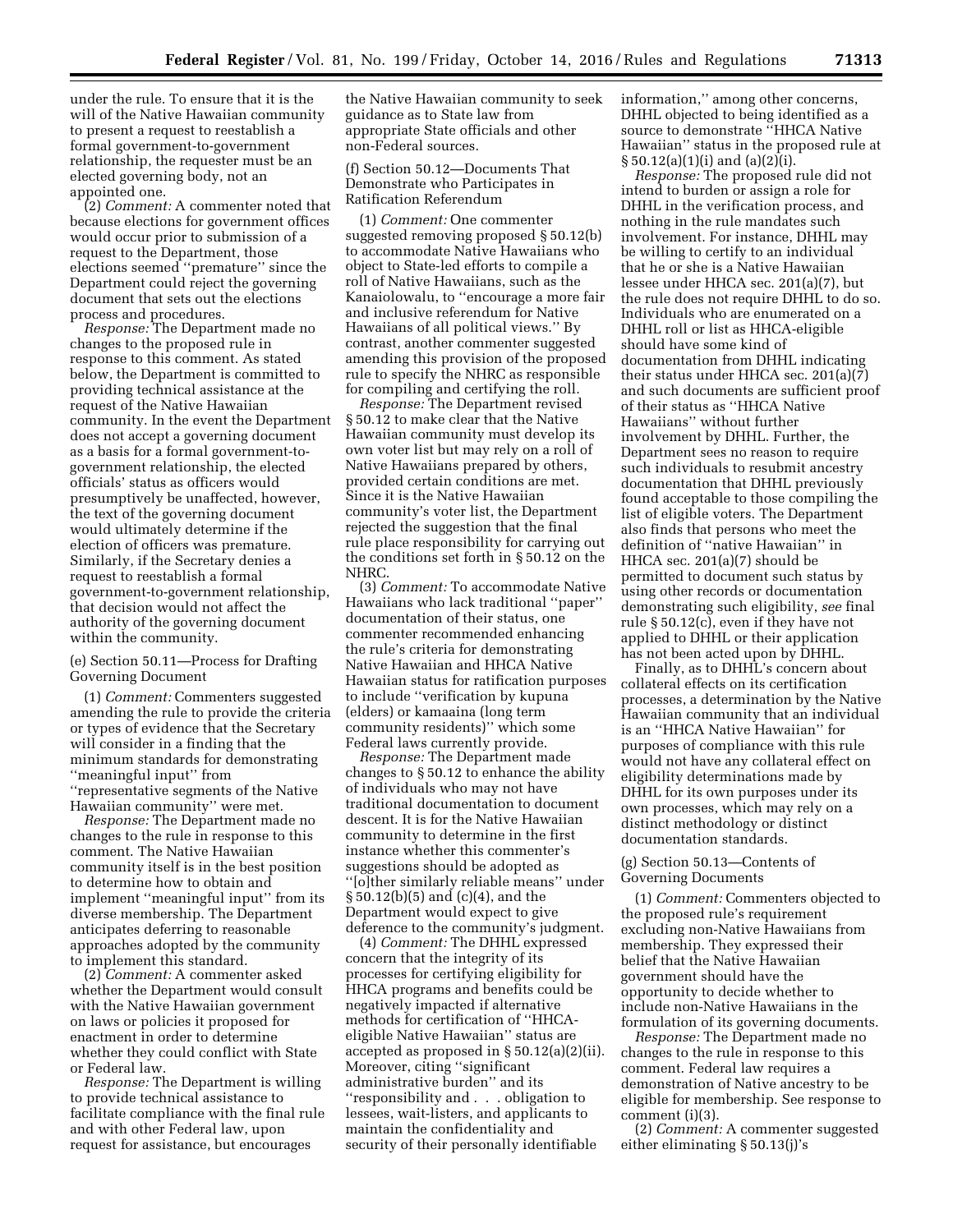under the rule. To ensure that it is the will of the Native Hawaiian community to present a request to reestablish a formal government-to-government relationship, the requester must be an elected governing body, not an appointed one.

(2) *Comment:* A commenter noted that because elections for government offices would occur prior to submission of a request to the Department, those elections seemed ''premature'' since the Department could reject the governing document that sets out the elections process and procedures.

*Response:* The Department made no changes to the proposed rule in response to this comment. As stated below, the Department is committed to providing technical assistance at the request of the Native Hawaiian community. In the event the Department does not accept a governing document as a basis for a formal government-to-government relationship, the elected officials' status as officers would presumptively be unaffected, however, the text of the governing document would ultimately determine if the election of officers was premature. Similarly, if the Secretary denies a request to reestablish a formal government-to-government relationship, that decision would not affect the authority of the governing document within the community.

(e) Section 50.11—Process for Drafting Governing Document

(1) *Comment:* Commenters suggested amending the rule to provide the criteria or types of evidence that the Secretary will consider in a finding that the minimum standards for demonstrating ''meaningful input'' from ''representative segments of the Native Hawaiian community'' were met.

*Response:* The Department made no changes to the rule in response to this comment. The Native Hawaiian community itself is in the best position to determine how to obtain and implement ''meaningful input'' from its diverse membership. The Department anticipates deferring to reasonable approaches adopted by the community to implement this standard.

(2) *Comment:* A commenter asked whether the Department would consult with the Native Hawaiian government on laws or policies it proposed for enactment in order to determine whether they could conflict with State or Federal law.

*Response:* The Department is willing to provide technical assistance to facilitate compliance with the final rule and with other Federal law, upon request for assistance, but encourages the Native Hawaiian community to seek guidance as to State law from appropriate State officials and other non-Federal sources.

(f) Section 50.12—Documents That Demonstrate who Participates in Ratification Referendum

(1) *Comment:* One commenter suggested removing proposed § 50.12(b) to accommodate Native Hawaiians who object to State-led efforts to compile a roll of Native Hawaiians, such as the Kanaiolowalu, to ''encourage a more fair and inclusive referendum for Native Hawaiians of all political views.'' By contrast, another commenter suggested amending this provision of the proposed rule to specify the NHRC as responsible for compiling and certifying the roll.

*Response:* The Department revised § 50.12 to make clear that the Native Hawaiian community must develop its own voter list but may rely on a roll of Native Hawaiians prepared by others, provided certain conditions are met. Since it is the Native Hawaiian community's voter list, the Department rejected the suggestion that the final rule place responsibility for carrying out the conditions set forth in § 50.12 on the NHRC.

(3) *Comment:* To accommodate Native Hawaiians who lack traditional ''paper'' documentation of their status, one commenter recommended enhancing the rule's criteria for demonstrating Native Hawaiian and HHCA Native Hawaiian status for ratification purposes to include ''verification by kupuna (elders) or kamaaina (long term community residents)'' which some Federal laws currently provide.

*Response:* The Department made changes to § 50.12 to enhance the ability of individuals who may not have traditional documentation to document descent. It is for the Native Hawaiian community to determine in the first instance whether this commenter's suggestions should be adopted as ''[o]ther similarly reliable means'' under § 50.12(b)(5) and (c)(4), and the Department would expect to give deference to the community's judgment.

(4) *Comment:* The DHHL expressed concern that the integrity of its processes for certifying eligibility for HHCA programs and benefits could be negatively impacted if alternative methods for certification of ''HHCA-eligible Native Hawaiian'' status are accepted as proposed in § 50.12(a)(2)(ii). Moreover, citing ''significant administrative burden'' and its ''responsibility and . . . obligation to lessees, wait-listers, and applicants to maintain the confidentiality and security of their personally identifiable information,'' among other concerns, DHHL objected to being identified as a source to demonstrate ''HHCA Native Hawaiian'' status in the proposed rule at § 50.12(a)(1)(i) and (a)(2)(i).

*Response:* The proposed rule did not intend to burden or assign a role for DHHL in the verification process, and nothing in the rule mandates such involvement. For instance, DHHL may be willing to certify to an individual that he or she is a Native Hawaiian lessee under HHCA sec. 201(a)(7), but the rule does not require DHHL to do so. Individuals who are enumerated on a DHHL roll or list as HHCA-eligible should have some kind of documentation from DHHL indicating their status under HHCA sec. 201(a)(7) and such documents are sufficient proof of their status as ''HHCA Native Hawaiians'' without further involvement by DHHL. Further, the Department sees no reason to require such individuals to resubmit ancestry documentation that DHHL previously found acceptable to those compiling the list of eligible voters. The Department also finds that persons who meet the definition of ''native Hawaiian'' in HHCA sec. 201(a)(7) should be permitted to document such status by using other records or documentation demonstrating such eligibility, *see* final rule § 50.12(c), even if they have not applied to DHHL or their application has not been acted upon by DHHL.

Finally, as to DHHL's concern about collateral effects on its certification processes, a determination by the Native Hawaiian community that an individual is an ''HHCA Native Hawaiian'' for purposes of compliance with this rule would not have any collateral effect on eligibility determinations made by DHHL for its own purposes under its own processes, which may rely on a distinct methodology or distinct documentation standards.

(g) Section 50.13—Contents of Governing Documents

(1) *Comment:* Commenters objected to the proposed rule's requirement excluding non-Native Hawaiians from membership. They expressed their belief that the Native Hawaiian government should have the opportunity to decide whether to include non-Native Hawaiians in the formulation of its governing documents.

*Response:* The Department made no changes to the rule in response to this comment. Federal law requires a demonstration of Native ancestry to be eligible for membership. See response to comment (i)(3).

(2) *Comment:* A commenter suggested either eliminating § 50.13(j)'s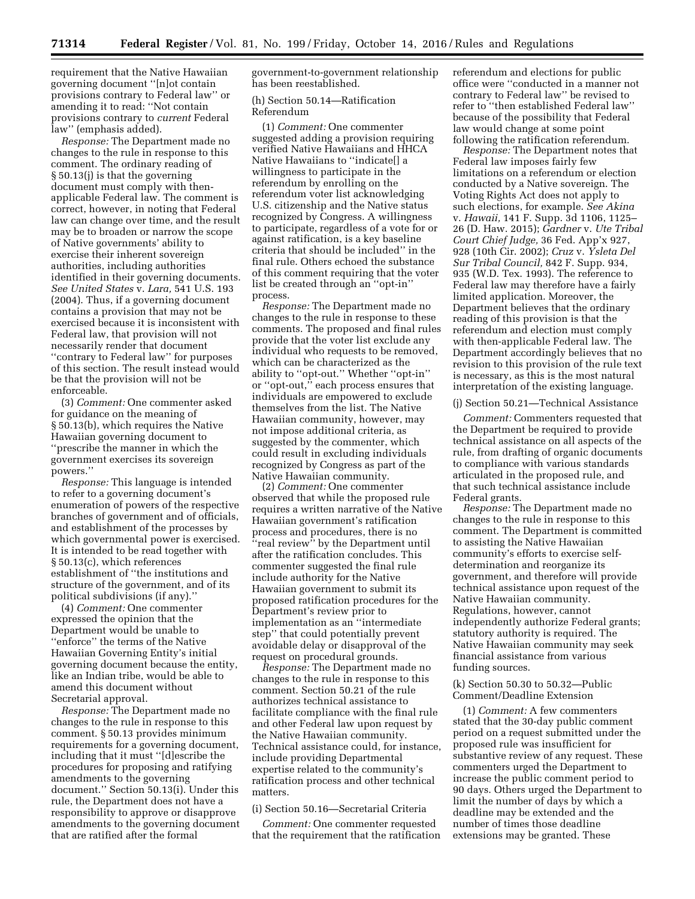requirement that the Native Hawaiian governing document ''[n]ot contain provisions contrary to Federal law'' or amending it to read: ''Not contain provisions contrary to *current* Federal law'' (emphasis added).

*Response:* The Department made no changes to the rule in response to this comment. The ordinary reading of § 50.13(j) is that the governing document must comply with then-applicable Federal law. The comment is correct, however, in noting that Federal law can change over time, and the result may be to broaden or narrow the scope of Native governments' ability to exercise their inherent sovereign authorities, including authorities identified in their governing documents. *See United States* v. *Lara,* 541 U.S. 193 (2004). Thus, if a governing document contains a provision that may not be exercised because it is inconsistent with Federal law, that provision will not necessarily render that document ''contrary to Federal law'' for purposes of this section. The result instead would be that the provision will not be enforceable.

(3) *Comment:* One commenter asked for guidance on the meaning of § 50.13(b), which requires the Native Hawaiian governing document to ''prescribe the manner in which the government exercises its sovereign powers.''

*Response:* This language is intended to refer to a governing document's enumeration of powers of the respective branches of government and of officials, and establishment of the processes by which governmental power is exercised. It is intended to be read together with § 50.13(c), which references establishment of ''the institutions and structure of the government, and of its political subdivisions (if any).''

(4) *Comment:* One commenter expressed the opinion that the Department would be unable to ''enforce'' the terms of the Native Hawaiian Governing Entity's initial governing document because the entity, like an Indian tribe, would be able to amend this document without Secretarial approval.

*Response:* The Department made no changes to the rule in response to this comment. § 50.13 provides minimum requirements for a governing document, including that it must ''[d]escribe the procedures for proposing and ratifying amendments to the governing document.'' Section 50.13(i). Under this rule, the Department does not have a responsibility to approve or disapprove amendments to the governing document that are ratified after the formal government-to-government relationship has been reestablished.

(h) Section 50.14—Ratification Referendum

(1) *Comment:* One commenter suggested adding a provision requiring verified Native Hawaiians and HHCA Native Hawaiians to ''indicate[] a willingness to participate in the referendum by enrolling on the referendum voter list acknowledging U.S. citizenship and the Native status recognized by Congress. A willingness to participate, regardless of a vote for or against ratification, is a key baseline criteria that should be included'' in the final rule. Others echoed the substance of this comment requiring that the voter list be created through an ''opt-in'' process.

*Response:* The Department made no changes to the rule in response to these comments. The proposed and final rules provide that the voter list exclude any individual who requests to be removed, which can be characterized as the ability to ''opt-out.'' Whether ''opt-in'' or ''opt-out,'' each process ensures that individuals are empowered to exclude themselves from the list. The Native Hawaiian community, however, may not impose additional criteria, as suggested by the commenter, which could result in excluding individuals recognized by Congress as part of the Native Hawaiian community.

(2) *Comment:* One commenter observed that while the proposed rule requires a written narrative of the Native Hawaiian government's ratification process and procedures, there is no ''real review'' by the Department until after the ratification concludes. This commenter suggested the final rule include authority for the Native Hawaiian government to submit its proposed ratification procedures for the Department's review prior to implementation as an ''intermediate step'' that could potentially prevent avoidable delay or disapproval of the request on procedural grounds.

*Response:* The Department made no changes to the rule in response to this comment. Section 50.21 of the rule authorizes technical assistance to facilitate compliance with the final rule and other Federal law upon request by the Native Hawaiian community. Technical assistance could, for instance, include providing Departmental expertise related to the community's ratification process and other technical matters.

(i) Section 50.16—Secretarial Criteria

*Comment:* One commenter requested that the requirement that the ratification referendum and elections for public office were ''conducted in a manner not contrary to Federal law'' be revised to refer to ''then established Federal law'' because of the possibility that Federal law would change at some point following the ratification referendum.

*Response:* The Department notes that Federal law imposes fairly few limitations on a referendum or election conducted by a Native sovereign. The Voting Rights Act does not apply to such elections, for example. *See Akina* v. *Hawaii,* 141 F. Supp. 3d 1106, 1125–26 (D. Haw. 2015); *Gardner* v. *Ute Tribal Court Chief Judge,* 36 Fed. App'x 927, 928 (10th Cir. 2002); *Cruz* v. *Ysleta Del Sur Tribal Council,* 842 F. Supp. 934, 935 (W.D. Tex. 1993). The reference to Federal law may therefore have a fairly limited application. Moreover, the Department believes that the ordinary reading of this provision is that the referendum and election must comply with then-applicable Federal law. The Department accordingly believes that no revision to this provision of the rule text is necessary, as this is the most natural interpretation of the existing language.

(j) Section 50.21—Technical Assistance

*Comment:* Commenters requested that the Department be required to provide technical assistance on all aspects of the rule, from drafting of organic documents to compliance with various standards articulated in the proposed rule, and that such technical assistance include Federal grants.

*Response:* The Department made no changes to the rule in response to this comment. The Department is committed to assisting the Native Hawaiian community's efforts to exercise self-determination and reorganize its government, and therefore will provide technical assistance upon request of the Native Hawaiian community. Regulations, however, cannot independently authorize Federal grants; statutory authority is required. The Native Hawaiian community may seek financial assistance from various funding sources.

(k) Section 50.30 to 50.32—Public Comment/Deadline Extension

(1) *Comment:* A few commenters stated that the 30-day public comment period on a request submitted under the proposed rule was insufficient for substantive review of any request. These commenters urged the Department to increase the public comment period to 90 days. Others urged the Department to limit the number of days by which a deadline may be extended and the number of times those deadline extensions may be granted. These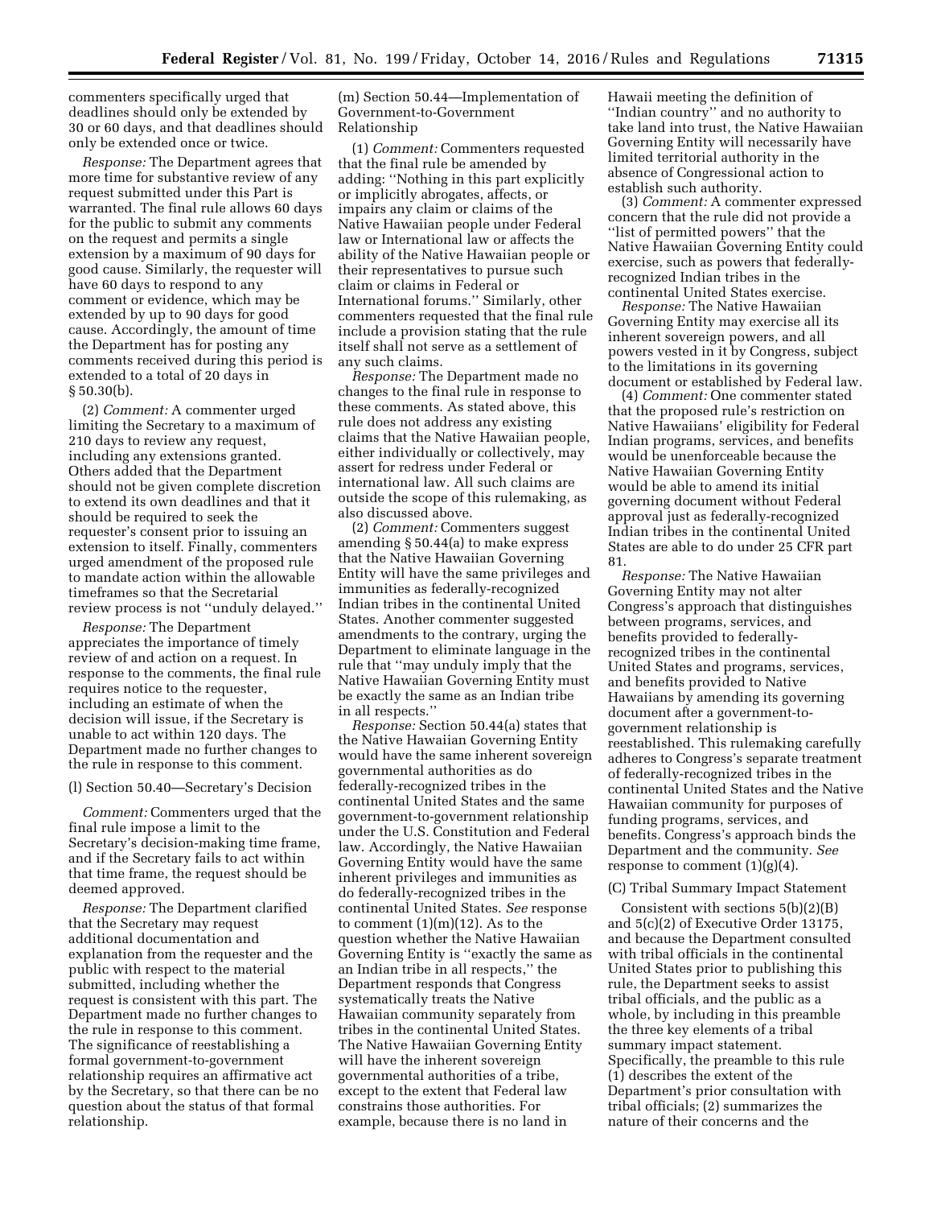commenters specifically urged that deadlines should only be extended by 30 or 60 days, and that deadlines should only be extended once or twice.

*Response:* The Department agrees that more time for substantive review of any request submitted under this Part is warranted. The final rule allows 60 days for the public to submit any comments on the request and permits a single extension by a maximum of 90 days for good cause. Similarly, the requester will have 60 days to respond to any comment or evidence, which may be extended by up to 90 days for good cause. Accordingly, the amount of time the Department has for posting any comments received during this period is extended to a total of 20 days in § 50.30(b).

(2) *Comment:* A commenter urged limiting the Secretary to a maximum of 210 days to review any request, including any extensions granted. Others added that the Department should not be given complete discretion to extend its own deadlines and that it should be required to seek the requester's consent prior to issuing an extension to itself. Finally, commenters urged amendment of the proposed rule to mandate action within the allowable timeframes so that the Secretarial review process is not ''unduly delayed.''

*Response:* The Department appreciates the importance of timely review of and action on a request. In response to the comments, the final rule requires notice to the requester, including an estimate of when the decision will issue, if the Secretary is unable to act within 120 days. The Department made no further changes to the rule in response to this comment.

(l) Section 50.40—Secretary's Decision

*Comment:* Commenters urged that the final rule impose a limit to the Secretary's decision-making time frame, and if the Secretary fails to act within that time frame, the request should be deemed approved.

*Response:* The Department clarified that the Secretary may request additional documentation and explanation from the requester and the public with respect to the material submitted, including whether the request is consistent with this part. The Department made no further changes to the rule in response to this comment. The significance of reestablishing a formal government-to-government relationship requires an affirmative act by the Secretary, so that there can be no question about the status of that formal relationship.

(m) Section 50.44—Implementation of Government-to-Government Relationship

(1) *Comment:* Commenters requested that the final rule be amended by adding: ''Nothing in this part explicitly or implicitly abrogates, affects, or impairs any claim or claims of the Native Hawaiian people under Federal law or International law or affects the ability of the Native Hawaiian people or their representatives to pursue such claim or claims in Federal or International forums.'' Similarly, other commenters requested that the final rule include a provision stating that the rule itself shall not serve as a settlement of any such claims.

*Response:* The Department made no changes to the final rule in response to these comments. As stated above, this rule does not address any existing claims that the Native Hawaiian people, either individually or collectively, may assert for redress under Federal or international law. All such claims are outside the scope of this rulemaking, as also discussed above.

(2) *Comment:* Commenters suggest amending § 50.44(a) to make express that the Native Hawaiian Governing Entity will have the same privileges and immunities as federally-recognized Indian tribes in the continental United States. Another commenter suggested amendments to the contrary, urging the Department to eliminate language in the rule that ''may unduly imply that the Native Hawaiian Governing Entity must be exactly the same as an Indian tribe in all respects.''

*Response:* Section 50.44(a) states that the Native Hawaiian Governing Entity would have the same inherent sovereign governmental authorities as do federally-recognized tribes in the continental United States and the same government-to-government relationship under the U.S. Constitution and Federal law. Accordingly, the Native Hawaiian Governing Entity would have the same inherent privileges and immunities as do federally-recognized tribes in the continental United States. *See* response to comment (1)(m)(12). As to the question whether the Native Hawaiian Governing Entity is ''exactly the same as an Indian tribe in all respects,'' the Department responds that Congress systematically treats the Native Hawaiian community separately from tribes in the continental United States. The Native Hawaiian Governing Entity will have the inherent sovereign governmental authorities of a tribe, except to the extent that Federal law constrains those authorities. For example, because there is no land in Hawaii meeting the definition of ''Indian country'' and no authority to take land into trust, the Native Hawaiian Governing Entity will necessarily have limited territorial authority in the absence of Congressional action to establish such authority.

(3) *Comment:* A commenter expressed concern that the rule did not provide a ''list of permitted powers'' that the Native Hawaiian Governing Entity could exercise, such as powers that federally-recognized Indian tribes in the continental United States exercise.

*Response:* The Native Hawaiian Governing Entity may exercise all its inherent sovereign powers, and all powers vested in it by Congress, subject to the limitations in its governing document or established by Federal law.

(4) *Comment:* One commenter stated that the proposed rule's restriction on Native Hawaiians' eligibility for Federal Indian programs, services, and benefits would be unenforceable because the Native Hawaiian Governing Entity would be able to amend its initial governing document without Federal approval just as federally-recognized Indian tribes in the continental United States are able to do under 25 CFR part 81.

*Response:* The Native Hawaiian Governing Entity may not alter Congress's approach that distinguishes between programs, services, and benefits provided to federally-recognized tribes in the continental United States and programs, services, and benefits provided to Native Hawaiians by amending its governing document after a government-to-government relationship is reestablished. This rulemaking carefully adheres to Congress's separate treatment of federally-recognized tribes in the continental United States and the Native Hawaiian community for purposes of funding programs, services, and benefits. Congress's approach binds the Department and the community. *See* response to comment (1)(g)(4).

(C) Tribal Summary Impact Statement

Consistent with sections 5(b)(2)(B) and 5(c)(2) of Executive Order 13175, and because the Department consulted with tribal officials in the continental United States prior to publishing this rule, the Department seeks to assist tribal officials, and the public as a whole, by including in this preamble the three key elements of a tribal summary impact statement. Specifically, the preamble to this rule (1) describes the extent of the Department's prior consultation with tribal officials; (2) summarizes the nature of their concerns and the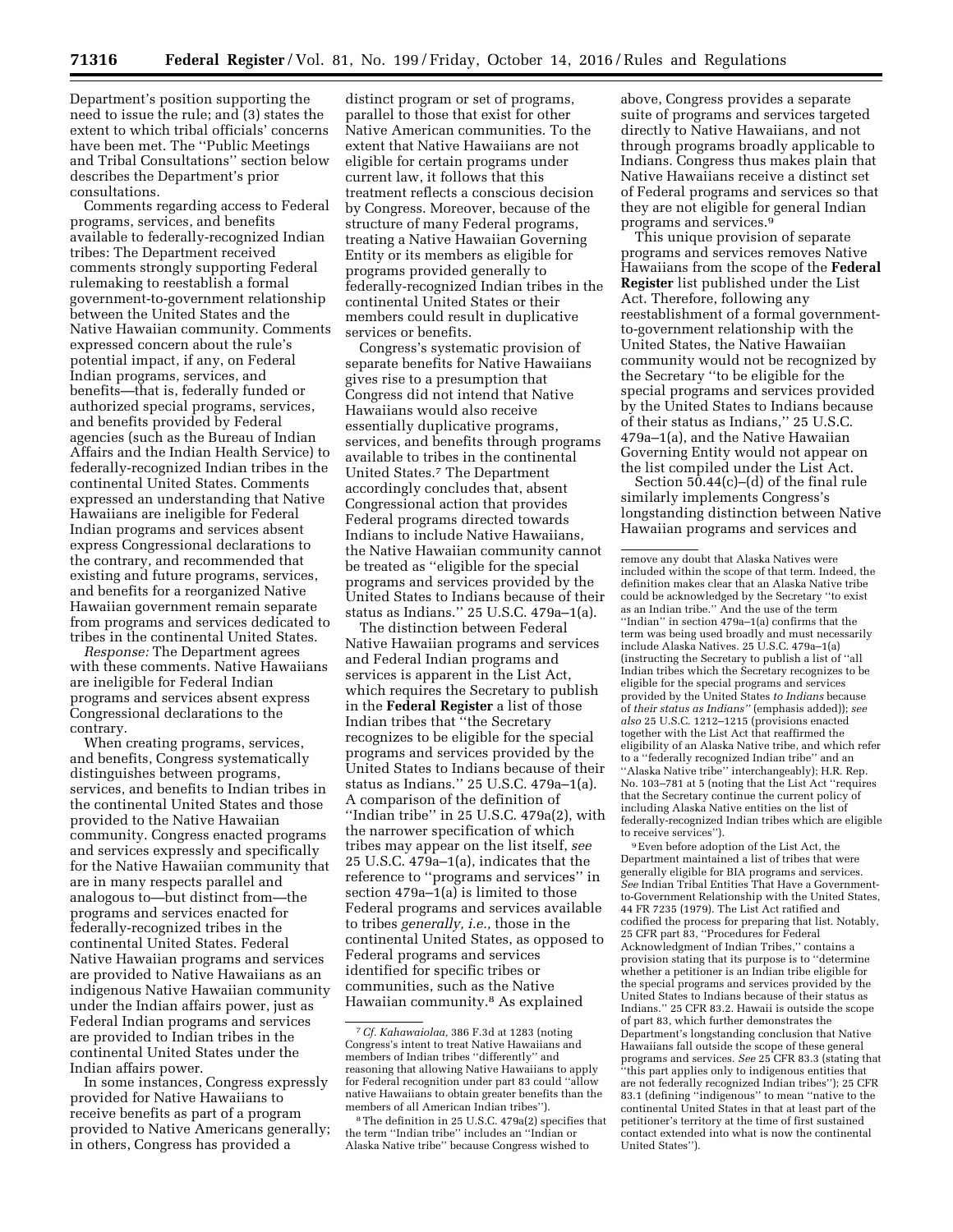Department's position supporting the need to issue the rule; and (3) states the extent to which tribal officials' concerns have been met. The ''Public Meetings and Tribal Consultations'' section below describes the Department's prior consultations.

Comments regarding access to Federal programs, services, and benefits available to federally-recognized Indian tribes: The Department received comments strongly supporting Federal rulemaking to reestablish a formal government-to-government relationship between the United States and the Native Hawaiian community. Comments expressed concern about the rule's potential impact, if any, on Federal Indian programs, services, and benefits—that is, federally funded or authorized special programs, services, and benefits provided by Federal agencies (such as the Bureau of Indian Affairs and the Indian Health Service) to federally-recognized Indian tribes in the continental United States. Comments expressed an understanding that Native Hawaiians are ineligible for Federal Indian programs and services absent express Congressional declarations to the contrary, and recommended that existing and future programs, services, and benefits for a reorganized Native Hawaiian government remain separate from programs and services dedicated to tribes in the continental United States.

*Response:* The Department agrees with these comments. Native Hawaiians are ineligible for Federal Indian programs and services absent express Congressional declarations to the contrary.

When creating programs, services, and benefits, Congress systematically distinguishes between programs, services, and benefits to Indian tribes in the continental United States and those provided to the Native Hawaiian community. Congress enacted programs and services expressly and specifically for the Native Hawaiian community that are in many respects parallel and analogous to—but distinct from—the programs and services enacted for federally-recognized tribes in the continental United States. Federal Native Hawaiian programs and services are provided to Native Hawaiians as an indigenous Native Hawaiian community under the Indian affairs power, just as Federal Indian programs and services are provided to Indian tribes in the continental United States under the Indian affairs power.

In some instances, Congress expressly provided for Native Hawaiians to receive benefits as part of a program provided to Native Americans generally; in others, Congress has provided a distinct program or set of programs, parallel to those that exist for other Native American communities. To the extent that Native Hawaiians are not eligible for certain programs under current law, it follows that this treatment reflects a conscious decision by Congress. Moreover, because of the structure of many Federal programs, treating a Native Hawaiian Governing Entity or its members as eligible for programs provided generally to federally-recognized Indian tribes in the continental United States or their members could result in duplicative services or benefits.

Congress's systematic provision of separate benefits for Native Hawaiians gives rise to a presumption that Congress did not intend that Native Hawaiians would also receive essentially duplicative programs, services, and benefits through programs available to tribes in the continental United States.[7] The Department accordingly concludes that, absent Congressional action that provides Federal programs directed towards Indians to include Native Hawaiians, the Native Hawaiian community cannot be treated as ''eligible for the special programs and services provided by the United States to Indians because of their status as Indians.'' 25 U.S.C. 479a–1(a).

The distinction between Federal Native Hawaiian programs and services and Federal Indian programs and services is apparent in the List Act, which requires the Secretary to publish in the **Federal Register** a list of those Indian tribes that ''the Secretary recognizes to be eligible for the special programs and services provided by the United States to Indians because of their status as Indians.'' 25 U.S.C. 479a–1(a). A comparison of the definition of ''Indian tribe'' in 25 U.S.C. 479a(2), with the narrower specification of which tribes may appear on the list itself, *see* 25 U.S.C. 479a–1(a), indicates that the reference to ''programs and services'' in section 479a–1(a) is limited to those Federal programs and services available to tribes *generally, i.e.,* those in the continental United States, as opposed to Federal programs and services identified for specific tribes or communities, such as the Native Hawaiian community.[8] As explained above, Congress provides a separate suite of programs and services targeted directly to Native Hawaiians, and not through programs broadly applicable to Indians. Congress thus makes plain that Native Hawaiians receive a distinct set of Federal programs and services so that they are not eligible for general Indian programs and services.[9]

This unique provision of separate programs and services removes Native Hawaiians from the scope of the **Federal Register** list published under the List Act. Therefore, following any reestablishment of a formal government-to-government relationship with the United States, the Native Hawaiian community would not be recognized by the Secretary ''to be eligible for the special programs and services provided by the United States to Indians because of their status as Indians,'' 25 U.S.C. 479a–1(a), and the Native Hawaiian Governing Entity would not appear on the list compiled under the List Act.

Section 50.44(c)–(d) of the final rule similarly implements Congress's longstanding distinction between Native Hawaiian programs and services and

---

[7] *Cf. Kahawaiolaa,* 386 F.3d at 1283 (noting Congress's intent to treat Native Hawaiians and members of Indian tribes ''differently'' and reasoning that allowing Native Hawaiians to apply for Federal recognition under part 83 could ''allow native Hawaiians to obtain greater benefits than the members of all American Indian tribes'').

[8] The definition in 25 U.S.C. 479a(2) specifies that the term ''Indian tribe'' includes an ''Indian or Alaska Native tribe'' because Congress wished to remove any doubt that Alaska Natives were included within the scope of that term. Indeed, the definition makes clear that an Alaska Native tribe could be acknowledged by the Secretary ''to exist as an Indian tribe.'' And the use of the term ''Indian'' in section 479a–1(a) confirms that the term was being used broadly and must necessarily include Alaska Natives. 25 U.S.C. 479a–1(a) (instructing the Secretary to publish a list of ''all Indian tribes which the Secretary recognizes to be eligible for the special programs and services provided by the United States *to Indians* because of *their status as Indians''* (emphasis added)); *see also* 25 U.S.C. 1212–1215 (provisions enacted together with the List Act that reaffirmed the eligibility of an Alaska Native tribe, and which refer to a ''federally recognized Indian tribe'' and an ''Alaska Native tribe'' interchangeably); H.R. Rep. No. 103–781 at 5 (noting that the List Act ''requires that the Secretary continue the current policy of including Alaska Native entities on the list of federally-recognized Indian tribes which are eligible to receive services'').

[9] Even before adoption of the List Act, the Department maintained a list of tribes that were generally eligible for BIA programs and services. *See* Indian Tribal Entities That Have a Government-to-Government Relationship with the United States, 44 FR 7235 (1979). The List Act ratified and codified the process for preparing that list. Notably, 25 CFR part 83, ''Procedures for Federal Acknowledgment of Indian Tribes,'' contains a provision stating that its purpose is to ''determine whether a petitioner is an Indian tribe eligible for the special programs and services provided by the United States to Indians because of their status as Indians.'' 25 CFR 83.2. Hawaii is outside the scope of part 83, which further demonstrates the Department's longstanding conclusion that Native Hawaiians fall outside the scope of these general programs and services. *See* 25 CFR 83.3 (stating that ''this part applies only to indigenous entities that are not federally recognized Indian tribes''); 25 CFR 83.1 (defining ''indigenous'' to mean ''native to the continental United States in that at least part of the petitioner's territory at the time of first sustained contact extended into what is now the continental United States'').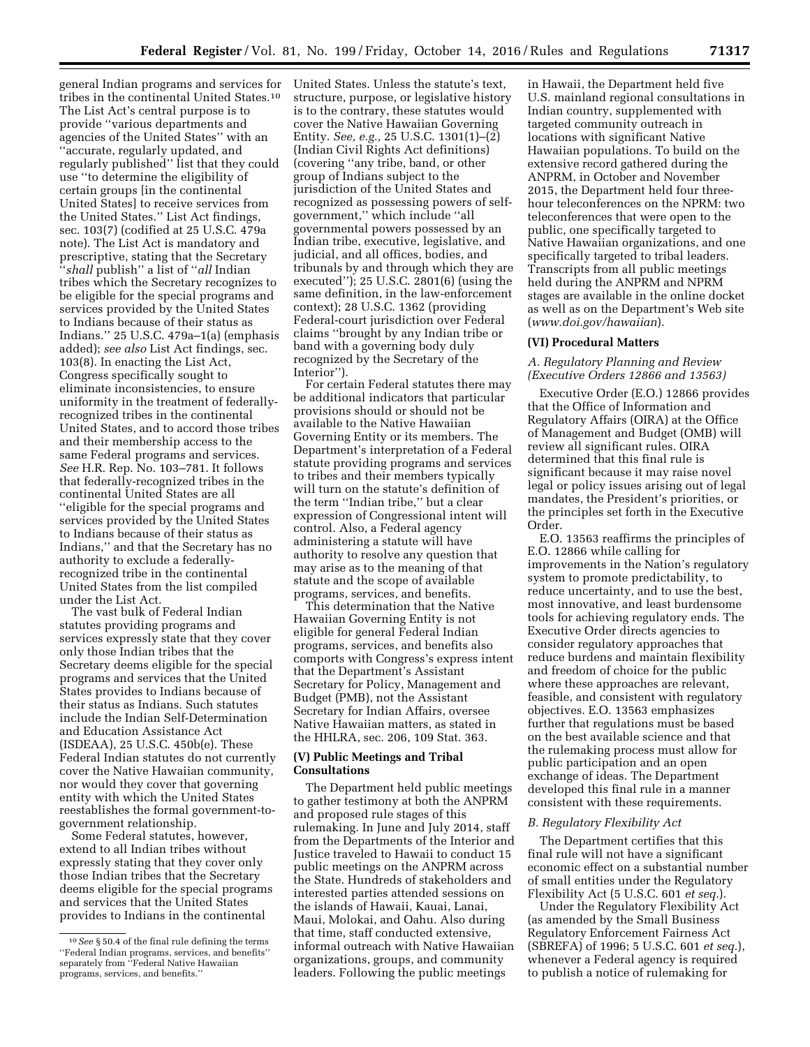general Indian programs and services for tribes in the continental United States.[10] The List Act's central purpose is to provide "various departments and agencies of the United States" with an "accurate, regularly updated, and regularly published" list that they could use "to determine the eligibility of certain groups [in the continental United States] to receive services from the United States." List Act findings, sec. 103(7) (codified at 25 U.S.C. 479a note). The List Act is mandatory and prescriptive, stating that the Secretary "*shall* publish" a list of "*all* Indian tribes which the Secretary recognizes to be eligible for the special programs and services provided by the United States to Indians because of their status as Indians." 25 U.S.C. 479a–1(a) (emphasis added); *see also* List Act findings, sec. 103(8). In enacting the List Act, Congress specifically sought to eliminate inconsistencies, to ensure uniformity in the treatment of federally-recognized tribes in the continental United States, and to accord those tribes and their membership access to the same Federal programs and services. *See* H.R. Rep. No. 103–781. It follows that federally-recognized tribes in the continental United States are all "eligible for the special programs and services provided by the United States to Indians because of their status as Indians," and that the Secretary has no authority to exclude a federally-recognized tribe in the continental United States from the list compiled under the List Act.

The vast bulk of Federal Indian statutes providing programs and services expressly state that they cover only those Indian tribes that the Secretary deems eligible for the special programs and services that the United States provides to Indians because of their status as Indians. Such statutes include the Indian Self-Determination and Education Assistance Act (ISDEAA), 25 U.S.C. 450b(e). These Federal Indian statutes do not currently cover the Native Hawaiian community, nor would they cover that governing entity with which the United States reestablishes the formal government-to-government relationship.

Some Federal statutes, however, extend to all Indian tribes without expressly stating that they cover only those Indian tribes that the Secretary deems eligible for the special programs and services that the United States provides to Indians in the continental United States. Unless the statute's text, structure, purpose, or legislative history is to the contrary, these statutes would cover the Native Hawaiian Governing Entity. *See, e.g.,* 25 U.S.C. 1301(1)–(2) (Indian Civil Rights Act definitions) (covering "any tribe, band, or other group of Indians subject to the jurisdiction of the United States and recognized as possessing powers of self-government," which include "all governmental powers possessed by an Indian tribe, executive, legislative, and judicial, and all offices, bodies, and tribunals by and through which they are executed"); 25 U.S.C. 2801(6) (using the same definition, in the law-enforcement context); 28 U.S.C. 1362 (providing Federal-court jurisdiction over Federal claims "brought by any Indian tribe or band with a governing body duly recognized by the Secretary of the Interior").

For certain Federal statutes there may be additional indicators that particular provisions should or should not be available to the Native Hawaiian Governing Entity or its members. The Department's interpretation of a Federal statute providing programs and services to tribes and their members typically will turn on the statute's definition of the term "Indian tribe," but a clear expression of Congressional intent will control. Also, a Federal agency administering a statute will have authority to resolve any question that may arise as to the meaning of that statute and the scope of available programs, services, and benefits.

This determination that the Native Hawaiian Governing Entity is not eligible for general Federal Indian programs, services, and benefits also comports with Congress's express intent that the Department's Assistant Secretary for Policy, Management and Budget (PMB), not the Assistant Secretary for Indian Affairs, oversee Native Hawaiian matters, as stated in the HHLRA, sec. 206, 109 Stat. 363.

## (V) Public Meetings and Tribal Consultations

The Department held public meetings to gather testimony at both the ANPRM and proposed rule stages of this rulemaking. In June and July 2014, staff from the Departments of the Interior and Justice traveled to Hawaii to conduct 15 public meetings on the ANPRM across the State. Hundreds of stakeholders and interested parties attended sessions on the islands of Hawaii, Kauai, Lanai, Maui, Molokai, and Oahu. Also during that time, staff conducted extensive, informal outreach with Native Hawaiian organizations, groups, and community leaders. Following the public meetings in Hawaii, the Department held five U.S. mainland regional consultations in Indian country, supplemented with targeted community outreach in locations with significant Native Hawaiian populations. To build on the extensive record gathered during the ANPRM, in October and November 2015, the Department held four three-hour teleconferences on the NPRM: two teleconferences that were open to the public, one specifically targeted to Native Hawaiian organizations, and one specifically targeted to tribal leaders. Transcripts from all public meetings held during the ANPRM and NPRM stages are available in the online docket as well as on the Department's Web site (*www.doi.gov/hawaiian*).

## (VI) Procedural Matters

### *A. Regulatory Planning and Review (Executive Orders 12866 and 13563)*

Executive Order (E.O.) 12866 provides that the Office of Information and Regulatory Affairs (OIRA) at the Office of Management and Budget (OMB) will review all significant rules. OIRA determined that this final rule is significant because it may raise novel legal or policy issues arising out of legal mandates, the President's priorities, or the principles set forth in the Executive Order.

E.O. 13563 reaffirms the principles of E.O. 12866 while calling for improvements in the Nation's regulatory system to promote predictability, to reduce uncertainty, and to use the best, most innovative, and least burdensome tools for achieving regulatory ends. The Executive Order directs agencies to consider regulatory approaches that reduce burdens and maintain flexibility and freedom of choice for the public where these approaches are relevant, feasible, and consistent with regulatory objectives. E.O. 13563 emphasizes further that regulations must be based on the best available science and that the rulemaking process must allow for public participation and an open exchange of ideas. The Department developed this final rule in a manner consistent with these requirements.

### *B. Regulatory Flexibility Act*

The Department certifies that this final rule will not have a significant economic effect on a substantial number of small entities under the Regulatory Flexibility Act (5 U.S.C. 601 *et seq.*).

Under the Regulatory Flexibility Act (as amended by the Small Business Regulatory Enforcement Fairness Act (SBREFA) of 1996; 5 U.S.C. 601 *et seq.*), whenever a Federal agency is required to publish a notice of rulemaking for

---

[10] *See* § 50.4 of the final rule defining the terms "Federal Indian programs, services, and benefits" separately from "Federal Native Hawaiian programs, services, and benefits."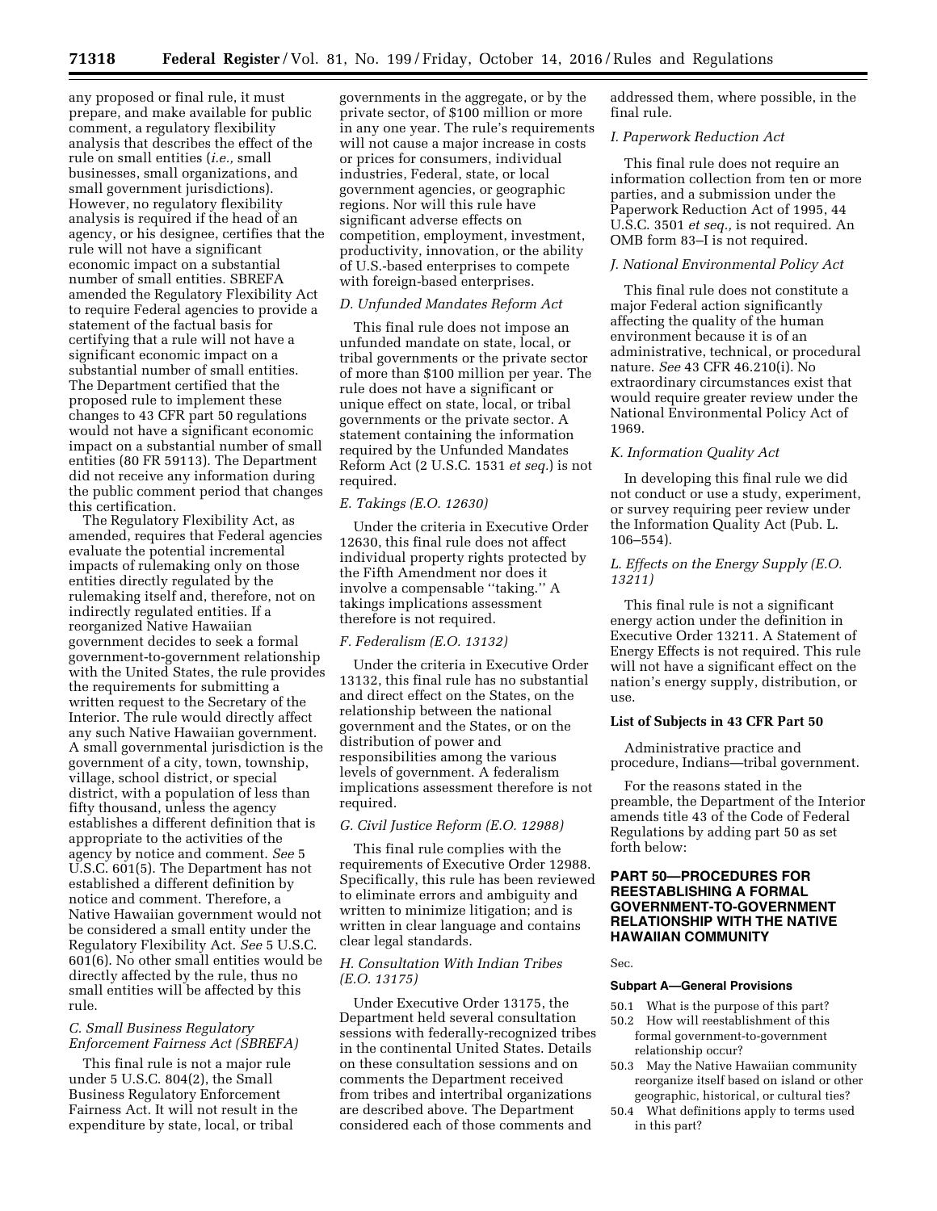any proposed or final rule, it must prepare, and make available for public comment, a regulatory flexibility analysis that describes the effect of the rule on small entities (*i.e.,* small businesses, small organizations, and small government jurisdictions). However, no regulatory flexibility analysis is required if the head of an agency, or his designee, certifies that the rule will not have a significant economic impact on a substantial number of small entities. SBREFA amended the Regulatory Flexibility Act to require Federal agencies to provide a statement of the factual basis for certifying that a rule will not have a significant economic impact on a substantial number of small entities. The Department certified that the proposed rule to implement these changes to 43 CFR part 50 regulations would not have a significant economic impact on a substantial number of small entities (80 FR 59113). The Department did not receive any information during the public comment period that changes this certification.

The Regulatory Flexibility Act, as amended, requires that Federal agencies evaluate the potential incremental impacts of rulemaking only on those entities directly regulated by the rulemaking itself and, therefore, not on indirectly regulated entities. If a reorganized Native Hawaiian government decides to seek a formal government-to-government relationship with the United States, the rule provides the requirements for submitting a written request to the Secretary of the Interior. The rule would directly affect any such Native Hawaiian government. A small governmental jurisdiction is the government of a city, town, township, village, school district, or special district, with a population of less than fifty thousand, unless the agency establishes a different definition that is appropriate to the activities of the agency by notice and comment. *See* 5 U.S.C. 601(5). The Department has not established a different definition by notice and comment. Therefore, a Native Hawaiian government would not be considered a small entity under the Regulatory Flexibility Act. *See* 5 U.S.C. 601(6). No other small entities would be directly affected by the rule, thus no small entities will be affected by this rule.

### *C. Small Business Regulatory Enforcement Fairness Act (SBREFA)*

This final rule is not a major rule under 5 U.S.C. 804(2), the Small Business Regulatory Enforcement Fairness Act. It will not result in the expenditure by state, local, or tribal governments in the aggregate, or by the private sector, of $100 million or more in any one year. The rule's requirements will not cause a major increase in costs or prices for consumers, individual industries, Federal, state, or local government agencies, or geographic regions. Nor will this rule have significant adverse effects on competition, employment, investment, productivity, innovation, or the ability of U.S.-based enterprises to compete with foreign-based enterprises.

### *D. Unfunded Mandates Reform Act*

This final rule does not impose an unfunded mandate on state, local, or tribal governments or the private sector of more than $100 million per year. The rule does not have a significant or unique effect on state, local, or tribal governments or the private sector. A statement containing the information required by the Unfunded Mandates Reform Act (2 U.S.C. 1531 *et seq.*) is not required.

### *E. Takings (E.O. 12630)*

Under the criteria in Executive Order 12630, this final rule does not affect individual property rights protected by the Fifth Amendment nor does it involve a compensable "taking." A takings implications assessment therefore is not required.

### *F. Federalism (E.O. 13132)*

Under the criteria in Executive Order 13132, this final rule has no substantial and direct effect on the States, on the relationship between the national government and the States, or on the distribution of power and responsibilities among the various levels of government. A federalism implications assessment therefore is not required.

### *G. Civil Justice Reform (E.O. 12988)*

This final rule complies with the requirements of Executive Order 12988. Specifically, this rule has been reviewed to eliminate errors and ambiguity and written to minimize litigation; and is written in clear language and contains clear legal standards.

### *H. Consultation With Indian Tribes (E.O. 13175)*

Under Executive Order 13175, the Department held several consultation sessions with federally-recognized tribes in the continental United States. Details on these consultation sessions and on comments the Department received from tribes and intertribal organizations are described above. The Department considered each of those comments and addressed them, where possible, in the final rule.

### *I. Paperwork Reduction Act*

This final rule does not require an information collection from ten or more parties, and a submission under the Paperwork Reduction Act of 1995, 44 U.S.C. 3501 *et seq.,* is not required. An OMB form 83–I is not required.

### *J. National Environmental Policy Act*

This final rule does not constitute a major Federal action significantly affecting the quality of the human environment because it is of an administrative, technical, or procedural nature. *See* 43 CFR 46.210(i). No extraordinary circumstances exist that would require greater review under the National Environmental Policy Act of 1969.

### *K. Information Quality Act*

In developing this final rule we did not conduct or use a study, experiment, or survey requiring peer review under the Information Quality Act (Pub. L. 106–554).

### *L. Effects on the Energy Supply (E.O. 13211)*

This final rule is not a significant energy action under the definition in Executive Order 13211. A Statement of Energy Effects is not required. This rule will not have a significant effect on the nation's energy supply, distribution, or use.

## List of Subjects in 43 CFR Part 50

Administrative practice and procedure, Indians—tribal government.

For the reasons stated in the preamble, the Department of the Interior amends title 43 of the Code of Federal Regulations by adding part 50 as set forth below:

## PART 50—PROCEDURES FOR REESTABLISHING A FORMAL GOVERNMENT-TO-GOVERNMENT RELATIONSHIP WITH THE NATIVE HAWAIIAN COMMUNITY

Sec.

**Subpart A—General Provisions**

50.1 What is the purpose of this part?
50.2 How will reestablishment of this formal government-to-government relationship occur?
50.3 May the Native Hawaiian community reorganize itself based on island or other geographic, historical, or cultural ties?
50.4 What definitions apply to terms used in this part?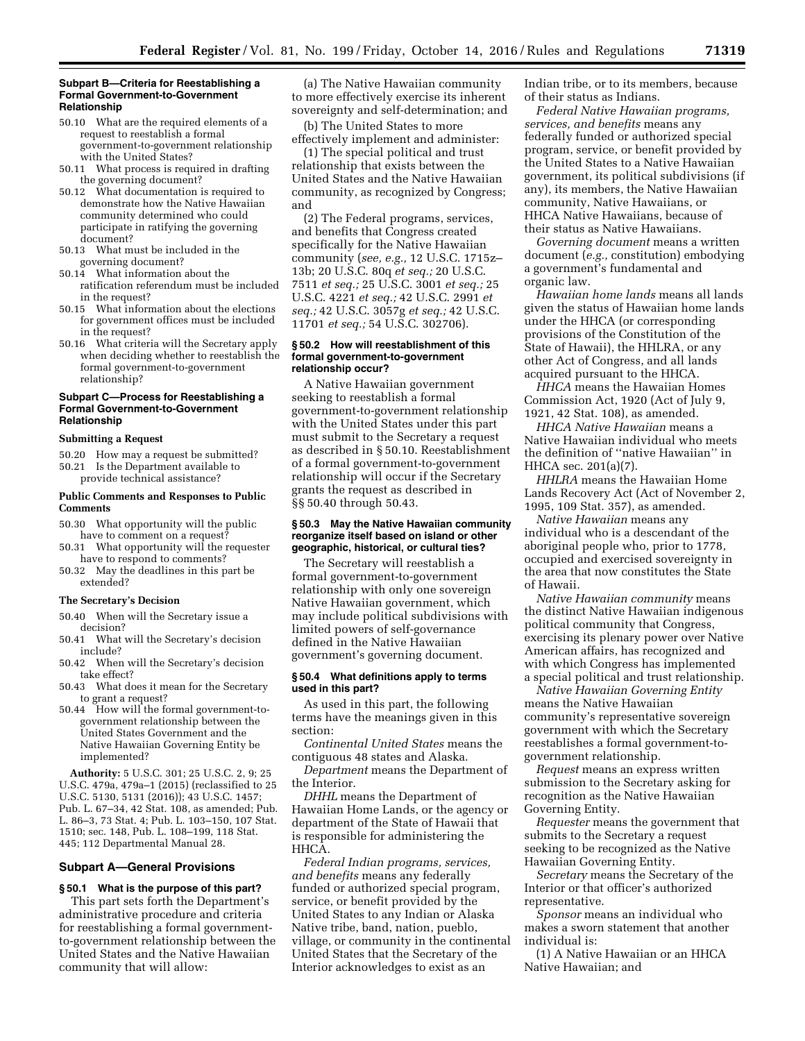### Subpart B—Criteria for Reestablishing a Formal Government-to-Government Relationship

50.10 What are the required elements of a request to reestablish a formal government-to-government relationship with the United States?
50.11 What process is required in drafting the governing document?
50.12 What documentation is required to demonstrate how the Native Hawaiian community determined who could participate in ratifying the governing document?
50.13 What must be included in the governing document?
50.14 What information about the ratification referendum must be included in the request?
50.15 What information about the elections for government offices must be included in the request?
50.16 What criteria will the Secretary apply when deciding whether to reestablish the formal government-to-government relationship?

### Subpart C—Process for Reestablishing a Formal Government-to-Government Relationship

#### Submitting a Request

50.20 How may a request be submitted?
50.21 Is the Department available to provide technical assistance?

#### Public Comments and Responses to Public Comments

50.30 What opportunity will the public have to comment on a request?
50.31 What opportunity will the requester have to respond to comments?
50.32 May the deadlines in this part be extended?

#### The Secretary's Decision

50.40 When will the Secretary issue a decision?
50.41 What will the Secretary's decision include?
50.42 When will the Secretary's decision take effect?
50.43 What does it mean for the Secretary to grant a request?
50.44 How will the formal government-to-government relationship between the United States Government and the Native Hawaiian Governing Entity be implemented?

**Authority:** 5 U.S.C. 301; 25 U.S.C. 2, 9; 25 U.S.C. 479a, 479a–1 (2015) (reclassified to 25 U.S.C. 5130, 5131 (2016)); 43 U.S.C. 1457; Pub. L. 67–34, 42 Stat. 108, as amended; Pub. L. 86–3, 73 Stat. 4; Pub. L. 103–150, 107 Stat. 1510; sec. 148, Pub. L. 108–199, 118 Stat. 445; 112 Departmental Manual 28.

## Subpart A—General Provisions

### § 50.1 What is the purpose of this part?

This part sets forth the Department's administrative procedure and criteria for reestablishing a formal government-to-government relationship between the United States and the Native Hawaiian community that will allow:

(a) The Native Hawaiian community to more effectively exercise its inherent sovereignty and self-determination; and

(b) The United States to more effectively implement and administer:

(1) The special political and trust relationship that exists between the United States and the Native Hawaiian community, as recognized by Congress; and

(2) The Federal programs, services, and benefits that Congress created specifically for the Native Hawaiian community (*see, e.g.,* 12 U.S.C. 1715z–13b; 20 U.S.C. 80q *et seq.;* 20 U.S.C. 7511 *et seq.;* 25 U.S.C. 3001 *et seq.;* 25 U.S.C. 4221 *et seq.;* 42 U.S.C. 2991 *et seq.;* 42 U.S.C. 3057g *et seq.;* 42 U.S.C. 11701 *et seq.;* 54 U.S.C. 302706).

### § 50.2 How will reestablishment of this formal government-to-government relationship occur?

A Native Hawaiian government seeking to reestablish a formal government-to-government relationship with the United States under this part must submit to the Secretary a request as described in § 50.10. Reestablishment of a formal government-to-government relationship will occur if the Secretary grants the request as described in §§ 50.40 through 50.43.

### § 50.3 May the Native Hawaiian community reorganize itself based on island or other geographic, historical, or cultural ties?

The Secretary will reestablish a formal government-to-government relationship with only one sovereign Native Hawaiian government, which may include political subdivisions with limited powers of self-governance defined in the Native Hawaiian government's governing document.

### § 50.4 What definitions apply to terms used in this part?

As used in this part, the following terms have the meanings given in this section:

*Continental United States* means the contiguous 48 states and Alaska.

*Department* means the Department of the Interior.

*DHHL* means the Department of Hawaiian Home Lands, or the agency or department of the State of Hawaii that is responsible for administering the HHCA.

*Federal Indian programs, services, and benefits* means any federally funded or authorized special program, service, or benefit provided by the United States to any Indian or Alaska Native tribe, band, nation, pueblo, village, or community in the continental United States that the Secretary of the Interior acknowledges to exist as an Indian tribe, or to its members, because of their status as Indians.

*Federal Native Hawaiian programs, services, and benefits* means any federally funded or authorized special program, service, or benefit provided by the United States to a Native Hawaiian government, its political subdivisions (if any), its members, the Native Hawaiian community, Native Hawaiians, or HHCA Native Hawaiians, because of their status as Native Hawaiians.

*Governing document* means a written document (*e.g.,* constitution) embodying a government's fundamental and organic law.

*Hawaiian home lands* means all lands given the status of Hawaiian home lands under the HHCA (or corresponding provisions of the Constitution of the State of Hawaii), the HHLRA, or any other Act of Congress, and all lands acquired pursuant to the HHCA.

*HHCA* means the Hawaiian Homes Commission Act, 1920 (Act of July 9, 1921, 42 Stat. 108), as amended.

*HHCA Native Hawaiian* means a Native Hawaiian individual who meets the definition of ''native Hawaiian'' in HHCA sec. 201(a)(7).

*HHLRA* means the Hawaiian Home Lands Recovery Act (Act of November 2, 1995, 109 Stat. 357), as amended.

*Native Hawaiian* means any individual who is a descendant of the aboriginal people who, prior to 1778, occupied and exercised sovereignty in the area that now constitutes the State of Hawaii.

*Native Hawaiian community* means the distinct Native Hawaiian indigenous political community that Congress, exercising its plenary power over Native American affairs, has recognized and with which Congress has implemented a special political and trust relationship.

*Native Hawaiian Governing Entity* means the Native Hawaiian community's representative sovereign government with which the Secretary reestablishes a formal government-to-government relationship.

*Request* means an express written submission to the Secretary asking for recognition as the Native Hawaiian Governing Entity.

*Requester* means the government that submits to the Secretary a request seeking to be recognized as the Native Hawaiian Governing Entity.

*Secretary* means the Secretary of the Interior or that officer's authorized representative.

*Sponsor* means an individual who makes a sworn statement that another individual is:

(1) A Native Hawaiian or an HHCA Native Hawaiian; and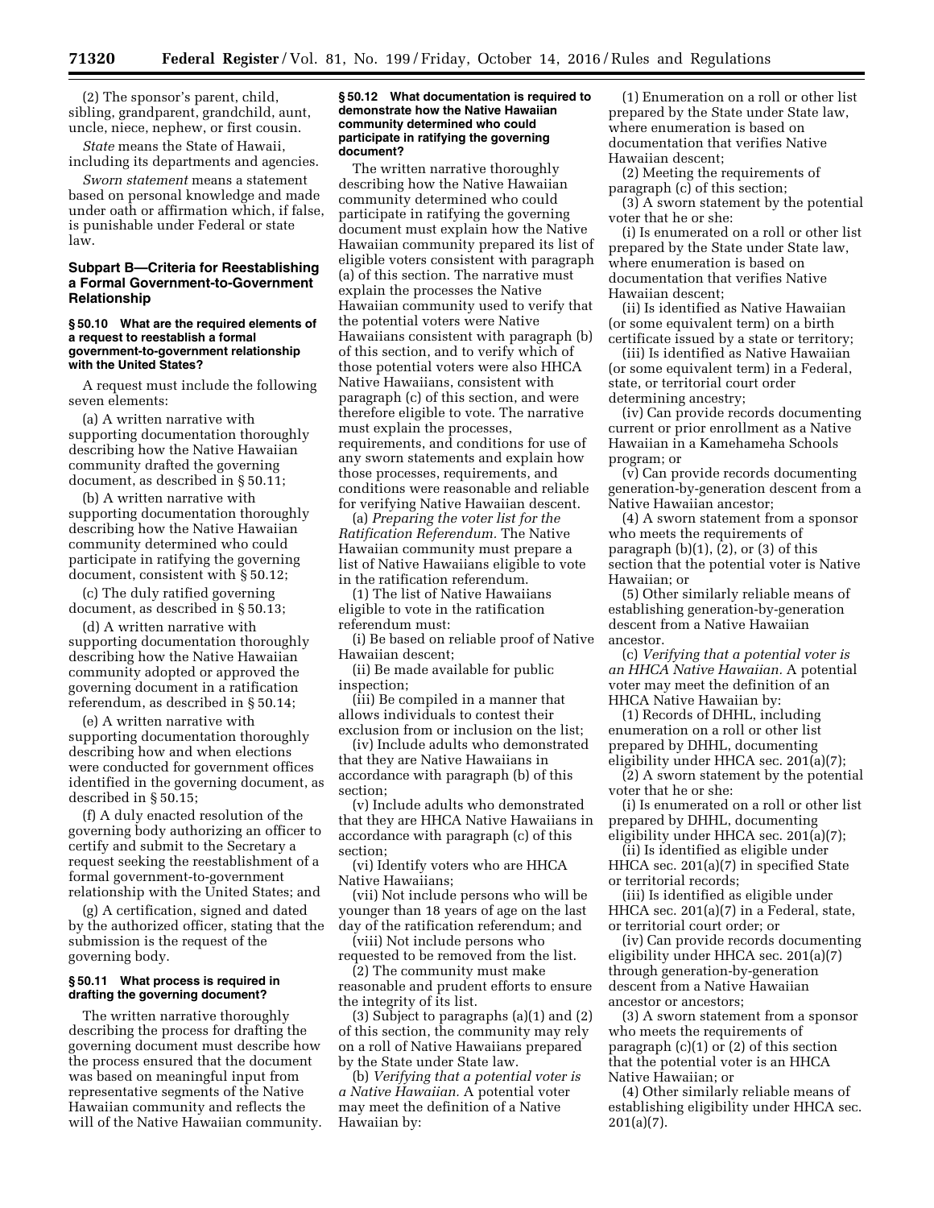(2) The sponsor's parent, child, sibling, grandparent, grandchild, aunt, uncle, niece, nephew, or first cousin.

*State* means the State of Hawaii, including its departments and agencies.

*Sworn statement* means a statement based on personal knowledge and made under oath or affirmation which, if false, is punishable under Federal or state law.

## Subpart B—Criteria for Reestablishing a Formal Government-to-Government Relationship

### § 50.10 What are the required elements of a request to reestablish a formal government-to-government relationship with the United States?

A request must include the following seven elements:

(a) A written narrative with supporting documentation thoroughly describing how the Native Hawaiian community drafted the governing document, as described in § 50.11;

(b) A written narrative with supporting documentation thoroughly describing how the Native Hawaiian community determined who could participate in ratifying the governing document, consistent with § 50.12;

(c) The duly ratified governing document, as described in § 50.13;

(d) A written narrative with supporting documentation thoroughly describing how the Native Hawaiian community adopted or approved the governing document in a ratification referendum, as described in § 50.14;

(e) A written narrative with supporting documentation thoroughly describing how and when elections were conducted for government offices identified in the governing document, as described in § 50.15;

(f) A duly enacted resolution of the governing body authorizing an officer to certify and submit to the Secretary a request seeking the reestablishment of a formal government-to-government relationship with the United States; and

(g) A certification, signed and dated by the authorized officer, stating that the submission is the request of the governing body.

### § 50.11 What process is required in drafting the governing document?

The written narrative thoroughly describing the process for drafting the governing document must describe how the process ensured that the document was based on meaningful input from representative segments of the Native Hawaiian community and reflects the will of the Native Hawaiian community.

### § 50.12 What documentation is required to demonstrate how the Native Hawaiian community determined who could participate in ratifying the governing document?

The written narrative thoroughly describing how the Native Hawaiian community determined who could participate in ratifying the governing document must explain how the Native Hawaiian community prepared its list of eligible voters consistent with paragraph (a) of this section. The narrative must explain the processes the Native Hawaiian community used to verify that the potential voters were Native Hawaiians consistent with paragraph (b) of this section, and to verify which of those potential voters were also HHCA Native Hawaiians, consistent with paragraph (c) of this section, and were therefore eligible to vote. The narrative must explain the processes, requirements, and conditions for use of any sworn statements and explain how those processes, requirements, and conditions were reasonable and reliable for verifying Native Hawaiian descent.

(a) *Preparing the voter list for the Ratification Referendum.* The Native Hawaiian community must prepare a list of Native Hawaiians eligible to vote in the ratification referendum.

(1) The list of Native Hawaiians eligible to vote in the ratification referendum must:

(i) Be based on reliable proof of Native Hawaiian descent;

(ii) Be made available for public inspection;

(iii) Be compiled in a manner that allows individuals to contest their exclusion from or inclusion on the list;

(iv) Include adults who demonstrated that they are Native Hawaiians in accordance with paragraph (b) of this section;

(v) Include adults who demonstrated that they are HHCA Native Hawaiians in accordance with paragraph (c) of this section;

(vi) Identify voters who are HHCA Native Hawaiians;

(vii) Not include persons who will be younger than 18 years of age on the last day of the ratification referendum; and

(viii) Not include persons who requested to be removed from the list.

(2) The community must make reasonable and prudent efforts to ensure the integrity of its list.

(3) Subject to paragraphs (a)(1) and (2) of this section, the community may rely on a roll of Native Hawaiians prepared by the State under State law.

(b) *Verifying that a potential voter is a Native Hawaiian.* A potential voter may meet the definition of a Native Hawaiian by:

(1) Enumeration on a roll or other list prepared by the State under State law, where enumeration is based on documentation that verifies Native Hawaiian descent;

(2) Meeting the requirements of paragraph (c) of this section;

(3) A sworn statement by the potential voter that he or she:

(i) Is enumerated on a roll or other list prepared by the State under State law, where enumeration is based on documentation that verifies Native Hawaiian descent;

(ii) Is identified as Native Hawaiian (or some equivalent term) on a birth certificate issued by a state or territory;

(iii) Is identified as Native Hawaiian (or some equivalent term) in a Federal, state, or territorial court order determining ancestry;

(iv) Can provide records documenting current or prior enrollment as a Native Hawaiian in a Kamehameha Schools program; or

(v) Can provide records documenting generation-by-generation descent from a Native Hawaiian ancestor;

(4) A sworn statement from a sponsor who meets the requirements of paragraph (b)(1), (2), or (3) of this section that the potential voter is Native Hawaiian; or

(5) Other similarly reliable means of establishing generation-by-generation descent from a Native Hawaiian ancestor.

(c) *Verifying that a potential voter is an HHCA Native Hawaiian.* A potential voter may meet the definition of an HHCA Native Hawaiian by:

(1) Records of DHHL, including enumeration on a roll or other list prepared by DHHL, documenting eligibility under HHCA sec. 201(a)(7);

(2) A sworn statement by the potential voter that he or she:

(i) Is enumerated on a roll or other list prepared by DHHL, documenting eligibility under HHCA sec. 201(a)(7);

(ii) Is identified as eligible under HHCA sec. 201(a)(7) in specified State or territorial records;

(iii) Is identified as eligible under HHCA sec. 201(a)(7) in a Federal, state, or territorial court order; or

(iv) Can provide records documenting eligibility under HHCA sec. 201(a)(7) through generation-by-generation descent from a Native Hawaiian ancestor or ancestors;

(3) A sworn statement from a sponsor who meets the requirements of paragraph (c)(1) or (2) of this section that the potential voter is an HHCA Native Hawaiian; or

(4) Other similarly reliable means of establishing eligibility under HHCA sec. 201(a)(7).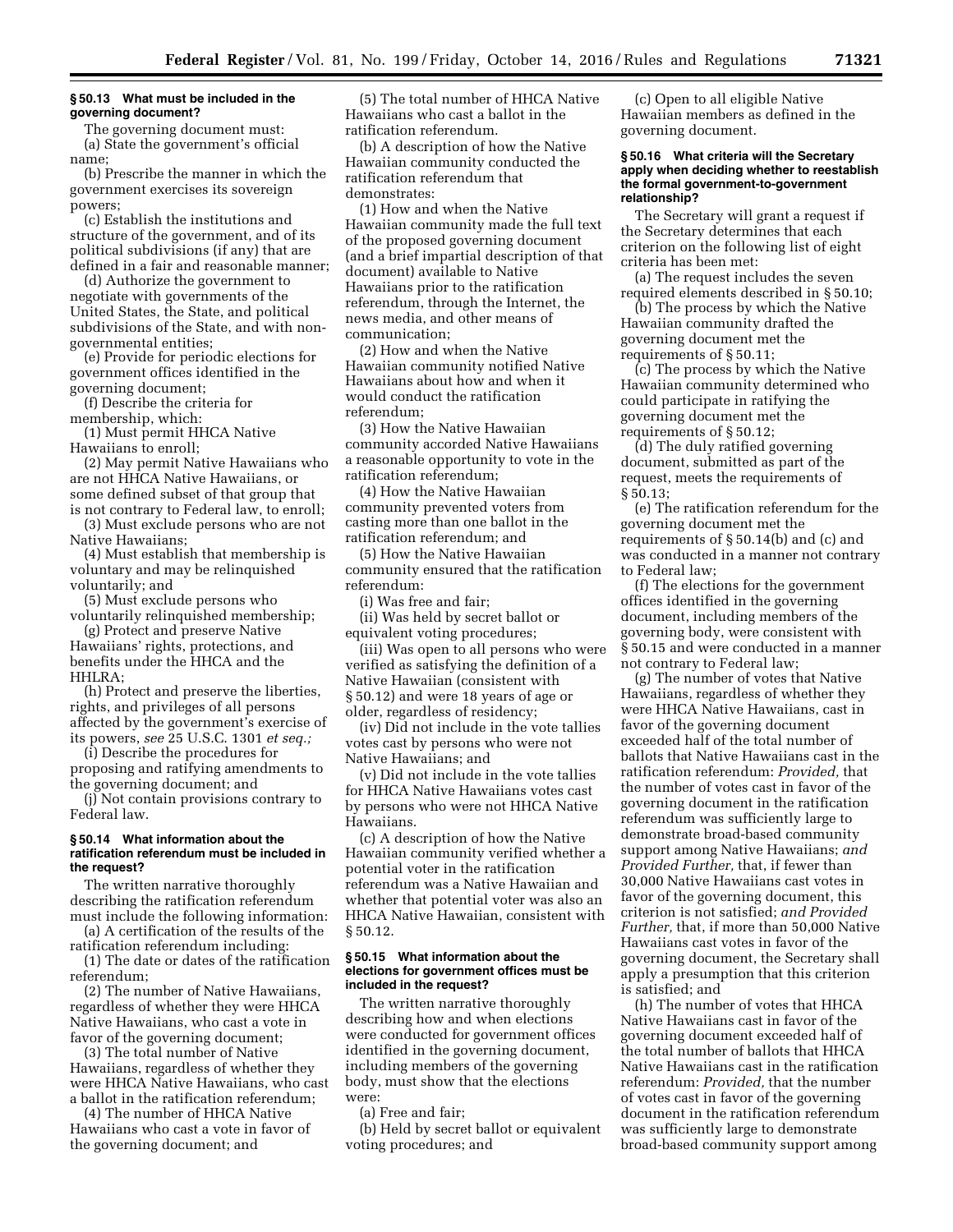**§ 50.13 What must be included in the governing document?**

The governing document must:

(a) State the government's official name;

(b) Prescribe the manner in which the government exercises its sovereign powers;

(c) Establish the institutions and structure of the government, and of its political subdivisions (if any) that are defined in a fair and reasonable manner;

(d) Authorize the government to negotiate with governments of the United States, the State, and political subdivisions of the State, and with non-governmental entities;

(e) Provide for periodic elections for government offices identified in the governing document;

(f) Describe the criteria for membership, which:

(1) Must permit HHCA Native Hawaiians to enroll;

(2) May permit Native Hawaiians who are not HHCA Native Hawaiians, or some defined subset of that group that is not contrary to Federal law, to enroll;

(3) Must exclude persons who are not Native Hawaiians;

(4) Must establish that membership is voluntary and may be relinquished voluntarily; and

(5) Must exclude persons who voluntarily relinquished membership;

(g) Protect and preserve Native Hawaiians' rights, protections, and benefits under the HHCA and the HHLRA;

(h) Protect and preserve the liberties, rights, and privileges of all persons affected by the government's exercise of its powers, *see* 25 U.S.C. 1301 *et seq.;*

(i) Describe the procedures for proposing and ratifying amendments to the governing document; and

(j) Not contain provisions contrary to Federal law.

**§ 50.14 What information about the ratification referendum must be included in the request?**

The written narrative thoroughly describing the ratification referendum must include the following information:

(a) A certification of the results of the ratification referendum including:

(1) The date or dates of the ratification referendum;

(2) The number of Native Hawaiians, regardless of whether they were HHCA Native Hawaiians, who cast a vote in favor of the governing document;

(3) The total number of Native Hawaiians, regardless of whether they were HHCA Native Hawaiians, who cast a ballot in the ratification referendum;

(4) The number of HHCA Native Hawaiians who cast a vote in favor of the governing document; and

(5) The total number of HHCA Native Hawaiians who cast a ballot in the ratification referendum.

(b) A description of how the Native Hawaiian community conducted the ratification referendum that demonstrates:

(1) How and when the Native Hawaiian community made the full text of the proposed governing document (and a brief impartial description of that document) available to Native Hawaiians prior to the ratification referendum, through the Internet, the news media, and other means of communication;

(2) How and when the Native Hawaiian community notified Native Hawaiians about how and when it would conduct the ratification referendum;

(3) How the Native Hawaiian community accorded Native Hawaiians a reasonable opportunity to vote in the ratification referendum;

(4) How the Native Hawaiian community prevented voters from casting more than one ballot in the ratification referendum; and

(5) How the Native Hawaiian community ensured that the ratification referendum:

(i) Was free and fair;

(ii) Was held by secret ballot or equivalent voting procedures;

(iii) Was open to all persons who were verified as satisfying the definition of a Native Hawaiian (consistent with § 50.12) and were 18 years of age or older, regardless of residency;

(iv) Did not include in the vote tallies votes cast by persons who were not Native Hawaiians; and

(v) Did not include in the vote tallies for HHCA Native Hawaiians votes cast by persons who were not HHCA Native Hawaiians.

(c) A description of how the Native Hawaiian community verified whether a potential voter in the ratification referendum was a Native Hawaiian and whether that potential voter was also an HHCA Native Hawaiian, consistent with § 50.12.

**§ 50.15 What information about the elections for government offices must be included in the request?**

The written narrative thoroughly describing how and when elections were conducted for government offices identified in the governing document, including members of the governing body, must show that the elections were:

(a) Free and fair;

(b) Held by secret ballot or equivalent voting procedures; and

(c) Open to all eligible Native Hawaiian members as defined in the governing document.

**§ 50.16 What criteria will the Secretary apply when deciding whether to reestablish the formal government-to-government relationship?**

The Secretary will grant a request if the Secretary determines that each criterion on the following list of eight criteria has been met:

(a) The request includes the seven required elements described in § 50.10;

(b) The process by which the Native Hawaiian community drafted the governing document met the requirements of § 50.11;

(c) The process by which the Native Hawaiian community determined who could participate in ratifying the governing document met the requirements of § 50.12;

(d) The duly ratified governing document, submitted as part of the request, meets the requirements of § 50.13;

(e) The ratification referendum for the governing document met the requirements of § 50.14(b) and (c) and was conducted in a manner not contrary to Federal law;

(f) The elections for the government offices identified in the governing document, including members of the governing body, were consistent with § 50.15 and were conducted in a manner not contrary to Federal law;

(g) The number of votes that Native Hawaiians, regardless of whether they were HHCA Native Hawaiians, cast in favor of the governing document exceeded half of the total number of ballots that Native Hawaiians cast in the ratification referendum: *Provided,* that the number of votes cast in favor of the governing document in the ratification referendum was sufficiently large to demonstrate broad-based community support among Native Hawaiians; *and Provided Further,* that, if fewer than 30,000 Native Hawaiians cast votes in favor of the governing document, this criterion is not satisfied; *and Provided Further,* that, if more than 50,000 Native Hawaiians cast votes in favor of the governing document, the Secretary shall apply a presumption that this criterion is satisfied; and

(h) The number of votes that HHCA Native Hawaiians cast in favor of the governing document exceeded half of the total number of ballots that HHCA Native Hawaiians cast in the ratification referendum: *Provided,* that the number of votes cast in favor of the governing document in the ratification referendum was sufficiently large to demonstrate broad-based community support among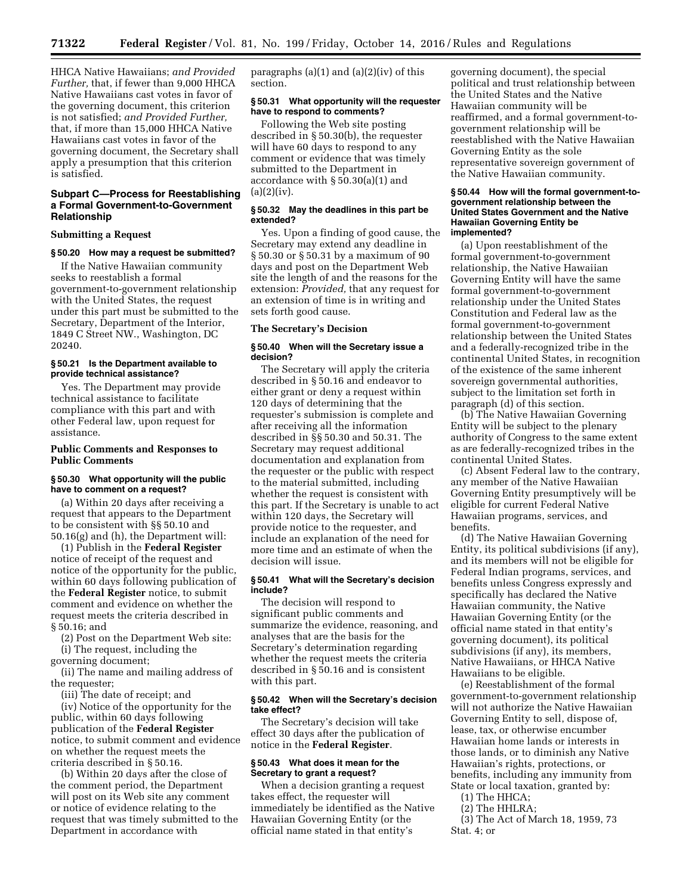HHCA Native Hawaiians; *and Provided Further,* that, if fewer than 9,000 HHCA Native Hawaiians cast votes in favor of the governing document, this criterion is not satisfied; *and Provided Further,* that, if more than 15,000 HHCA Native Hawaiians cast votes in favor of the governing document, the Secretary shall apply a presumption that this criterion is satisfied.

## Subpart C—Process for Reestablishing a Formal Government-to-Government Relationship

### Submitting a Request

#### § 50.20 How may a request be submitted?

If the Native Hawaiian community seeks to reestablish a formal government-to-government relationship with the United States, the request under this part must be submitted to the Secretary, Department of the Interior, 1849 C Street NW., Washington, DC 20240.

#### § 50.21 Is the Department available to provide technical assistance?

Yes. The Department may provide technical assistance to facilitate compliance with this part and with other Federal law, upon request for assistance.

### Public Comments and Responses to Public Comments

#### § 50.30 What opportunity will the public have to comment on a request?

(a) Within 20 days after receiving a request that appears to the Department to be consistent with §§ 50.10 and 50.16(g) and (h), the Department will:

(1) Publish in the **Federal Register** notice of receipt of the request and notice of the opportunity for the public, within 60 days following publication of the **Federal Register** notice, to submit comment and evidence on whether the request meets the criteria described in § 50.16; and

(2) Post on the Department Web site:

(i) The request, including the governing document;

(ii) The name and mailing address of the requester;

(iii) The date of receipt; and

(iv) Notice of the opportunity for the public, within 60 days following publication of the **Federal Register** notice, to submit comment and evidence on whether the request meets the criteria described in § 50.16.

(b) Within 20 days after the close of the comment period, the Department will post on its Web site any comment or notice of evidence relating to the request that was timely submitted to the Department in accordance with paragraphs (a)(1) and (a)(2)(iv) of this section.

#### § 50.31 What opportunity will the requester have to respond to comments?

Following the Web site posting described in § 50.30(b), the requester will have 60 days to respond to any comment or evidence that was timely submitted to the Department in accordance with § 50.30(a)(1) and (a)(2)(iv).

#### § 50.32 May the deadlines in this part be extended?

Yes. Upon a finding of good cause, the Secretary may extend any deadline in § 50.30 or § 50.31 by a maximum of 90 days and post on the Department Web site the length of and the reasons for the extension: *Provided,* that any request for an extension of time is in writing and sets forth good cause.

### The Secretary's Decision

#### § 50.40 When will the Secretary issue a decision?

The Secretary will apply the criteria described in § 50.16 and endeavor to either grant or deny a request within 120 days of determining that the requester's submission is complete and after receiving all the information described in §§ 50.30 and 50.31. The Secretary may request additional documentation and explanation from the requester or the public with respect to the material submitted, including whether the request is consistent with this part. If the Secretary is unable to act within 120 days, the Secretary will provide notice to the requester, and include an explanation of the need for more time and an estimate of when the decision will issue.

#### § 50.41 What will the Secretary's decision include?

The decision will respond to significant public comments and summarize the evidence, reasoning, and analyses that are the basis for the Secretary's determination regarding whether the request meets the criteria described in § 50.16 and is consistent with this part.

#### § 50.42 When will the Secretary's decision take effect?

The Secretary's decision will take effect 30 days after the publication of notice in the **Federal Register**.

#### § 50.43 What does it mean for the Secretary to grant a request?

When a decision granting a request takes effect, the requester will immediately be identified as the Native Hawaiian Governing Entity (or the official name stated in that entity's governing document), the special political and trust relationship between the United States and the Native Hawaiian community will be reaffirmed, and a formal government-to-government relationship will be reestablished with the Native Hawaiian Governing Entity as the sole representative sovereign government of the Native Hawaiian community.

#### § 50.44 How will the formal government-to-government relationship between the United States Government and the Native Hawaiian Governing Entity be implemented?

(a) Upon reestablishment of the formal government-to-government relationship, the Native Hawaiian Governing Entity will have the same formal government-to-government relationship under the United States Constitution and Federal law as the formal government-to-government relationship between the United States and a federally-recognized tribe in the continental United States, in recognition of the existence of the same inherent sovereign governmental authorities, subject to the limitation set forth in paragraph (d) of this section.

(b) The Native Hawaiian Governing Entity will be subject to the plenary authority of Congress to the same extent as are federally-recognized tribes in the continental United States.

(c) Absent Federal law to the contrary, any member of the Native Hawaiian Governing Entity presumptively will be eligible for current Federal Native Hawaiian programs, services, and benefits.

(d) The Native Hawaiian Governing Entity, its political subdivisions (if any), and its members will not be eligible for Federal Indian programs, services, and benefits unless Congress expressly and specifically has declared the Native Hawaiian community, the Native Hawaiian Governing Entity (or the official name stated in that entity's governing document), its political subdivisions (if any), its members, Native Hawaiians, or HHCA Native Hawaiians to be eligible.

(e) Reestablishment of the formal government-to-government relationship will not authorize the Native Hawaiian Governing Entity to sell, dispose of, lease, tax, or otherwise encumber Hawaiian home lands or interests in those lands, or to diminish any Native Hawaiian's rights, protections, or benefits, including any immunity from State or local taxation, granted by:

(1) The HHCA;

(2) The HHLRA;

(3) The Act of March 18, 1959, 73 Stat. 4; or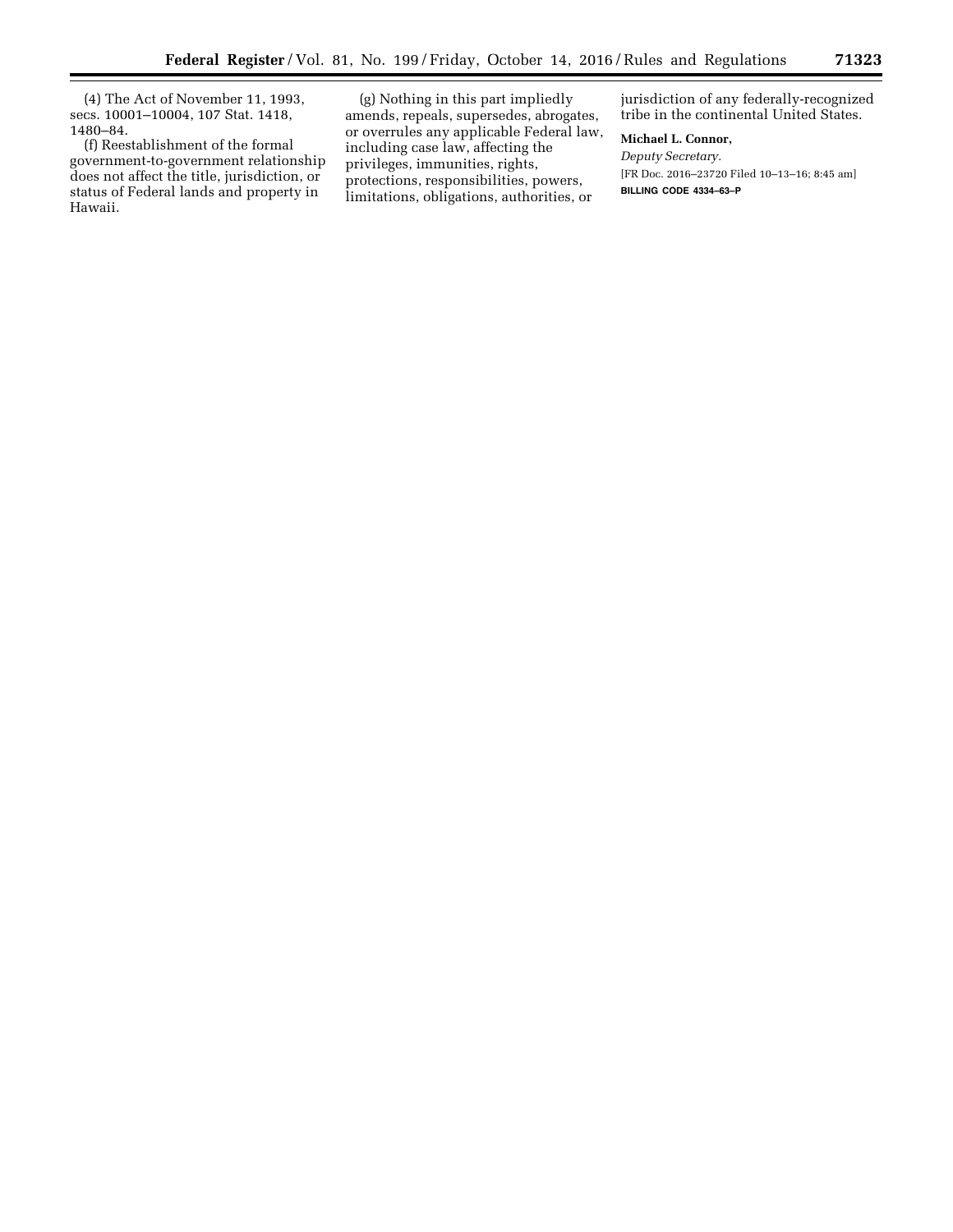(4) The Act of November 11, 1993, secs. 10001–10004, 107 Stat. 1418, 1480–84.

(f) Reestablishment of the formal government-to-government relationship does not affect the title, jurisdiction, or status of Federal lands and property in Hawaii.

(g) Nothing in this part impliedly amends, repeals, supersedes, abrogates, or overrules any applicable Federal law, including case law, affecting the privileges, immunities, rights, protections, responsibilities, powers, limitations, obligations, authorities, or jurisdiction of any federally-recognized tribe in the continental United States.

**Michael L. Connor,**

*Deputy Secretary.*

[FR Doc. 2016–23720 Filed 10–13–16; 8:45 am]

**BILLING CODE 4334–63–P**